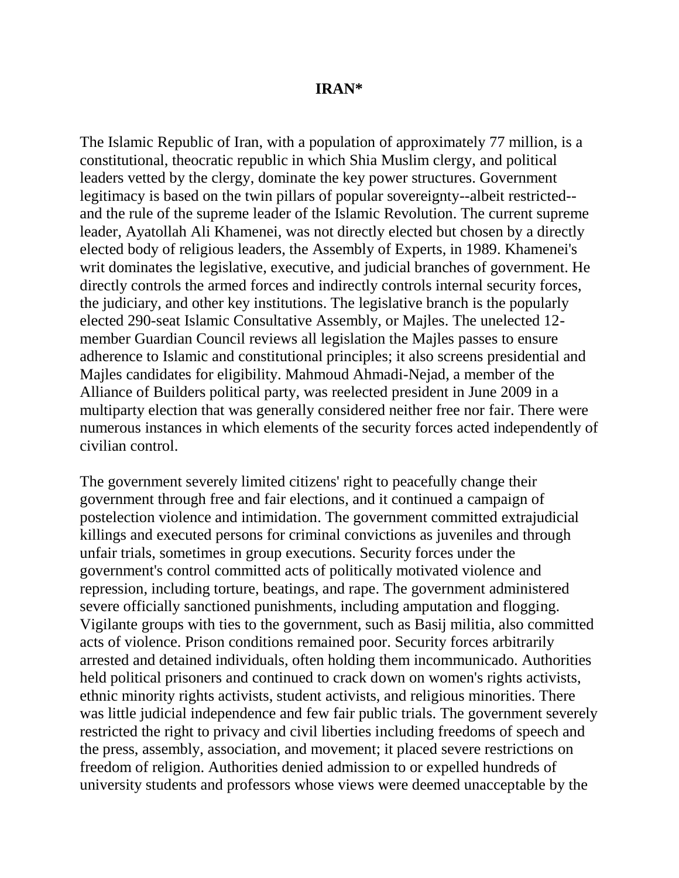# IRAN*

The Islamic Republic of Iran, with a population of approximately 77 million, is a constitutional, theocratic republic in which Shia Muslim clergy, and political leaders vetted by the clergy, dominate the key power structures. Government legitimacy is based on the twin pillars of popular sovereignty--albeit restricted--and the rule of the supreme leader of the Islamic Revolution. The current supreme leader, Ayatollah Ali Khamenei, was not directly elected but chosen by a directly elected body of religious leaders, the Assembly of Experts, in 1989. Khamenei's writ dominates the legislative, executive, and judicial branches of government. He directly controls the armed forces and indirectly controls internal security forces, the judiciary, and other key institutions. The legislative branch is the popularly elected 290-seat Islamic Consultative Assembly, or Majles. The unelected 12-member Guardian Council reviews all legislation the Majles passes to ensure adherence to Islamic and constitutional principles; it also screens presidential and Majles candidates for eligibility. Mahmoud Ahmadi-Nejad, a member of the Alliance of Builders political party, was reelected president in June 2009 in a multiparty election that was generally considered neither free nor fair. There were numerous instances in which elements of the security forces acted independently of civilian control.

The government severely limited citizens' right to peacefully change their government through free and fair elections, and it continued a campaign of postelection violence and intimidation. The government committed extrajudicial killings and executed persons for criminal convictions as juveniles and through unfair trials, sometimes in group executions. Security forces under the government's control committed acts of politically motivated violence and repression, including torture, beatings, and rape. The government administered severe officially sanctioned punishments, including amputation and flogging. Vigilante groups with ties to the government, such as Basij militia, also committed acts of violence. Prison conditions remained poor. Security forces arbitrarily arrested and detained individuals, often holding them incommunicado. Authorities held political prisoners and continued to crack down on women's rights activists, ethnic minority rights activists, student activists, and religious minorities. There was little judicial independence and few fair public trials. The government severely restricted the right to privacy and civil liberties including freedoms of speech and the press, assembly, association, and movement; it placed severe restrictions on freedom of religion. Authorities denied admission to or expelled hundreds of university students and professors whose views were deemed unacceptable by the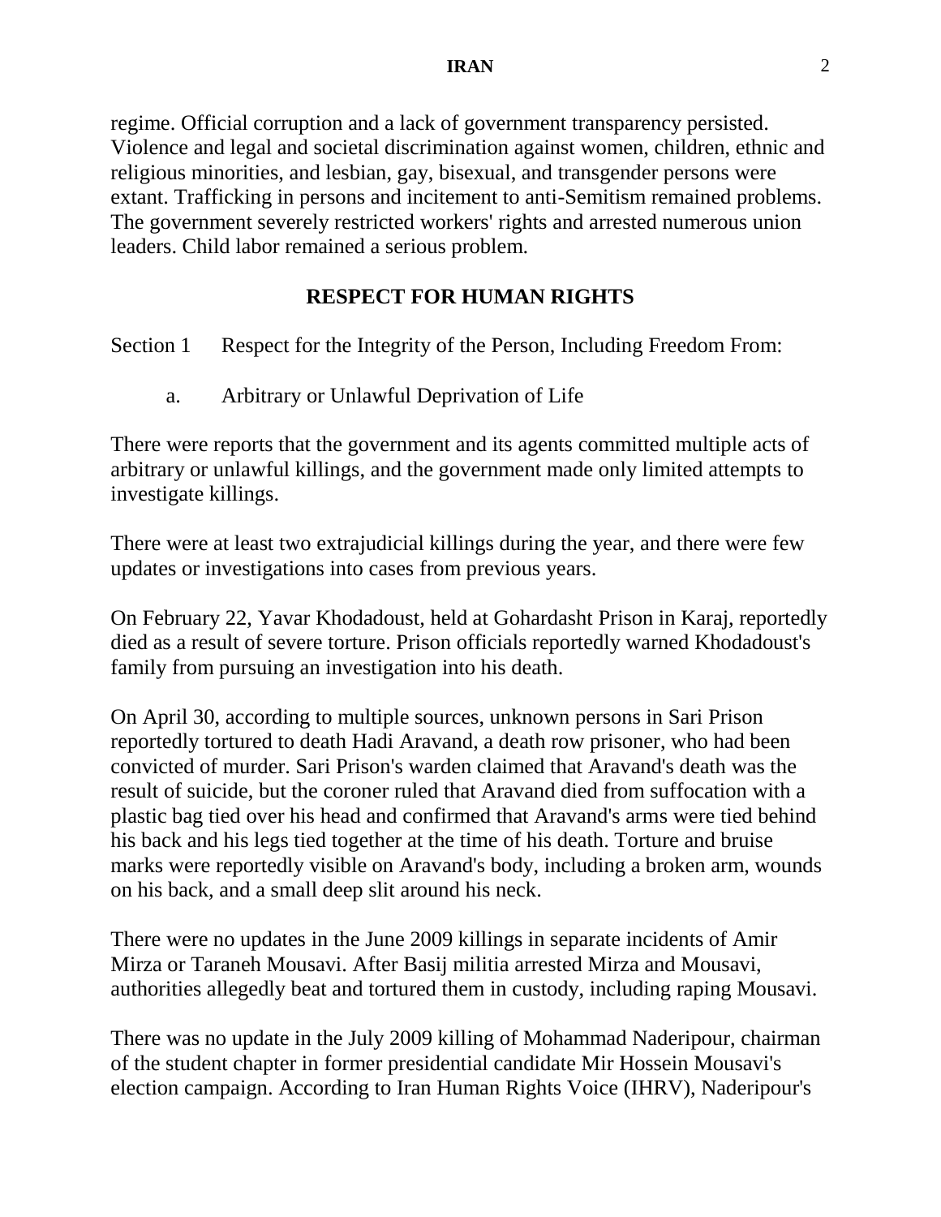regime. Official corruption and a lack of government transparency persisted. Violence and legal and societal discrimination against women, children, ethnic and religious minorities, and lesbian, gay, bisexual, and transgender persons were extant. Trafficking in persons and incitement to anti-Semitism remained problems. The government severely restricted workers' rights and arrested numerous union leaders. Child labor remained a serious problem.

## RESPECT FOR HUMAN RIGHTS

### Section 1 Respect for the Integrity of the Person, Including Freedom From:

#### a. Arbitrary or Unlawful Deprivation of Life

There were reports that the government and its agents committed multiple acts of arbitrary or unlawful killings, and the government made only limited attempts to investigate killings.

There were at least two extrajudicial killings during the year, and there were few updates or investigations into cases from previous years.

On February 22, Yavar Khodadoust, held at Gohardasht Prison in Karaj, reportedly died as a result of severe torture. Prison officials reportedly warned Khodadoust's family from pursuing an investigation into his death.

On April 30, according to multiple sources, unknown persons in Sari Prison reportedly tortured to death Hadi Aravand, a death row prisoner, who had been convicted of murder. Sari Prison's warden claimed that Aravand's death was the result of suicide, but the coroner ruled that Aravand died from suffocation with a plastic bag tied over his head and confirmed that Aravand's arms were tied behind his back and his legs tied together at the time of his death. Torture and bruise marks were reportedly visible on Aravand's body, including a broken arm, wounds on his back, and a small deep slit around his neck.

There were no updates in the June 2009 killings in separate incidents of Amir Mirza or Taraneh Mousavi. After Basij militia arrested Mirza and Mousavi, authorities allegedly beat and tortured them in custody, including raping Mousavi.

There was no update in the July 2009 killing of Mohammad Naderipour, chairman of the student chapter in former presidential candidate Mir Hossein Mousavi's election campaign. According to Iran Human Rights Voice (IHRV), Naderipour's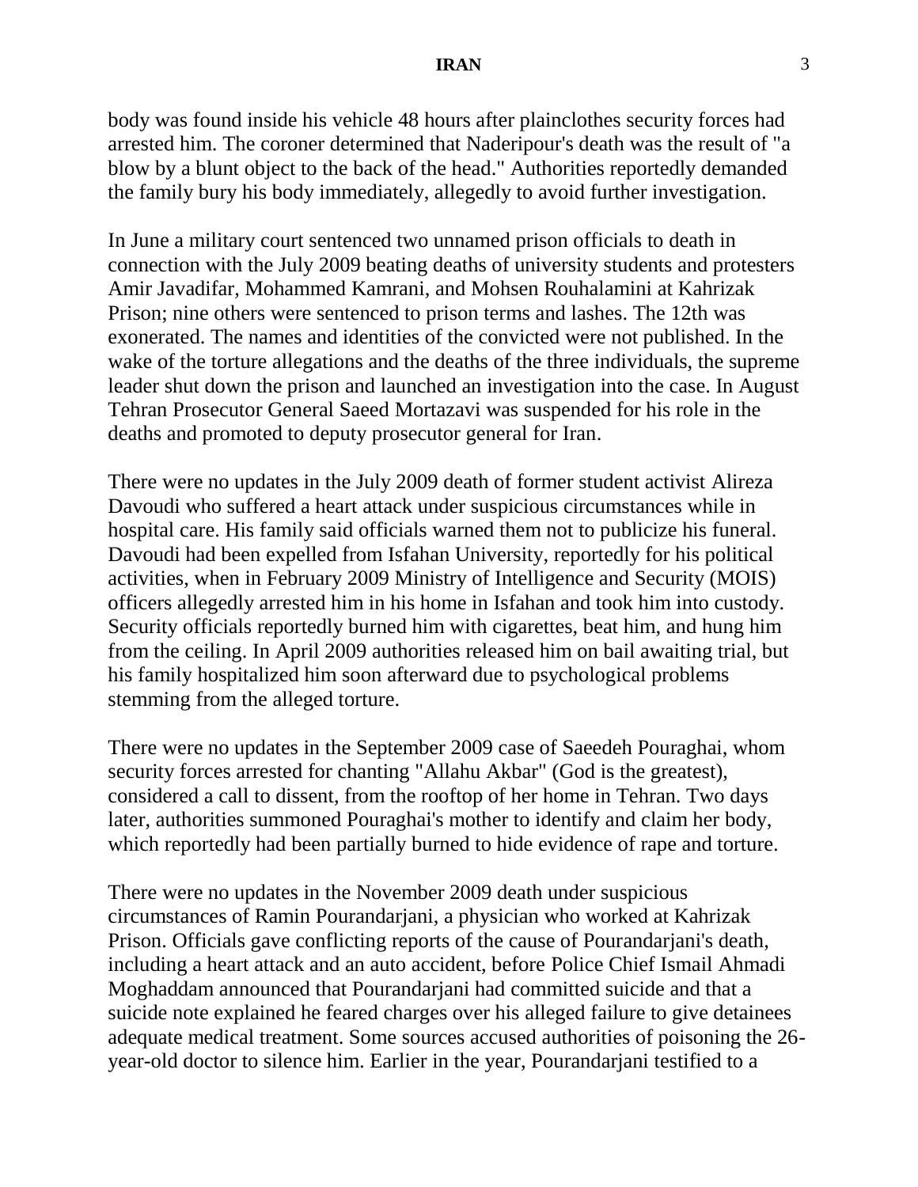body was found inside his vehicle 48 hours after plainclothes security forces had arrested him. The coroner determined that Naderipour's death was the result of "a blow by a blunt object to the back of the head." Authorities reportedly demanded the family bury his body immediately, allegedly to avoid further investigation.

In June a military court sentenced two unnamed prison officials to death in connection with the July 2009 beating deaths of university students and protesters Amir Javadifar, Mohammed Kamrani, and Mohsen Rouhalamini at Kahrizak Prison; nine others were sentenced to prison terms and lashes. The 12th was exonerated. The names and identities of the convicted were not published. In the wake of the torture allegations and the deaths of the three individuals, the supreme leader shut down the prison and launched an investigation into the case. In August Tehran Prosecutor General Saeed Mortazavi was suspended for his role in the deaths and promoted to deputy prosecutor general for Iran.

There were no updates in the July 2009 death of former student activist Alireza Davoudi who suffered a heart attack under suspicious circumstances while in hospital care. His family said officials warned them not to publicize his funeral. Davoudi had been expelled from Isfahan University, reportedly for his political activities, when in February 2009 Ministry of Intelligence and Security (MOIS) officers allegedly arrested him in his home in Isfahan and took him into custody. Security officials reportedly burned him with cigarettes, beat him, and hung him from the ceiling. In April 2009 authorities released him on bail awaiting trial, but his family hospitalized him soon afterward due to psychological problems stemming from the alleged torture.

There were no updates in the September 2009 case of Saeedeh Pouraghai, whom security forces arrested for chanting "Allahu Akbar" (God is the greatest), considered a call to dissent, from the rooftop of her home in Tehran. Two days later, authorities summoned Pouraghai's mother to identify and claim her body, which reportedly had been partially burned to hide evidence of rape and torture.

There were no updates in the November 2009 death under suspicious circumstances of Ramin Pourandarjani, a physician who worked at Kahrizak Prison. Officials gave conflicting reports of the cause of Pourandarjani's death, including a heart attack and an auto accident, before Police Chief Ismail Ahmadi Moghaddam announced that Pourandarjani had committed suicide and that a suicide note explained he feared charges over his alleged failure to give detainees adequate medical treatment. Some sources accused authorities of poisoning the 26-year-old doctor to silence him. Earlier in the year, Pourandarjani testified to a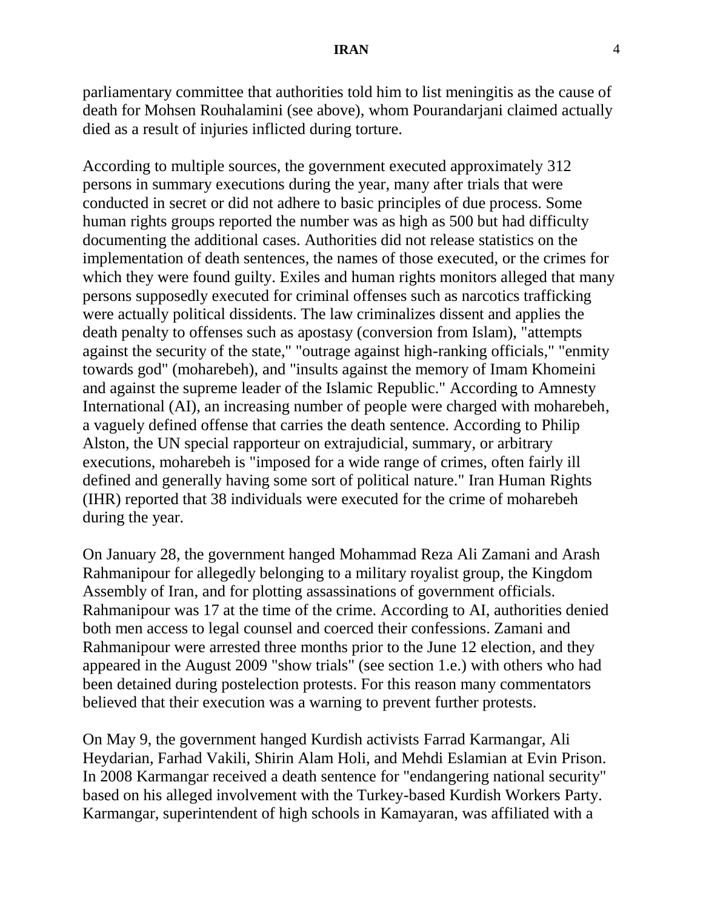parliamentary committee that authorities told him to list meningitis as the cause of death for Mohsen Rouhalamini (see above), whom Pourandarjani claimed actually died as a result of injuries inflicted during torture.

According to multiple sources, the government executed approximately 312 persons in summary executions during the year, many after trials that were conducted in secret or did not adhere to basic principles of due process. Some human rights groups reported the number was as high as 500 but had difficulty documenting the additional cases. Authorities did not release statistics on the implementation of death sentences, the names of those executed, or the crimes for which they were found guilty. Exiles and human rights monitors alleged that many persons supposedly executed for criminal offenses such as narcotics trafficking were actually political dissidents. The law criminalizes dissent and applies the death penalty to offenses such as apostasy (conversion from Islam), "attempts against the security of the state," "outrage against high-ranking officials," "enmity towards god" (moharebeh), and "insults against the memory of Imam Khomeini and against the supreme leader of the Islamic Republic." According to Amnesty International (AI), an increasing number of people were charged with moharebeh, a vaguely defined offense that carries the death sentence. According to Philip Alston, the UN special rapporteur on extrajudicial, summary, or arbitrary executions, moharebeh is "imposed for a wide range of crimes, often fairly ill defined and generally having some sort of political nature." Iran Human Rights (IHR) reported that 38 individuals were executed for the crime of moharebeh during the year.

On January 28, the government hanged Mohammad Reza Ali Zamani and Arash Rahmanipour for allegedly belonging to a military royalist group, the Kingdom Assembly of Iran, and for plotting assassinations of government officials. Rahmanipour was 17 at the time of the crime. According to AI, authorities denied both men access to legal counsel and coerced their confessions. Zamani and Rahmanipour were arrested three months prior to the June 12 election, and they appeared in the August 2009 "show trials" (see section 1.e.) with others who had been detained during postelection protests. For this reason many commentators believed that their execution was a warning to prevent further protests.

On May 9, the government hanged Kurdish activists Farrad Karmangar, Ali Heydarian, Farhad Vakili, Shirin Alam Holi, and Mehdi Eslamian at Evin Prison. In 2008 Karmangar received a death sentence for "endangering national security" based on his alleged involvement with the Turkey-based Kurdish Workers Party. Karmangar, superintendent of high schools in Kamayaran, was affiliated with a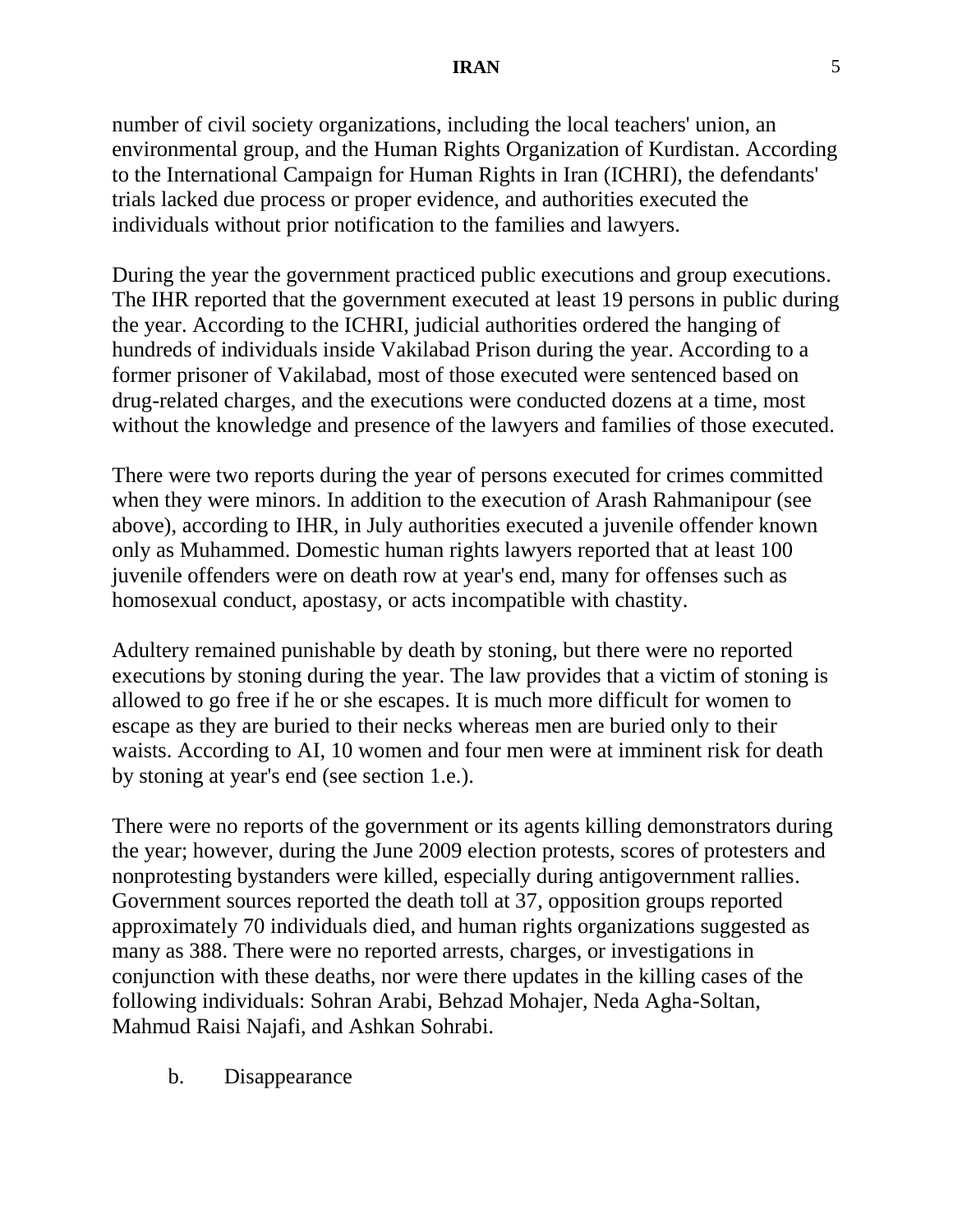number of civil society organizations, including the local teachers' union, an environmental group, and the Human Rights Organization of Kurdistan. According to the International Campaign for Human Rights in Iran (ICHRI), the defendants' trials lacked due process or proper evidence, and authorities executed the individuals without prior notification to the families and lawyers.

During the year the government practiced public executions and group executions. The IHR reported that the government executed at least 19 persons in public during the year. According to the ICHRI, judicial authorities ordered the hanging of hundreds of individuals inside Vakilabad Prison during the year. According to a former prisoner of Vakilabad, most of those executed were sentenced based on drug-related charges, and the executions were conducted dozens at a time, most without the knowledge and presence of the lawyers and families of those executed.

There were two reports during the year of persons executed for crimes committed when they were minors. In addition to the execution of Arash Rahmanipour (see above), according to IHR, in July authorities executed a juvenile offender known only as Muhammed. Domestic human rights lawyers reported that at least 100 juvenile offenders were on death row at year's end, many for offenses such as homosexual conduct, apostasy, or acts incompatible with chastity.

Adultery remained punishable by death by stoning, but there were no reported executions by stoning during the year. The law provides that a victim of stoning is allowed to go free if he or she escapes. It is much more difficult for women to escape as they are buried to their necks whereas men are buried only to their waists. According to AI, 10 women and four men were at imminent risk for death by stoning at year's end (see section 1.e.).

There were no reports of the government or its agents killing demonstrators during the year; however, during the June 2009 election protests, scores of protesters and nonprotesting bystanders were killed, especially during antigovernment rallies. Government sources reported the death toll at 37, opposition groups reported approximately 70 individuals died, and human rights organizations suggested as many as 388. There were no reported arrests, charges, or investigations in conjunction with these deaths, nor were there updates in the killing cases of the following individuals: Sohran Arabi, Behzad Mohajer, Neda Agha-Soltan, Mahmud Raisi Najafi, and Ashkan Sohrabi.

b. Disappearance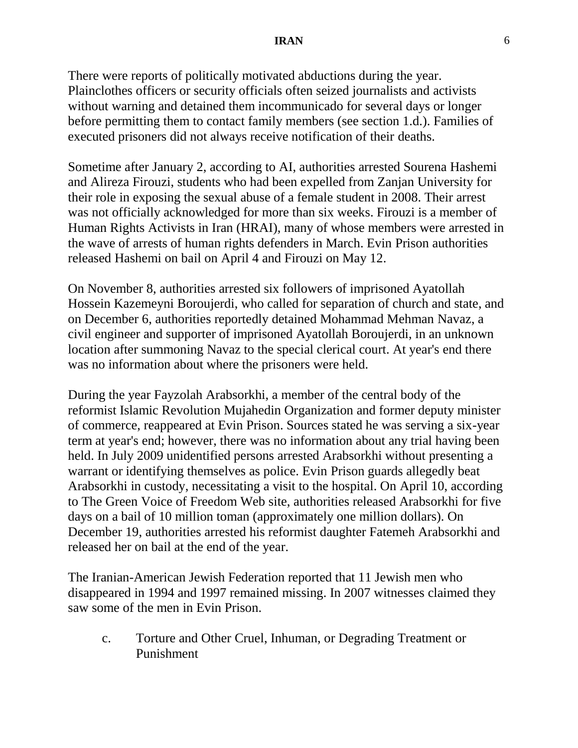There were reports of politically motivated abductions during the year. Plainclothes officers or security officials often seized journalists and activists without warning and detained them incommunicado for several days or longer before permitting them to contact family members (see section 1.d.). Families of executed prisoners did not always receive notification of their deaths.

Sometime after January 2, according to AI, authorities arrested Sourena Hashemi and Alireza Firouzi, students who had been expelled from Zanjan University for their role in exposing the sexual abuse of a female student in 2008. Their arrest was not officially acknowledged for more than six weeks. Firouzi is a member of Human Rights Activists in Iran (HRAI), many of whose members were arrested in the wave of arrests of human rights defenders in March. Evin Prison authorities released Hashemi on bail on April 4 and Firouzi on May 12.

On November 8, authorities arrested six followers of imprisoned Ayatollah Hossein Kazemeyni Boroujerdi, who called for separation of church and state, and on December 6, authorities reportedly detained Mohammad Mehman Navaz, a civil engineer and supporter of imprisoned Ayatollah Boroujerdi, in an unknown location after summoning Navaz to the special clerical court. At year's end there was no information about where the prisoners were held.

During the year Fayzolah Arabsorkhi, a member of the central body of the reformist Islamic Revolution Mujahedin Organization and former deputy minister of commerce, reappeared at Evin Prison. Sources stated he was serving a six-year term at year's end; however, there was no information about any trial having been held. In July 2009 unidentified persons arrested Arabsorkhi without presenting a warrant or identifying themselves as police. Evin Prison guards allegedly beat Arabsorkhi in custody, necessitating a visit to the hospital. On April 10, according to The Green Voice of Freedom Web site, authorities released Arabsorkhi for five days on a bail of 10 million toman (approximately one million dollars). On December 19, authorities arrested his reformist daughter Fatemeh Arabsorkhi and released her on bail at the end of the year.

The Iranian-American Jewish Federation reported that 11 Jewish men who disappeared in 1994 and 1997 remained missing. In 2007 witnesses claimed they saw some of the men in Evin Prison.

### c. Torture and Other Cruel, Inhuman, or Degrading Treatment or Punishment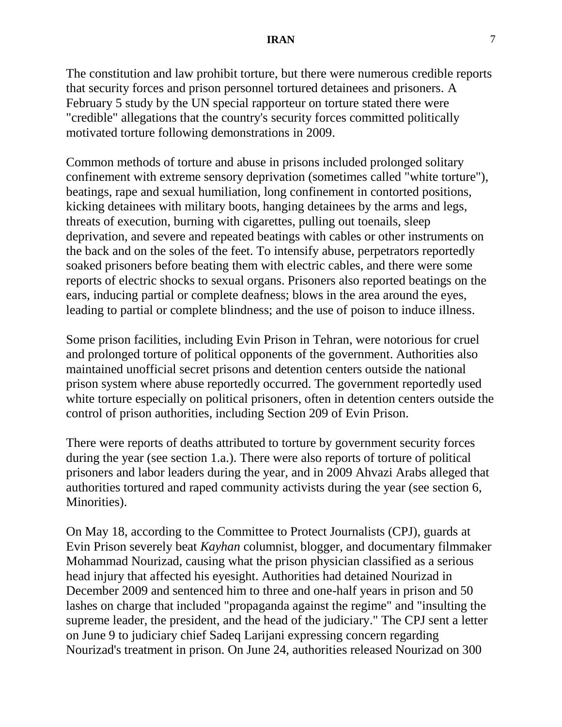The constitution and law prohibit torture, but there were numerous credible reports that security forces and prison personnel tortured detainees and prisoners. A February 5 study by the UN special rapporteur on torture stated there were "credible" allegations that the country's security forces committed politically motivated torture following demonstrations in 2009.

Common methods of torture and abuse in prisons included prolonged solitary confinement with extreme sensory deprivation (sometimes called "white torture"), beatings, rape and sexual humiliation, long confinement in contorted positions, kicking detainees with military boots, hanging detainees by the arms and legs, threats of execution, burning with cigarettes, pulling out toenails, sleep deprivation, and severe and repeated beatings with cables or other instruments on the back and on the soles of the feet. To intensify abuse, perpetrators reportedly soaked prisoners before beating them with electric cables, and there were some reports of electric shocks to sexual organs. Prisoners also reported beatings on the ears, inducing partial or complete deafness; blows in the area around the eyes, leading to partial or complete blindness; and the use of poison to induce illness.

Some prison facilities, including Evin Prison in Tehran, were notorious for cruel and prolonged torture of political opponents of the government. Authorities also maintained unofficial secret prisons and detention centers outside the national prison system where abuse reportedly occurred. The government reportedly used white torture especially on political prisoners, often in detention centers outside the control of prison authorities, including Section 209 of Evin Prison.

There were reports of deaths attributed to torture by government security forces during the year (see section 1.a.). There were also reports of torture of political prisoners and labor leaders during the year, and in 2009 Ahvazi Arabs alleged that authorities tortured and raped community activists during the year (see section 6, Minorities).

On May 18, according to the Committee to Protect Journalists (CPJ), guards at Evin Prison severely beat *Kayhan* columnist, blogger, and documentary filmmaker Mohammad Nourizad, causing what the prison physician classified as a serious head injury that affected his eyesight. Authorities had detained Nourizad in December 2009 and sentenced him to three and one-half years in prison and 50 lashes on charge that included "propaganda against the regime" and "insulting the supreme leader, the president, and the head of the judiciary." The CPJ sent a letter on June 9 to judiciary chief Sadeq Larijani expressing concern regarding Nourizad's treatment in prison. On June 24, authorities released Nourizad on 300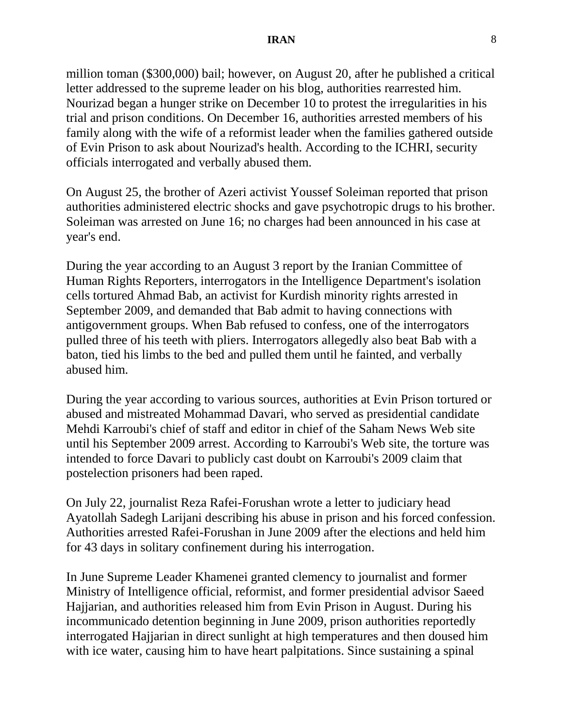million toman ($300,000) bail; however, on August 20, after he published a critical letter addressed to the supreme leader on his blog, authorities rearrested him. Nourizad began a hunger strike on December 10 to protest the irregularities in his trial and prison conditions. On December 16, authorities arrested members of his family along with the wife of a reformist leader when the families gathered outside of Evin Prison to ask about Nourizad's health. According to the ICHRI, security officials interrogated and verbally abused them.

On August 25, the brother of Azeri activist Youssef Soleiman reported that prison authorities administered electric shocks and gave psychotropic drugs to his brother. Soleiman was arrested on June 16; no charges had been announced in his case at year's end.

During the year according to an August 3 report by the Iranian Committee of Human Rights Reporters, interrogators in the Intelligence Department's isolation cells tortured Ahmad Bab, an activist for Kurdish minority rights arrested in September 2009, and demanded that Bab admit to having connections with antigovernment groups. When Bab refused to confess, one of the interrogators pulled three of his teeth with pliers. Interrogators allegedly also beat Bab with a baton, tied his limbs to the bed and pulled them until he fainted, and verbally abused him.

During the year according to various sources, authorities at Evin Prison tortured or abused and mistreated Mohammad Davari, who served as presidential candidate Mehdi Karroubi's chief of staff and editor in chief of the Saham News Web site until his September 2009 arrest. According to Karroubi's Web site, the torture was intended to force Davari to publicly cast doubt on Karroubi's 2009 claim that postelection prisoners had been raped.

On July 22, journalist Reza Rafei-Forushan wrote a letter to judiciary head Ayatollah Sadegh Larijani describing his abuse in prison and his forced confession. Authorities arrested Rafei-Forushan in June 2009 after the elections and held him for 43 days in solitary confinement during his interrogation.

In June Supreme Leader Khamenei granted clemency to journalist and former Ministry of Intelligence official, reformist, and former presidential advisor Saeed Hajjarian, and authorities released him from Evin Prison in August. During his incommunicado detention beginning in June 2009, prison authorities reportedly interrogated Hajjarian in direct sunlight at high temperatures and then doused him with ice water, causing him to have heart palpitations. Since sustaining a spinal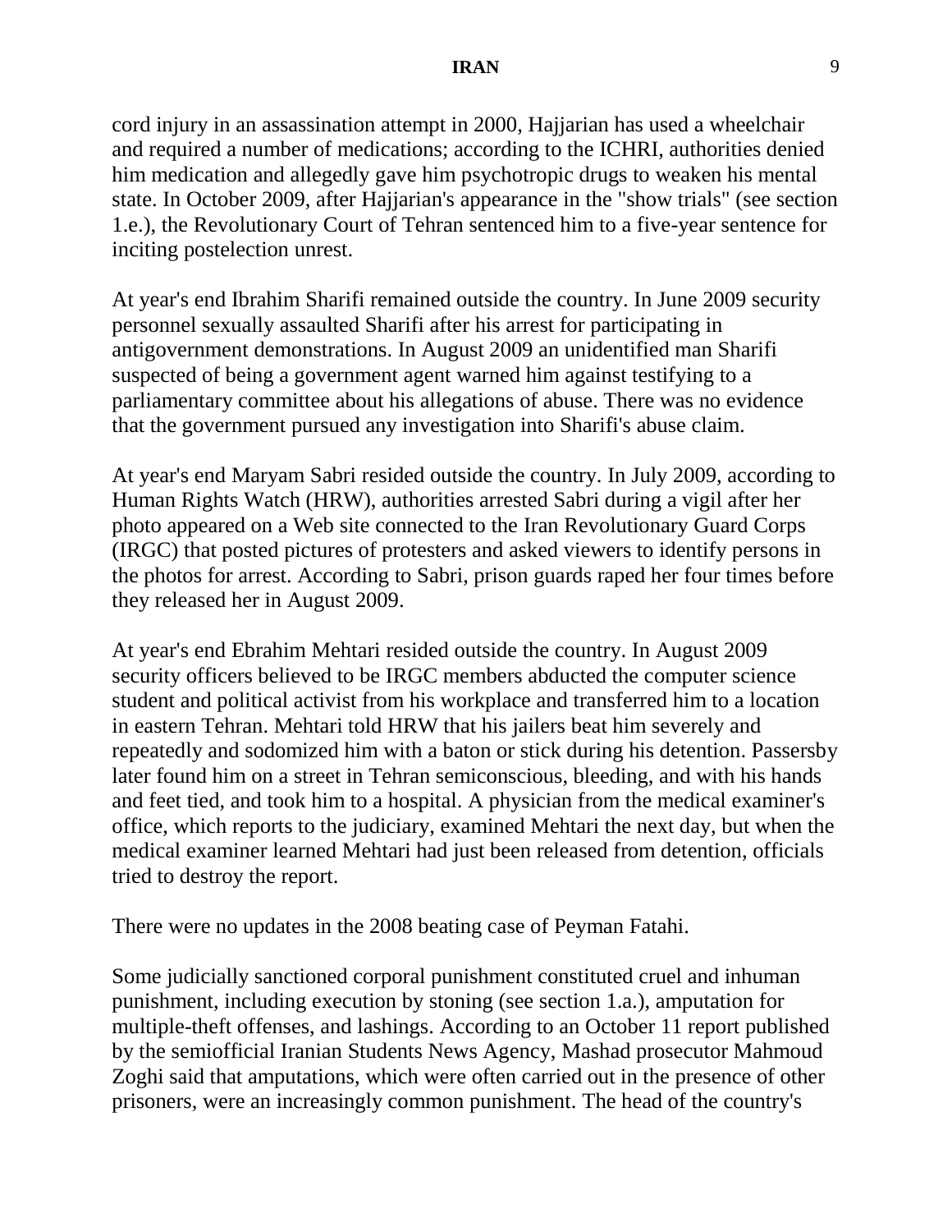cord injury in an assassination attempt in 2000, Hajjarian has used a wheelchair and required a number of medications; according to the ICHRI, authorities denied him medication and allegedly gave him psychotropic drugs to weaken his mental state. In October 2009, after Hajjarian's appearance in the "show trials" (see section 1.e.), the Revolutionary Court of Tehran sentenced him to a five-year sentence for inciting postelection unrest.

At year's end Ibrahim Sharifi remained outside the country. In June 2009 security personnel sexually assaulted Sharifi after his arrest for participating in antigovernment demonstrations. In August 2009 an unidentified man Sharifi suspected of being a government agent warned him against testifying to a parliamentary committee about his allegations of abuse. There was no evidence that the government pursued any investigation into Sharifi's abuse claim.

At year's end Maryam Sabri resided outside the country. In July 2009, according to Human Rights Watch (HRW), authorities arrested Sabri during a vigil after her photo appeared on a Web site connected to the Iran Revolutionary Guard Corps (IRGC) that posted pictures of protesters and asked viewers to identify persons in the photos for arrest. According to Sabri, prison guards raped her four times before they released her in August 2009.

At year's end Ebrahim Mehtari resided outside the country. In August 2009 security officers believed to be IRGC members abducted the computer science student and political activist from his workplace and transferred him to a location in eastern Tehran. Mehtari told HRW that his jailers beat him severely and repeatedly and sodomized him with a baton or stick during his detention. Passersby later found him on a street in Tehran semiconscious, bleeding, and with his hands and feet tied, and took him to a hospital. A physician from the medical examiner's office, which reports to the judiciary, examined Mehtari the next day, but when the medical examiner learned Mehtari had just been released from detention, officials tried to destroy the report.

There were no updates in the 2008 beating case of Peyman Fatahi.

Some judicially sanctioned corporal punishment constituted cruel and inhuman punishment, including execution by stoning (see section 1.a.), amputation for multiple-theft offenses, and lashings. According to an October 11 report published by the semiofficial Iranian Students News Agency, Mashad prosecutor Mahmoud Zoghi said that amputations, which were often carried out in the presence of other prisoners, were an increasingly common punishment. The head of the country's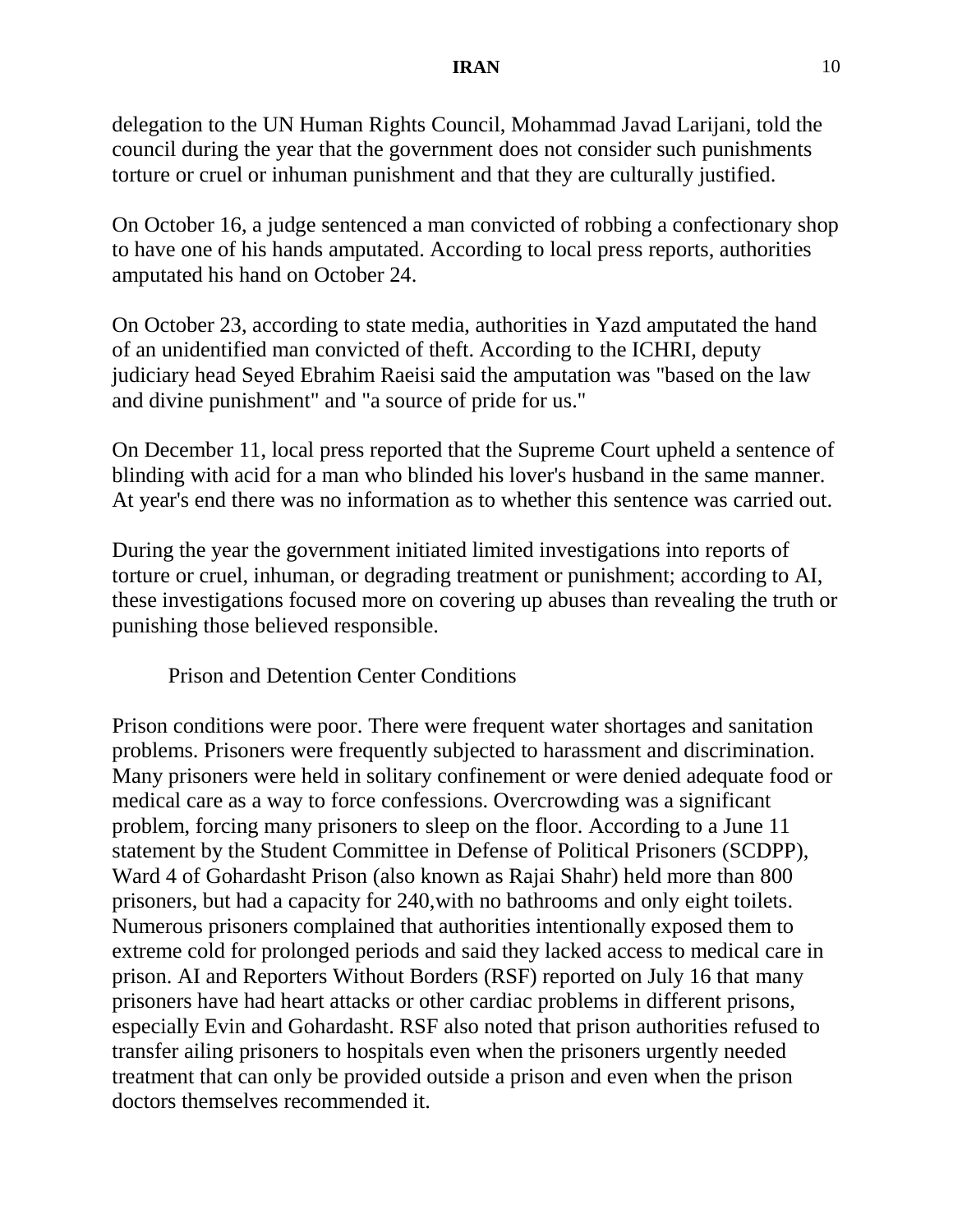delegation to the UN Human Rights Council, Mohammad Javad Larijani, told the council during the year that the government does not consider such punishments torture or cruel or inhuman punishment and that they are culturally justified.

On October 16, a judge sentenced a man convicted of robbing a confectionary shop to have one of his hands amputated. According to local press reports, authorities amputated his hand on October 24.

On October 23, according to state media, authorities in Yazd amputated the hand of an unidentified man convicted of theft. According to the ICHRI, deputy judiciary head Seyed Ebrahim Raeisi said the amputation was "based on the law and divine punishment" and "a source of pride for us."

On December 11, local press reported that the Supreme Court upheld a sentence of blinding with acid for a man who blinded his lover's husband in the same manner. At year's end there was no information as to whether this sentence was carried out.

During the year the government initiated limited investigations into reports of torture or cruel, inhuman, or degrading treatment or punishment; according to AI, these investigations focused more on covering up abuses than revealing the truth or punishing those believed responsible.

Prison and Detention Center Conditions

Prison conditions were poor. There were frequent water shortages and sanitation problems. Prisoners were frequently subjected to harassment and discrimination. Many prisoners were held in solitary confinement or were denied adequate food or medical care as a way to force confessions. Overcrowding was a significant problem, forcing many prisoners to sleep on the floor. According to a June 11 statement by the Student Committee in Defense of Political Prisoners (SCDPP), Ward 4 of Gohardasht Prison (also known as Rajai Shahr) held more than 800 prisoners, but had a capacity for 240,with no bathrooms and only eight toilets. Numerous prisoners complained that authorities intentionally exposed them to extreme cold for prolonged periods and said they lacked access to medical care in prison. AI and Reporters Without Borders (RSF) reported on July 16 that many prisoners have had heart attacks or other cardiac problems in different prisons, especially Evin and Gohardasht. RSF also noted that prison authorities refused to transfer ailing prisoners to hospitals even when the prisoners urgently needed treatment that can only be provided outside a prison and even when the prison doctors themselves recommended it.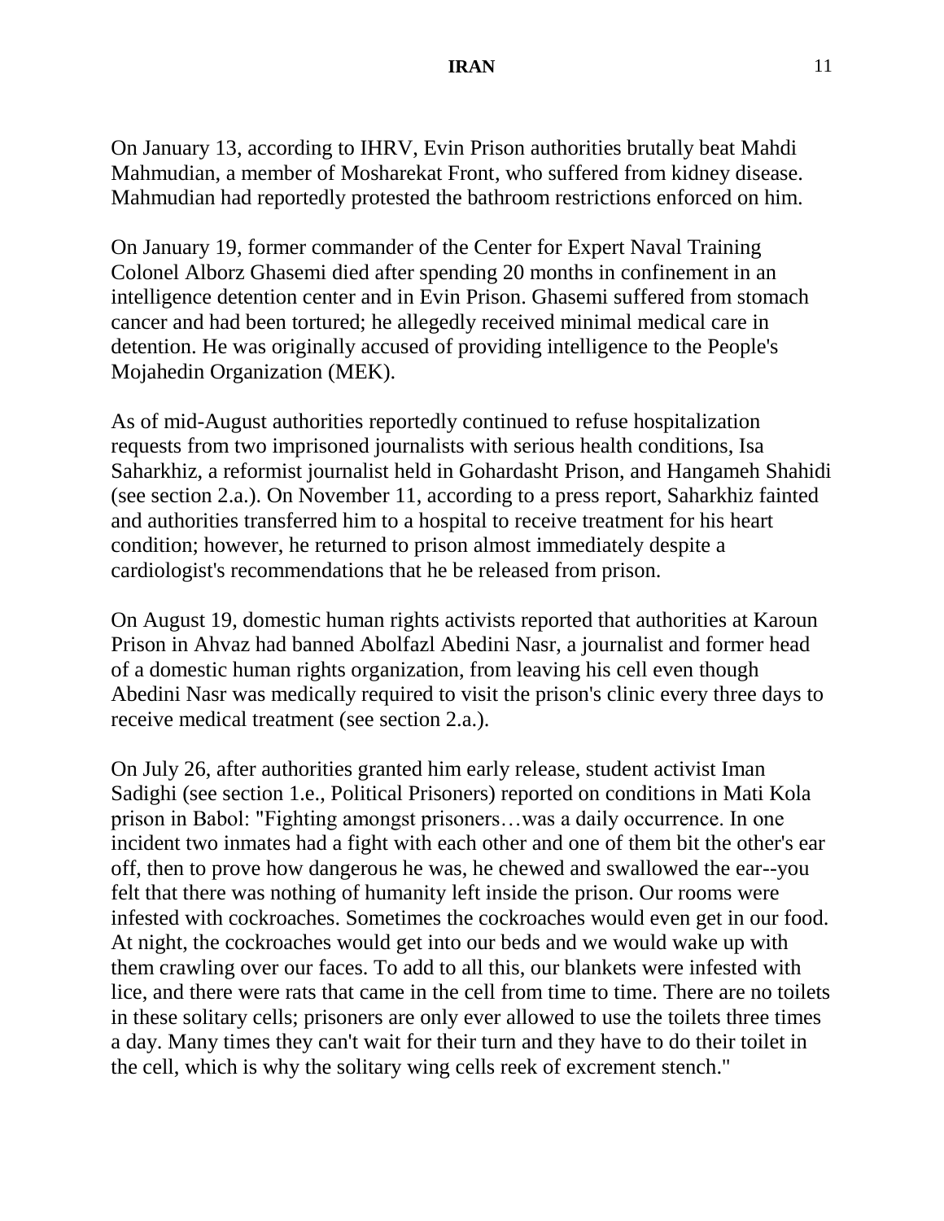On January 13, according to IHRV, Evin Prison authorities brutally beat Mahdi Mahmudian, a member of Mosharekat Front, who suffered from kidney disease. Mahmudian had reportedly protested the bathroom restrictions enforced on him.

On January 19, former commander of the Center for Expert Naval Training Colonel Alborz Ghasemi died after spending 20 months in confinement in an intelligence detention center and in Evin Prison. Ghasemi suffered from stomach cancer and had been tortured; he allegedly received minimal medical care in detention. He was originally accused of providing intelligence to the People's Mojahedin Organization (MEK).

As of mid-August authorities reportedly continued to refuse hospitalization requests from two imprisoned journalists with serious health conditions, Isa Saharkhiz, a reformist journalist held in Gohardasht Prison, and Hangameh Shahidi (see section 2.a.). On November 11, according to a press report, Saharkhiz fainted and authorities transferred him to a hospital to receive treatment for his heart condition; however, he returned to prison almost immediately despite a cardiologist's recommendations that he be released from prison.

On August 19, domestic human rights activists reported that authorities at Karoun Prison in Ahvaz had banned Abolfazl Abedini Nasr, a journalist and former head of a domestic human rights organization, from leaving his cell even though Abedini Nasr was medically required to visit the prison's clinic every three days to receive medical treatment (see section 2.a.).

On July 26, after authorities granted him early release, student activist Iman Sadighi (see section 1.e., Political Prisoners) reported on conditions in Mati Kola prison in Babol: "Fighting amongst prisoners…was a daily occurrence. In one incident two inmates had a fight with each other and one of them bit the other's ear off, then to prove how dangerous he was, he chewed and swallowed the ear--you felt that there was nothing of humanity left inside the prison. Our rooms were infested with cockroaches. Sometimes the cockroaches would even get in our food. At night, the cockroaches would get into our beds and we would wake up with them crawling over our faces. To add to all this, our blankets were infested with lice, and there were rats that came in the cell from time to time. There are no toilets in these solitary cells; prisoners are only ever allowed to use the toilets three times a day. Many times they can't wait for their turn and they have to do their toilet in the cell, which is why the solitary wing cells reek of excrement stench."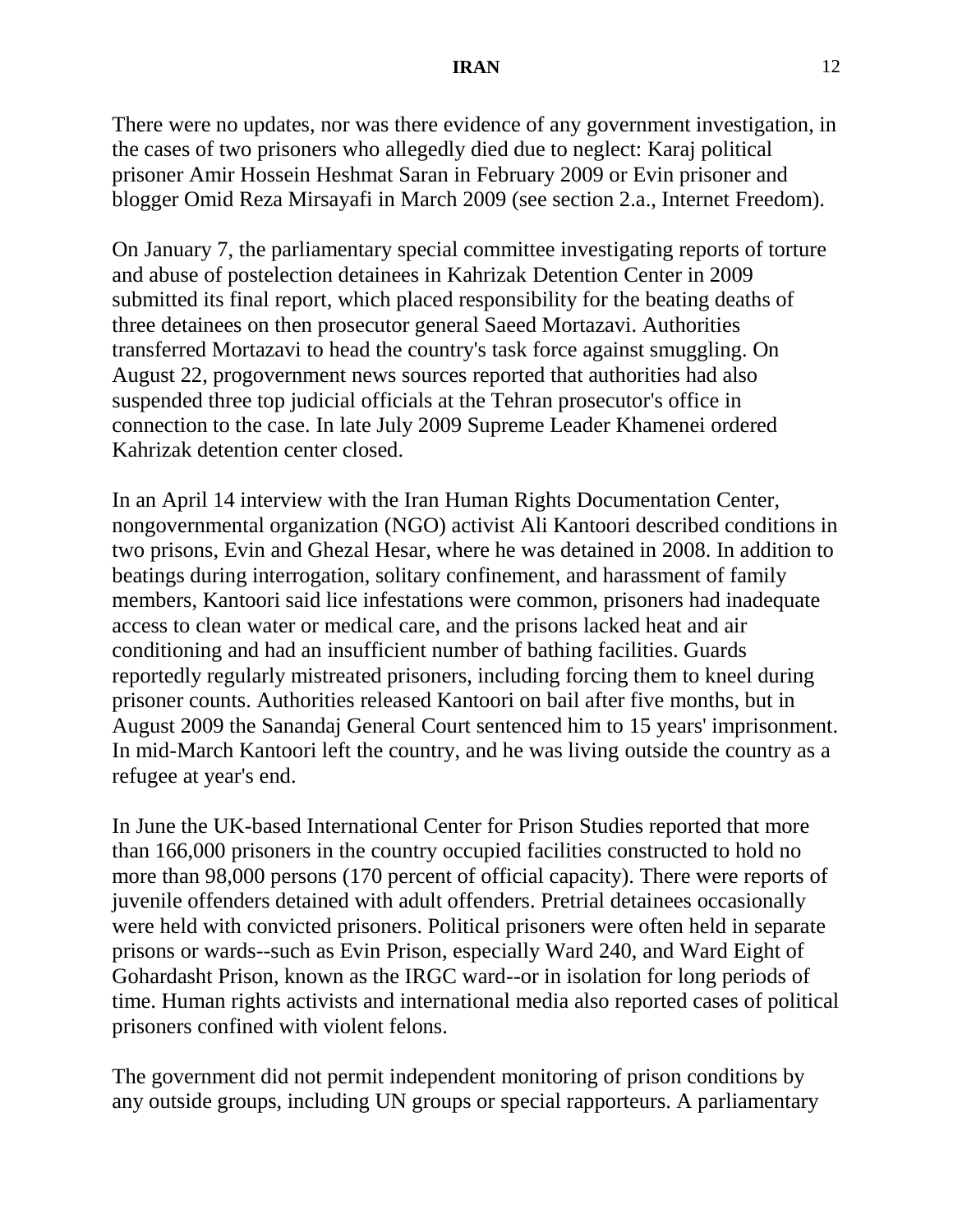There were no updates, nor was there evidence of any government investigation, in the cases of two prisoners who allegedly died due to neglect: Karaj political prisoner Amir Hossein Heshmat Saran in February 2009 or Evin prisoner and blogger Omid Reza Mirsayafi in March 2009 (see section 2.a., Internet Freedom).

On January 7, the parliamentary special committee investigating reports of torture and abuse of postelection detainees in Kahrizak Detention Center in 2009 submitted its final report, which placed responsibility for the beating deaths of three detainees on then prosecutor general Saeed Mortazavi. Authorities transferred Mortazavi to head the country's task force against smuggling. On August 22, progovernment news sources reported that authorities had also suspended three top judicial officials at the Tehran prosecutor's office in connection to the case. In late July 2009 Supreme Leader Khamenei ordered Kahrizak detention center closed.

In an April 14 interview with the Iran Human Rights Documentation Center, nongovernmental organization (NGO) activist Ali Kantoori described conditions in two prisons, Evin and Ghezal Hesar, where he was detained in 2008. In addition to beatings during interrogation, solitary confinement, and harassment of family members, Kantoori said lice infestations were common, prisoners had inadequate access to clean water or medical care, and the prisons lacked heat and air conditioning and had an insufficient number of bathing facilities. Guards reportedly regularly mistreated prisoners, including forcing them to kneel during prisoner counts. Authorities released Kantoori on bail after five months, but in August 2009 the Sanandaj General Court sentenced him to 15 years' imprisonment. In mid-March Kantoori left the country, and he was living outside the country as a refugee at year's end.

In June the UK-based International Center for Prison Studies reported that more than 166,000 prisoners in the country occupied facilities constructed to hold no more than 98,000 persons (170 percent of official capacity). There were reports of juvenile offenders detained with adult offenders. Pretrial detainees occasionally were held with convicted prisoners. Political prisoners were often held in separate prisons or wards--such as Evin Prison, especially Ward 240, and Ward Eight of Gohardasht Prison, known as the IRGC ward--or in isolation for long periods of time. Human rights activists and international media also reported cases of political prisoners confined with violent felons.

The government did not permit independent monitoring of prison conditions by any outside groups, including UN groups or special rapporteurs. A parliamentary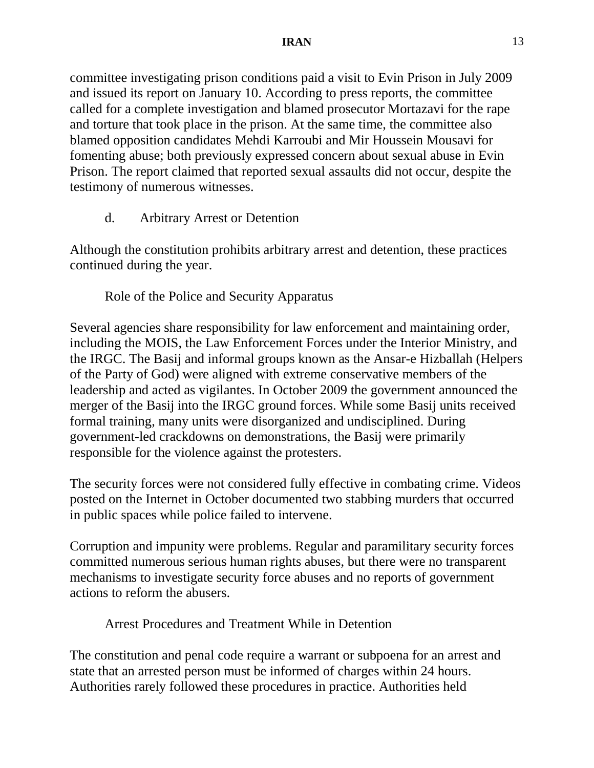committee investigating prison conditions paid a visit to Evin Prison in July 2009 and issued its report on January 10. According to press reports, the committee called for a complete investigation and blamed prosecutor Mortazavi for the rape and torture that took place in the prison. At the same time, the committee also blamed opposition candidates Mehdi Karroubi and Mir Houssein Mousavi for fomenting abuse; both previously expressed concern about sexual abuse in Evin Prison. The report claimed that reported sexual assaults did not occur, despite the testimony of numerous witnesses.

### d. Arbitrary Arrest or Detention

Although the constitution prohibits arbitrary arrest and detention, these practices continued during the year.

#### Role of the Police and Security Apparatus

Several agencies share responsibility for law enforcement and maintaining order, including the MOIS, the Law Enforcement Forces under the Interior Ministry, and the IRGC. The Basij and informal groups known as the Ansar-e Hizballah (Helpers of the Party of God) were aligned with extreme conservative members of the leadership and acted as vigilantes. In October 2009 the government announced the merger of the Basij into the IRGC ground forces. While some Basij units received formal training, many units were disorganized and undisciplined. During government-led crackdowns on demonstrations, the Basij were primarily responsible for the violence against the protesters.

The security forces were not considered fully effective in combating crime. Videos posted on the Internet in October documented two stabbing murders that occurred in public spaces while police failed to intervene.

Corruption and impunity were problems. Regular and paramilitary security forces committed numerous serious human rights abuses, but there were no transparent mechanisms to investigate security force abuses and no reports of government actions to reform the abusers.

#### Arrest Procedures and Treatment While in Detention

The constitution and penal code require a warrant or subpoena for an arrest and state that an arrested person must be informed of charges within 24 hours. Authorities rarely followed these procedures in practice. Authorities held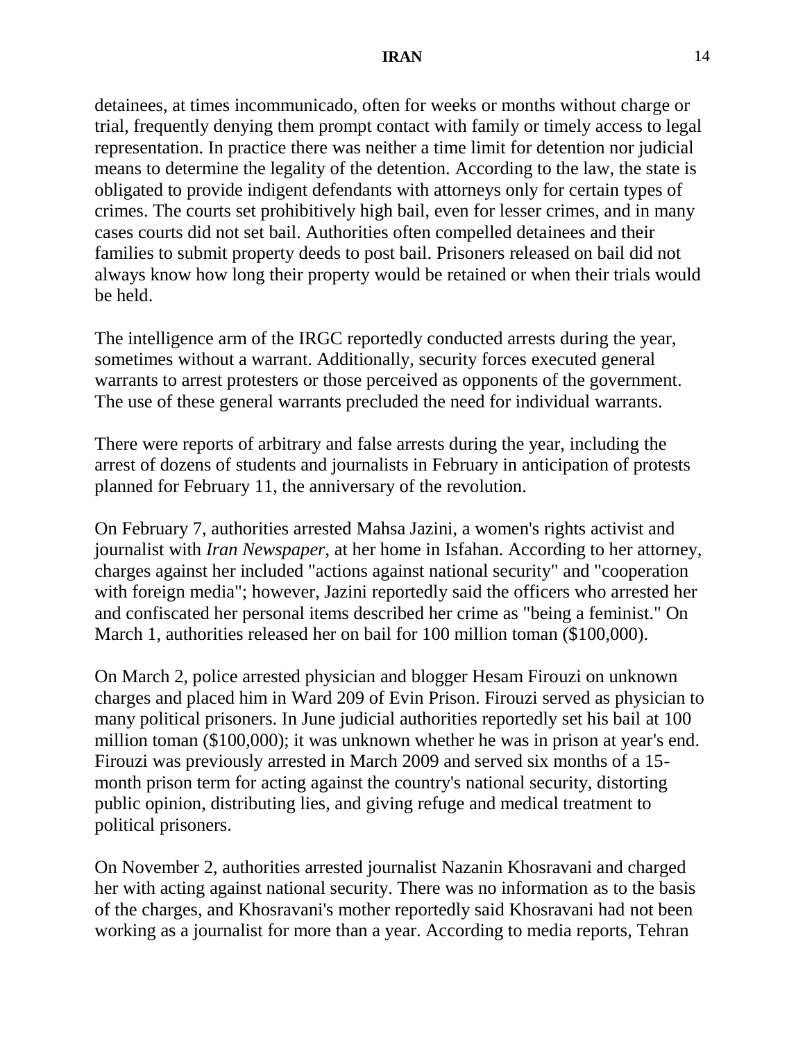detainees, at times incommunicado, often for weeks or months without charge or trial, frequently denying them prompt contact with family or timely access to legal representation. In practice there was neither a time limit for detention nor judicial means to determine the legality of the detention. According to the law, the state is obligated to provide indigent defendants with attorneys only for certain types of crimes. The courts set prohibitively high bail, even for lesser crimes, and in many cases courts did not set bail. Authorities often compelled detainees and their families to submit property deeds to post bail. Prisoners released on bail did not always know how long their property would be retained or when their trials would be held.

The intelligence arm of the IRGC reportedly conducted arrests during the year, sometimes without a warrant. Additionally, security forces executed general warrants to arrest protesters or those perceived as opponents of the government. The use of these general warrants precluded the need for individual warrants.

There were reports of arbitrary and false arrests during the year, including the arrest of dozens of students and journalists in February in anticipation of protests planned for February 11, the anniversary of the revolution.

On February 7, authorities arrested Mahsa Jazini, a women's rights activist and journalist with *Iran Newspaper*, at her home in Isfahan. According to her attorney, charges against her included "actions against national security" and "cooperation with foreign media"; however, Jazini reportedly said the officers who arrested her and confiscated her personal items described her crime as "being a feminist." On March 1, authorities released her on bail for 100 million toman ($100,000).

On March 2, police arrested physician and blogger Hesam Firouzi on unknown charges and placed him in Ward 209 of Evin Prison. Firouzi served as physician to many political prisoners. In June judicial authorities reportedly set his bail at 100 million toman ($100,000); it was unknown whether he was in prison at year's end. Firouzi was previously arrested in March 2009 and served six months of a 15-month prison term for acting against the country's national security, distorting public opinion, distributing lies, and giving refuge and medical treatment to political prisoners.

On November 2, authorities arrested journalist Nazanin Khosravani and charged her with acting against national security. There was no information as to the basis of the charges, and Khosravani's mother reportedly said Khosravani had not been working as a journalist for more than a year. According to media reports, Tehran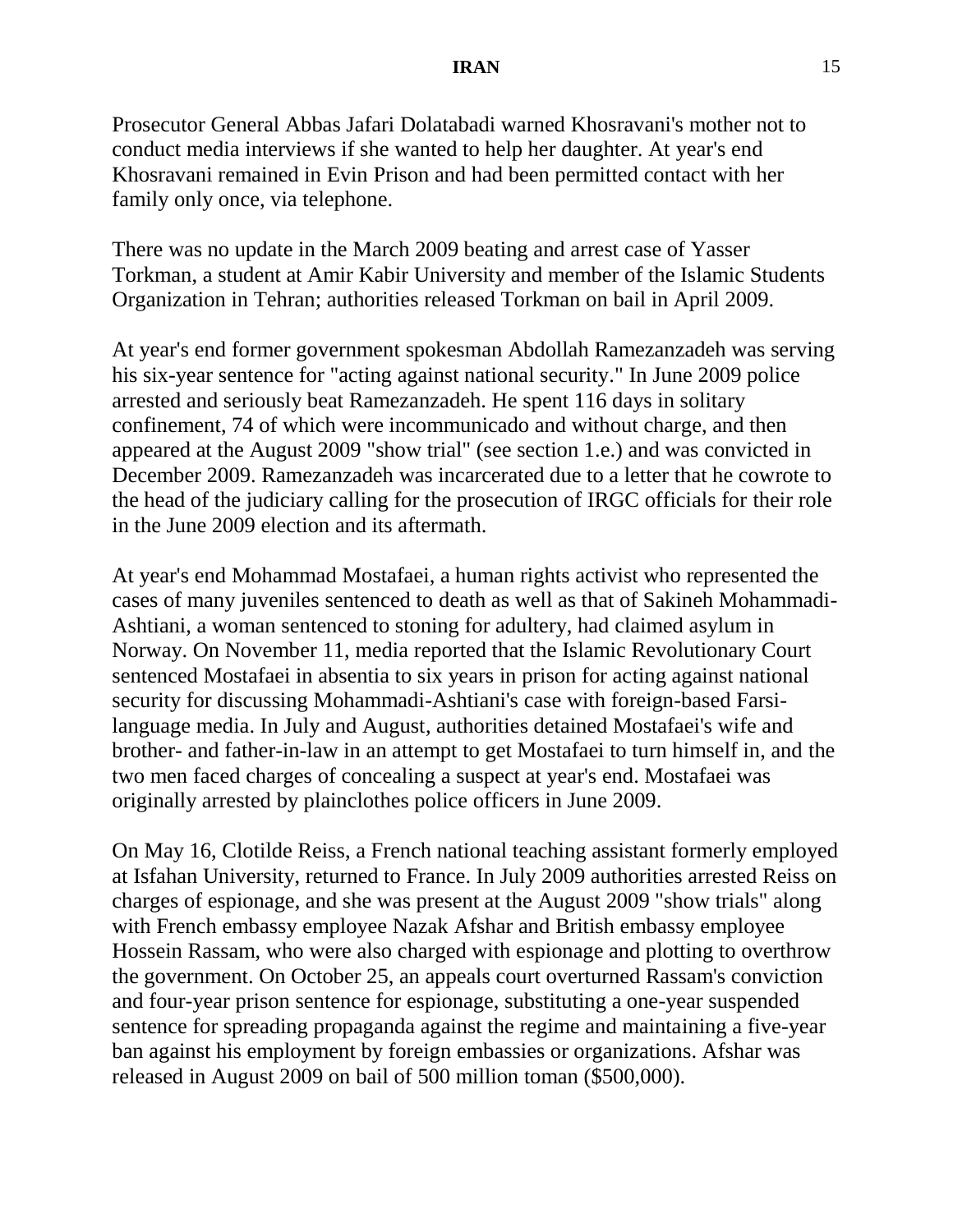Prosecutor General Abbas Jafari Dolatabadi warned Khosravani's mother not to conduct media interviews if she wanted to help her daughter. At year's end Khosravani remained in Evin Prison and had been permitted contact with her family only once, via telephone.

There was no update in the March 2009 beating and arrest case of Yasser Torkman, a student at Amir Kabir University and member of the Islamic Students Organization in Tehran; authorities released Torkman on bail in April 2009.

At year's end former government spokesman Abdollah Ramezanzadeh was serving his six-year sentence for "acting against national security." In June 2009 police arrested and seriously beat Ramezanzadeh. He spent 116 days in solitary confinement, 74 of which were incommunicado and without charge, and then appeared at the August 2009 "show trial" (see section 1.e.) and was convicted in December 2009. Ramezanzadeh was incarcerated due to a letter that he cowrote to the head of the judiciary calling for the prosecution of IRGC officials for their role in the June 2009 election and its aftermath.

At year's end Mohammad Mostafaei, a human rights activist who represented the cases of many juveniles sentenced to death as well as that of Sakineh Mohammadi-Ashtiani, a woman sentenced to stoning for adultery, had claimed asylum in Norway. On November 11, media reported that the Islamic Revolutionary Court sentenced Mostafaei in absentia to six years in prison for acting against national security for discussing Mohammadi-Ashtiani's case with foreign-based Farsi-language media. In July and August, authorities detained Mostafaei's wife and brother- and father-in-law in an attempt to get Mostafaei to turn himself in, and the two men faced charges of concealing a suspect at year's end. Mostafaei was originally arrested by plainclothes police officers in June 2009.

On May 16, Clotilde Reiss, a French national teaching assistant formerly employed at Isfahan University, returned to France. In July 2009 authorities arrested Reiss on charges of espionage, and she was present at the August 2009 "show trials" along with French embassy employee Nazak Afshar and British embassy employee Hossein Rassam, who were also charged with espionage and plotting to overthrow the government. On October 25, an appeals court overturned Rassam's conviction and four-year prison sentence for espionage, substituting a one-year suspended sentence for spreading propaganda against the regime and maintaining a five-year ban against his employment by foreign embassies or organizations. Afshar was released in August 2009 on bail of 500 million toman ($500,000).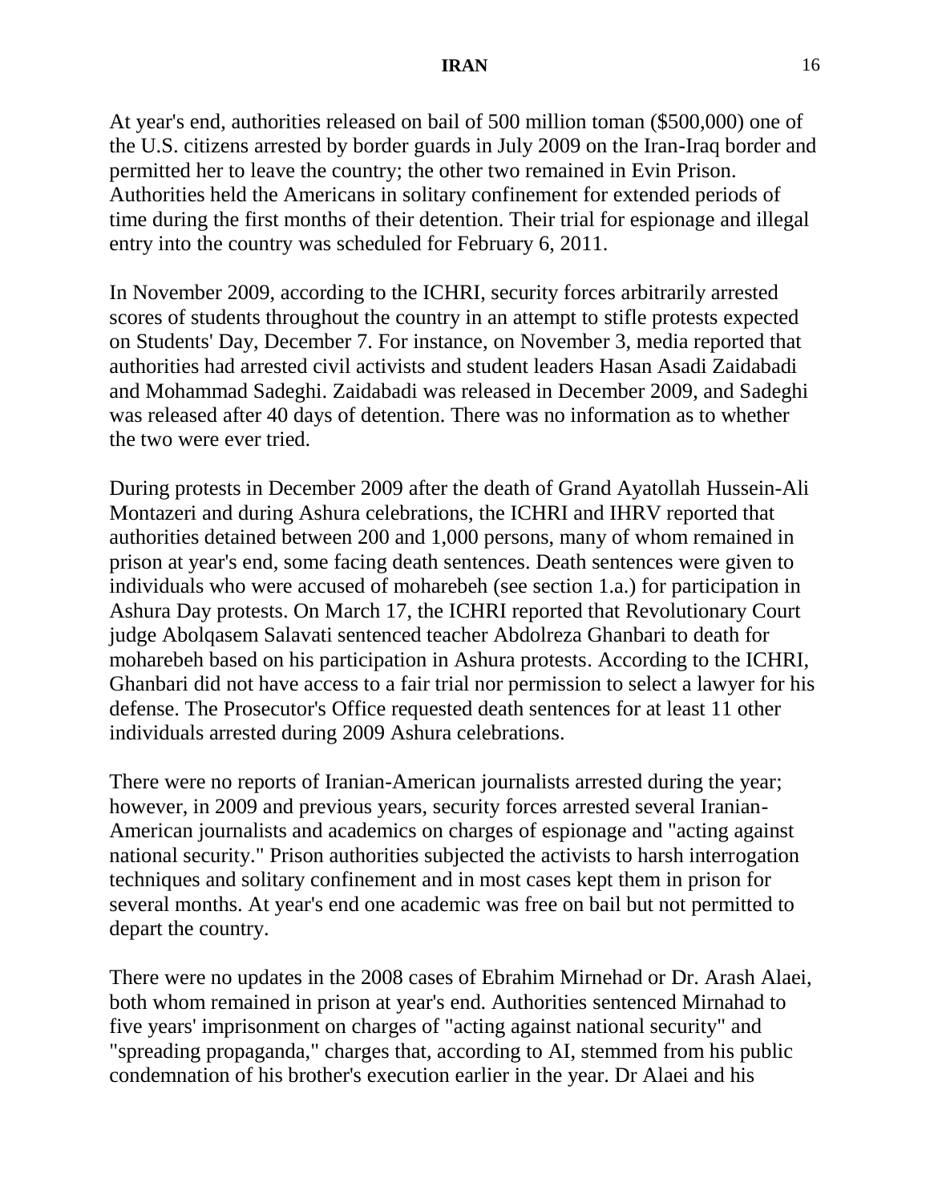At year's end, authorities released on bail of 500 million toman ($500,000) one of the U.S. citizens arrested by border guards in July 2009 on the Iran-Iraq border and permitted her to leave the country; the other two remained in Evin Prison. Authorities held the Americans in solitary confinement for extended periods of time during the first months of their detention. Their trial for espionage and illegal entry into the country was scheduled for February 6, 2011.

In November 2009, according to the ICHRI, security forces arbitrarily arrested scores of students throughout the country in an attempt to stifle protests expected on Students' Day, December 7. For instance, on November 3, media reported that authorities had arrested civil activists and student leaders Hasan Asadi Zaidabadi and Mohammad Sadeghi. Zaidabadi was released in December 2009, and Sadeghi was released after 40 days of detention. There was no information as to whether the two were ever tried.

During protests in December 2009 after the death of Grand Ayatollah Hussein-Ali Montazeri and during Ashura celebrations, the ICHRI and IHRV reported that authorities detained between 200 and 1,000 persons, many of whom remained in prison at year's end, some facing death sentences. Death sentences were given to individuals who were accused of moharebeh (see section 1.a.) for participation in Ashura Day protests. On March 17, the ICHRI reported that Revolutionary Court judge Abolqasem Salavati sentenced teacher Abdolreza Ghanbari to death for moharebeh based on his participation in Ashura protests. According to the ICHRI, Ghanbari did not have access to a fair trial nor permission to select a lawyer for his defense. The Prosecutor's Office requested death sentences for at least 11 other individuals arrested during 2009 Ashura celebrations.

There were no reports of Iranian-American journalists arrested during the year; however, in 2009 and previous years, security forces arrested several Iranian-American journalists and academics on charges of espionage and "acting against national security." Prison authorities subjected the activists to harsh interrogation techniques and solitary confinement and in most cases kept them in prison for several months. At year's end one academic was free on bail but not permitted to depart the country.

There were no updates in the 2008 cases of Ebrahim Mirnehad or Dr. Arash Alaei, both whom remained in prison at year's end. Authorities sentenced Mirnahad to five years' imprisonment on charges of "acting against national security" and "spreading propaganda," charges that, according to AI, stemmed from his public condemnation of his brother's execution earlier in the year. Dr Alaei and his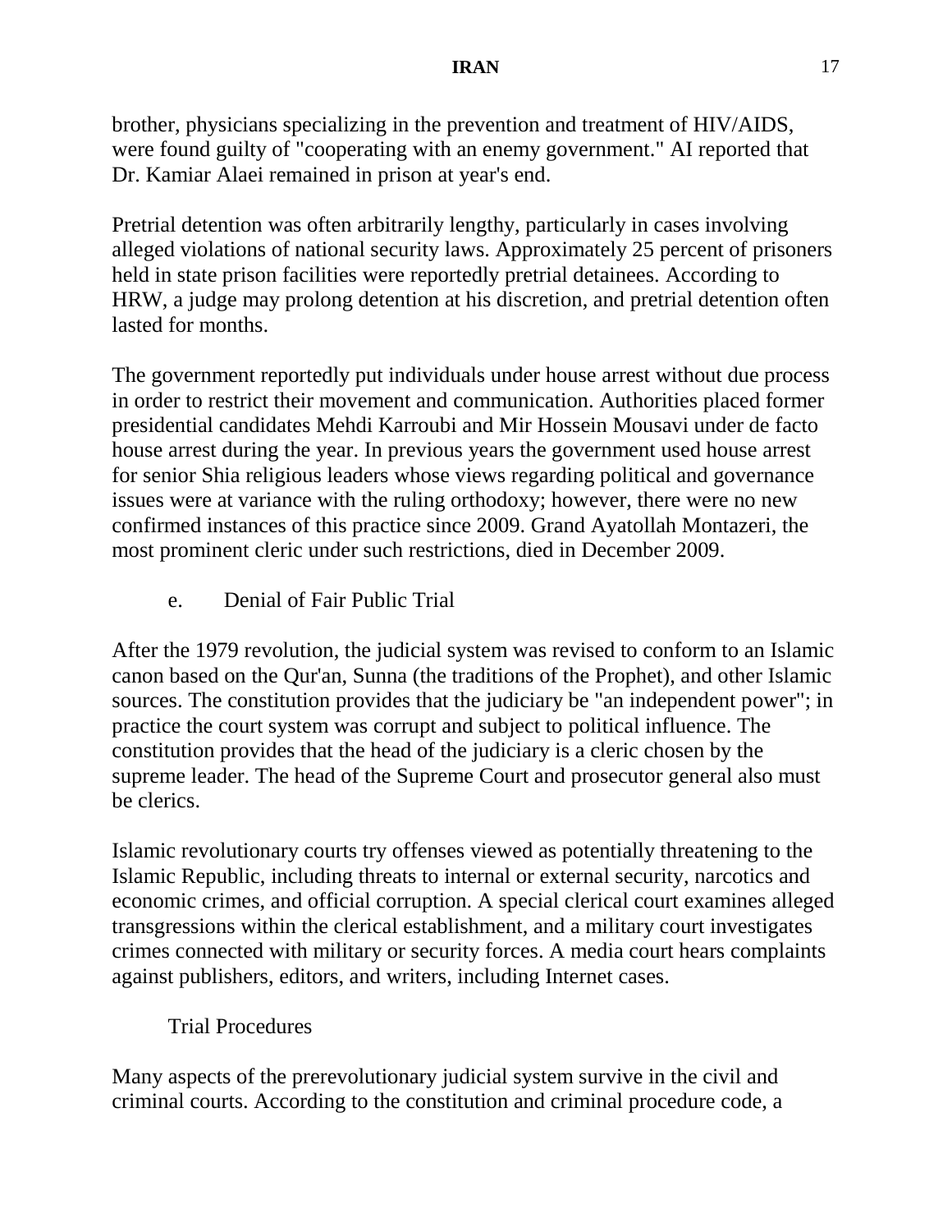brother, physicians specializing in the prevention and treatment of HIV/AIDS, were found guilty of "cooperating with an enemy government." AI reported that Dr. Kamiar Alaei remained in prison at year's end.

Pretrial detention was often arbitrarily lengthy, particularly in cases involving alleged violations of national security laws. Approximately 25 percent of prisoners held in state prison facilities were reportedly pretrial detainees. According to HRW, a judge may prolong detention at his discretion, and pretrial detention often lasted for months.

The government reportedly put individuals under house arrest without due process in order to restrict their movement and communication. Authorities placed former presidential candidates Mehdi Karroubi and Mir Hossein Mousavi under de facto house arrest during the year. In previous years the government used house arrest for senior Shia religious leaders whose views regarding political and governance issues were at variance with the ruling orthodoxy; however, there were no new confirmed instances of this practice since 2009. Grand Ayatollah Montazeri, the most prominent cleric under such restrictions, died in December 2009.

## e. Denial of Fair Public Trial

After the 1979 revolution, the judicial system was revised to conform to an Islamic canon based on the Qur'an, Sunna (the traditions of the Prophet), and other Islamic sources. The constitution provides that the judiciary be "an independent power"; in practice the court system was corrupt and subject to political influence. The constitution provides that the head of the judiciary is a cleric chosen by the supreme leader. The head of the Supreme Court and prosecutor general also must be clerics.

Islamic revolutionary courts try offenses viewed as potentially threatening to the Islamic Republic, including threats to internal or external security, narcotics and economic crimes, and official corruption. A special clerical court examines alleged transgressions within the clerical establishment, and a military court investigates crimes connected with military or security forces. A media court hears complaints against publishers, editors, and writers, including Internet cases.

### Trial Procedures

Many aspects of the prerevolutionary judicial system survive in the civil and criminal courts. According to the constitution and criminal procedure code, a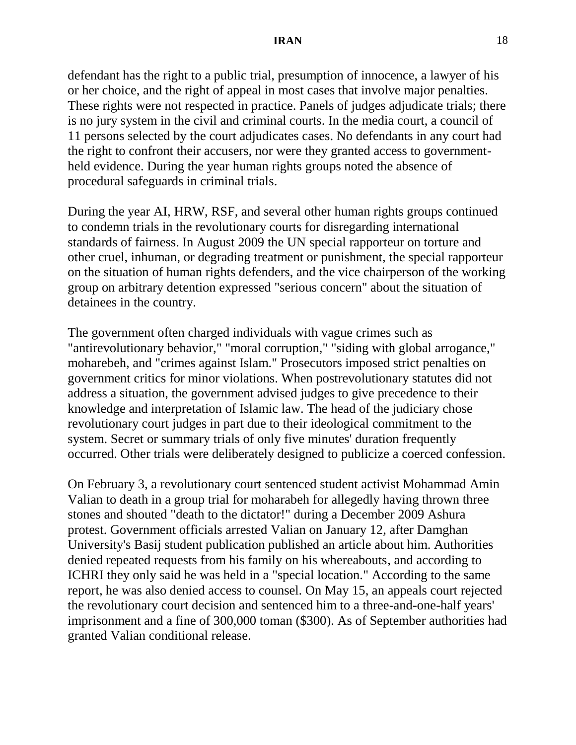defendant has the right to a public trial, presumption of innocence, a lawyer of his or her choice, and the right of appeal in most cases that involve major penalties. These rights were not respected in practice. Panels of judges adjudicate trials; there is no jury system in the civil and criminal courts. In the media court, a council of 11 persons selected by the court adjudicates cases. No defendants in any court had the right to confront their accusers, nor were they granted access to government-held evidence. During the year human rights groups noted the absence of procedural safeguards in criminal trials.

During the year AI, HRW, RSF, and several other human rights groups continued to condemn trials in the revolutionary courts for disregarding international standards of fairness. In August 2009 the UN special rapporteur on torture and other cruel, inhuman, or degrading treatment or punishment, the special rapporteur on the situation of human rights defenders, and the vice chairperson of the working group on arbitrary detention expressed "serious concern" about the situation of detainees in the country.

The government often charged individuals with vague crimes such as "antirevolutionary behavior," "moral corruption," "siding with global arrogance," moharebeh, and "crimes against Islam." Prosecutors imposed strict penalties on government critics for minor violations. When postrevolutionary statutes did not address a situation, the government advised judges to give precedence to their knowledge and interpretation of Islamic law. The head of the judiciary chose revolutionary court judges in part due to their ideological commitment to the system. Secret or summary trials of only five minutes' duration frequently occurred. Other trials were deliberately designed to publicize a coerced confession.

On February 3, a revolutionary court sentenced student activist Mohammad Amin Valian to death in a group trial for moharabeh for allegedly having thrown three stones and shouted "death to the dictator!" during a December 2009 Ashura protest. Government officials arrested Valian on January 12, after Damghan University's Basij student publication published an article about him. Authorities denied repeated requests from his family on his whereabouts, and according to ICHRI they only said he was held in a "special location." According to the same report, he was also denied access to counsel. On May 15, an appeals court rejected the revolutionary court decision and sentenced him to a three-and-one-half years' imprisonment and a fine of 300,000 toman ($300). As of September authorities had granted Valian conditional release.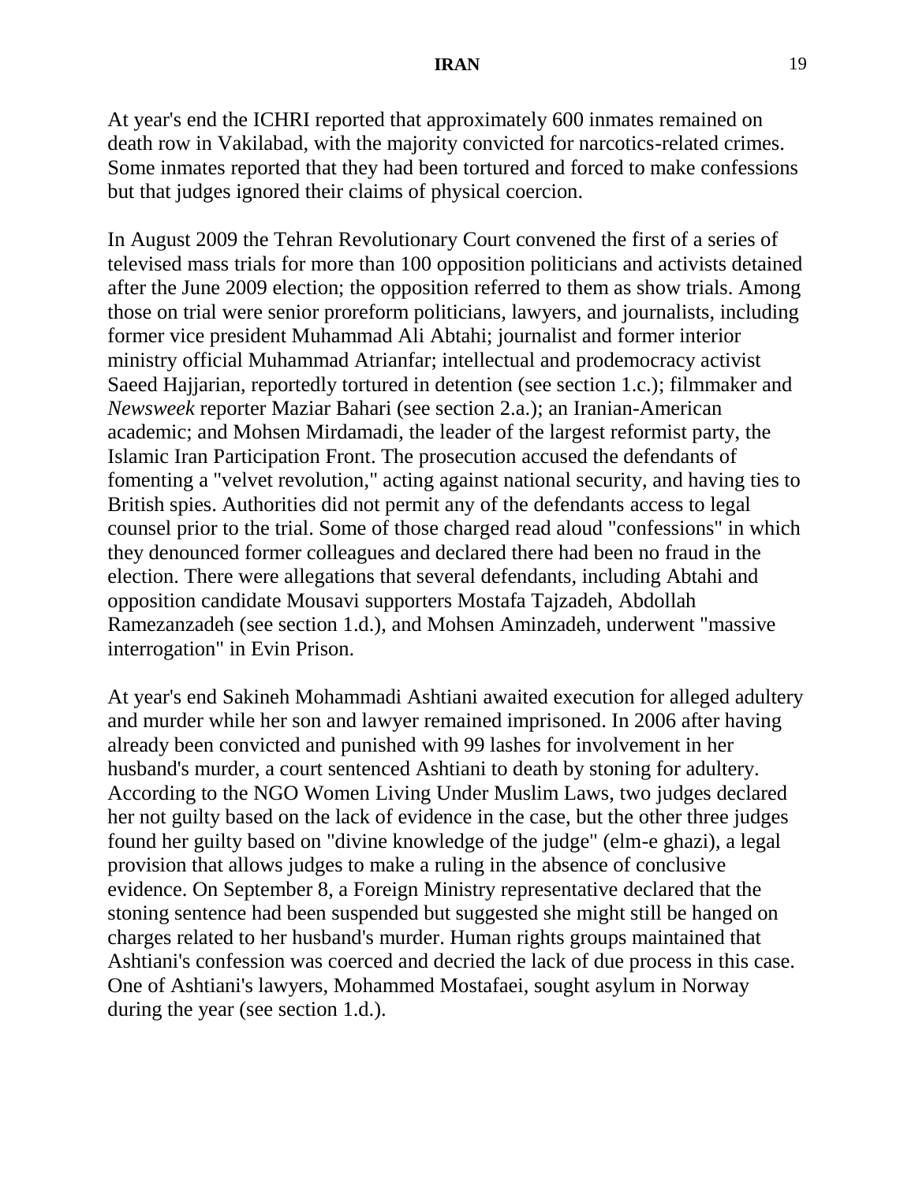At year's end the ICHRI reported that approximately 600 inmates remained on death row in Vakilabad, with the majority convicted for narcotics-related crimes. Some inmates reported that they had been tortured and forced to make confessions but that judges ignored their claims of physical coercion.

In August 2009 the Tehran Revolutionary Court convened the first of a series of televised mass trials for more than 100 opposition politicians and activists detained after the June 2009 election; the opposition referred to them as show trials. Among those on trial were senior proreform politicians, lawyers, and journalists, including former vice president Muhammad Ali Abtahi; journalist and former interior ministry official Muhammad Atrianfar; intellectual and prodemocracy activist Saeed Hajjarian, reportedly tortured in detention (see section 1.c.); filmmaker and *Newsweek* reporter Maziar Bahari (see section 2.a.); an Iranian-American academic; and Mohsen Mirdamadi, the leader of the largest reformist party, the Islamic Iran Participation Front. The prosecution accused the defendants of fomenting a "velvet revolution," acting against national security, and having ties to British spies. Authorities did not permit any of the defendants access to legal counsel prior to the trial. Some of those charged read aloud "confessions" in which they denounced former colleagues and declared there had been no fraud in the election. There were allegations that several defendants, including Abtahi and opposition candidate Mousavi supporters Mostafa Tajzadeh, Abdollah Ramezanzadeh (see section 1.d.), and Mohsen Aminzadeh, underwent "massive interrogation" in Evin Prison.

At year's end Sakineh Mohammadi Ashtiani awaited execution for alleged adultery and murder while her son and lawyer remained imprisoned. In 2006 after having already been convicted and punished with 99 lashes for involvement in her husband's murder, a court sentenced Ashtiani to death by stoning for adultery. According to the NGO Women Living Under Muslim Laws, two judges declared her not guilty based on the lack of evidence in the case, but the other three judges found her guilty based on "divine knowledge of the judge" (elm-e ghazi), a legal provision that allows judges to make a ruling in the absence of conclusive evidence. On September 8, a Foreign Ministry representative declared that the stoning sentence had been suspended but suggested she might still be hanged on charges related to her husband's murder. Human rights groups maintained that Ashtiani's confession was coerced and decried the lack of due process in this case. One of Ashtiani's lawyers, Mohammed Mostafaei, sought asylum in Norway during the year (see section 1.d.).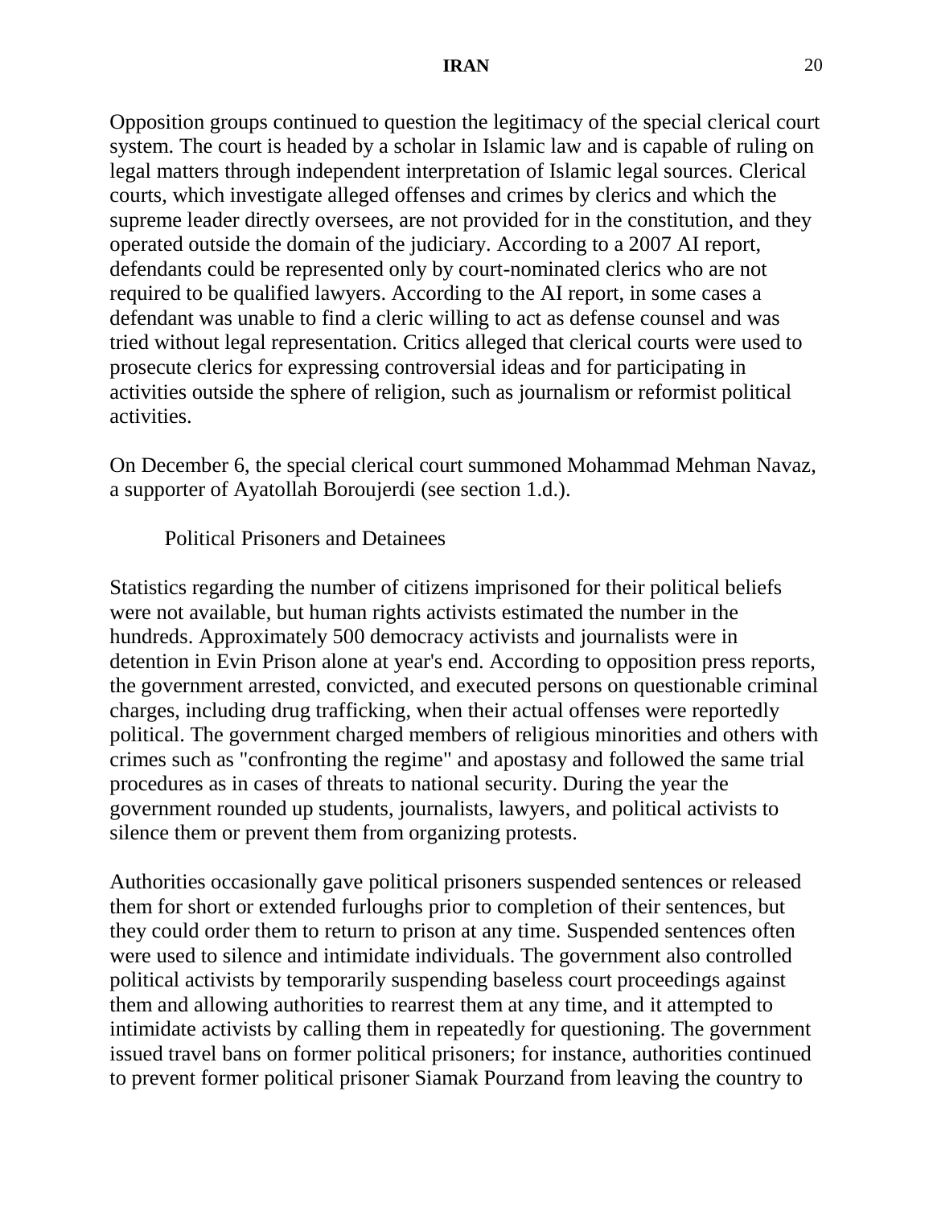Opposition groups continued to question the legitimacy of the special clerical court system. The court is headed by a scholar in Islamic law and is capable of ruling on legal matters through independent interpretation of Islamic legal sources. Clerical courts, which investigate alleged offenses and crimes by clerics and which the supreme leader directly oversees, are not provided for in the constitution, and they operated outside the domain of the judiciary. According to a 2007 AI report, defendants could be represented only by court-nominated clerics who are not required to be qualified lawyers. According to the AI report, in some cases a defendant was unable to find a cleric willing to act as defense counsel and was tried without legal representation. Critics alleged that clerical courts were used to prosecute clerics for expressing controversial ideas and for participating in activities outside the sphere of religion, such as journalism or reformist political activities.

On December 6, the special clerical court summoned Mohammad Mehman Navaz, a supporter of Ayatollah Boroujerdi (see section 1.d.).

### Political Prisoners and Detainees

Statistics regarding the number of citizens imprisoned for their political beliefs were not available, but human rights activists estimated the number in the hundreds. Approximately 500 democracy activists and journalists were in detention in Evin Prison alone at year's end. According to opposition press reports, the government arrested, convicted, and executed persons on questionable criminal charges, including drug trafficking, when their actual offenses were reportedly political. The government charged members of religious minorities and others with crimes such as "confronting the regime" and apostasy and followed the same trial procedures as in cases of threats to national security. During the year the government rounded up students, journalists, lawyers, and political activists to silence them or prevent them from organizing protests.

Authorities occasionally gave political prisoners suspended sentences or released them for short or extended furloughs prior to completion of their sentences, but they could order them to return to prison at any time. Suspended sentences often were used to silence and intimidate individuals. The government also controlled political activists by temporarily suspending baseless court proceedings against them and allowing authorities to rearrest them at any time, and it attempted to intimidate activists by calling them in repeatedly for questioning. The government issued travel bans on former political prisoners; for instance, authorities continued to prevent former political prisoner Siamak Pourzand from leaving the country to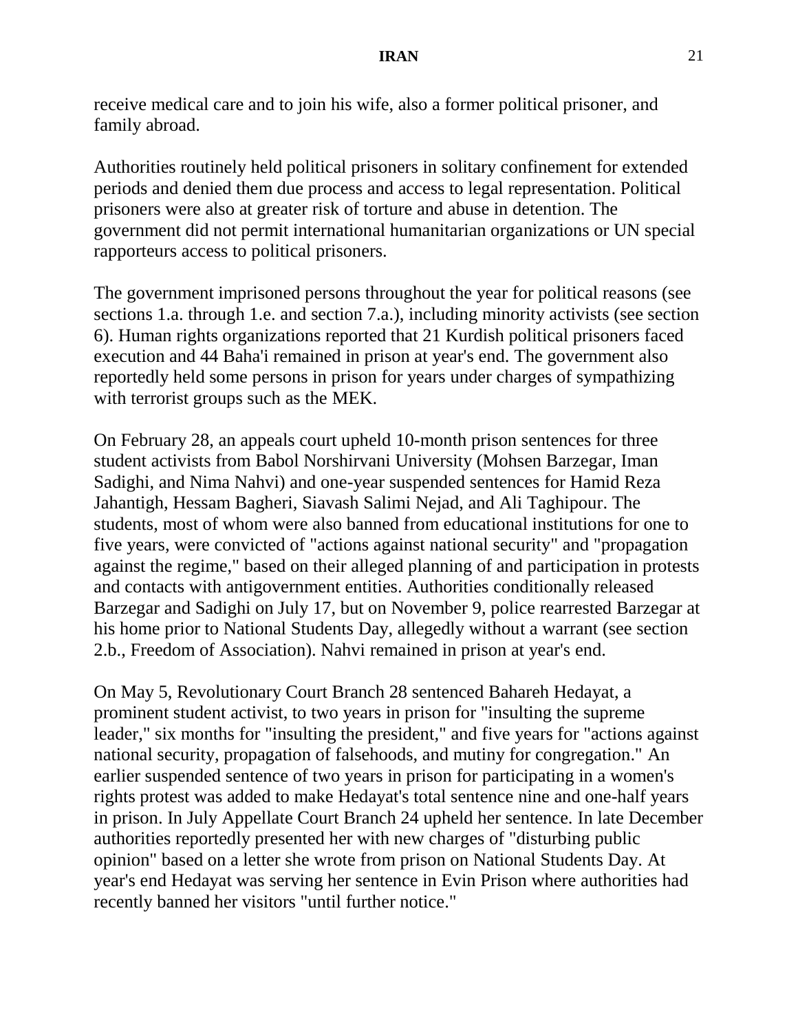receive medical care and to join his wife, also a former political prisoner, and family abroad.

Authorities routinely held political prisoners in solitary confinement for extended periods and denied them due process and access to legal representation. Political prisoners were also at greater risk of torture and abuse in detention. The government did not permit international humanitarian organizations or UN special rapporteurs access to political prisoners.

The government imprisoned persons throughout the year for political reasons (see sections 1.a. through 1.e. and section 7.a.), including minority activists (see section 6). Human rights organizations reported that 21 Kurdish political prisoners faced execution and 44 Baha'i remained in prison at year's end. The government also reportedly held some persons in prison for years under charges of sympathizing with terrorist groups such as the MEK.

On February 28, an appeals court upheld 10-month prison sentences for three student activists from Babol Norshirvani University (Mohsen Barzegar, Iman Sadighi, and Nima Nahvi) and one-year suspended sentences for Hamid Reza Jahantigh, Hessam Bagheri, Siavash Salimi Nejad, and Ali Taghipour. The students, most of whom were also banned from educational institutions for one to five years, were convicted of "actions against national security" and "propagation against the regime," based on their alleged planning of and participation in protests and contacts with antigovernment entities. Authorities conditionally released Barzegar and Sadighi on July 17, but on November 9, police rearrested Barzegar at his home prior to National Students Day, allegedly without a warrant (see section 2.b., Freedom of Association). Nahvi remained in prison at year's end.

On May 5, Revolutionary Court Branch 28 sentenced Bahareh Hedayat, a prominent student activist, to two years in prison for "insulting the supreme leader," six months for "insulting the president," and five years for "actions against national security, propagation of falsehoods, and mutiny for congregation." An earlier suspended sentence of two years in prison for participating in a women's rights protest was added to make Hedayat's total sentence nine and one-half years in prison. In July Appellate Court Branch 24 upheld her sentence. In late December authorities reportedly presented her with new charges of "disturbing public opinion" based on a letter she wrote from prison on National Students Day. At year's end Hedayat was serving her sentence in Evin Prison where authorities had recently banned her visitors "until further notice."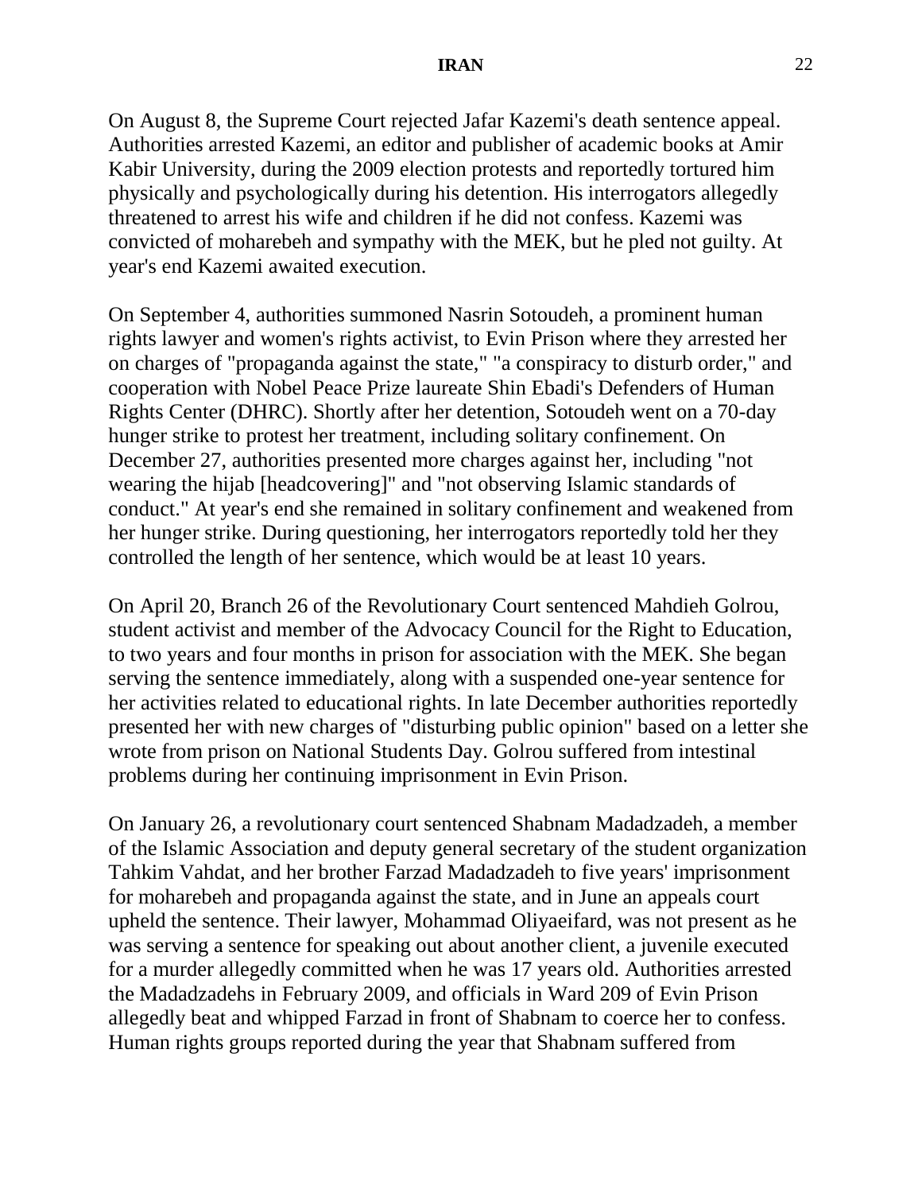On August 8, the Supreme Court rejected Jafar Kazemi's death sentence appeal. Authorities arrested Kazemi, an editor and publisher of academic books at Amir Kabir University, during the 2009 election protests and reportedly tortured him physically and psychologically during his detention. His interrogators allegedly threatened to arrest his wife and children if he did not confess. Kazemi was convicted of moharebeh and sympathy with the MEK, but he pled not guilty. At year's end Kazemi awaited execution.

On September 4, authorities summoned Nasrin Sotoudeh, a prominent human rights lawyer and women's rights activist, to Evin Prison where they arrested her on charges of "propaganda against the state," "a conspiracy to disturb order," and cooperation with Nobel Peace Prize laureate Shin Ebadi's Defenders of Human Rights Center (DHRC). Shortly after her detention, Sotoudeh went on a 70-day hunger strike to protest her treatment, including solitary confinement. On December 27, authorities presented more charges against her, including "not wearing the hijab [headcovering]" and "not observing Islamic standards of conduct." At year's end she remained in solitary confinement and weakened from her hunger strike. During questioning, her interrogators reportedly told her they controlled the length of her sentence, which would be at least 10 years.

On April 20, Branch 26 of the Revolutionary Court sentenced Mahdieh Golrou, student activist and member of the Advocacy Council for the Right to Education, to two years and four months in prison for association with the MEK. She began serving the sentence immediately, along with a suspended one-year sentence for her activities related to educational rights. In late December authorities reportedly presented her with new charges of "disturbing public opinion" based on a letter she wrote from prison on National Students Day. Golrou suffered from intestinal problems during her continuing imprisonment in Evin Prison.

On January 26, a revolutionary court sentenced Shabnam Madadzadeh, a member of the Islamic Association and deputy general secretary of the student organization Tahkim Vahdat, and her brother Farzad Madadzadeh to five years' imprisonment for moharebeh and propaganda against the state, and in June an appeals court upheld the sentence. Their lawyer, Mohammad Oliyaeifard, was not present as he was serving a sentence for speaking out about another client, a juvenile executed for a murder allegedly committed when he was 17 years old. Authorities arrested the Madadzadehs in February 2009, and officials in Ward 209 of Evin Prison allegedly beat and whipped Farzad in front of Shabnam to coerce her to confess. Human rights groups reported during the year that Shabnam suffered from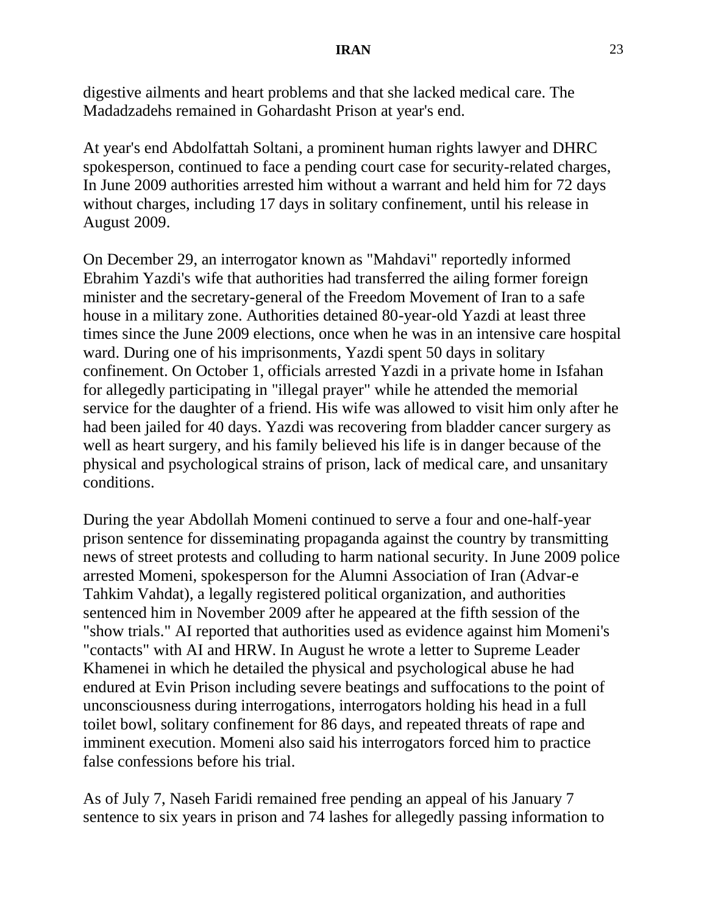digestive ailments and heart problems and that she lacked medical care. The Madadzadehs remained in Gohardasht Prison at year's end.

At year's end Abdolfattah Soltani, a prominent human rights lawyer and DHRC spokesperson, continued to face a pending court case for security-related charges, In June 2009 authorities arrested him without a warrant and held him for 72 days without charges, including 17 days in solitary confinement, until his release in August 2009.

On December 29, an interrogator known as "Mahdavi" reportedly informed Ebrahim Yazdi's wife that authorities had transferred the ailing former foreign minister and the secretary-general of the Freedom Movement of Iran to a safe house in a military zone. Authorities detained 80-year-old Yazdi at least three times since the June 2009 elections, once when he was in an intensive care hospital ward. During one of his imprisonments, Yazdi spent 50 days in solitary confinement. On October 1, officials arrested Yazdi in a private home in Isfahan for allegedly participating in "illegal prayer" while he attended the memorial service for the daughter of a friend. His wife was allowed to visit him only after he had been jailed for 40 days. Yazdi was recovering from bladder cancer surgery as well as heart surgery, and his family believed his life is in danger because of the physical and psychological strains of prison, lack of medical care, and unsanitary conditions.

During the year Abdollah Momeni continued to serve a four and one-half-year prison sentence for disseminating propaganda against the country by transmitting news of street protests and colluding to harm national security. In June 2009 police arrested Momeni, spokesperson for the Alumni Association of Iran (Advar-e Tahkim Vahdat), a legally registered political organization, and authorities sentenced him in November 2009 after he appeared at the fifth session of the "show trials." AI reported that authorities used as evidence against him Momeni's "contacts" with AI and HRW. In August he wrote a letter to Supreme Leader Khamenei in which he detailed the physical and psychological abuse he had endured at Evin Prison including severe beatings and suffocations to the point of unconsciousness during interrogations, interrogators holding his head in a full toilet bowl, solitary confinement for 86 days, and repeated threats of rape and imminent execution. Momeni also said his interrogators forced him to practice false confessions before his trial.

As of July 7, Naseh Faridi remained free pending an appeal of his January 7 sentence to six years in prison and 74 lashes for allegedly passing information to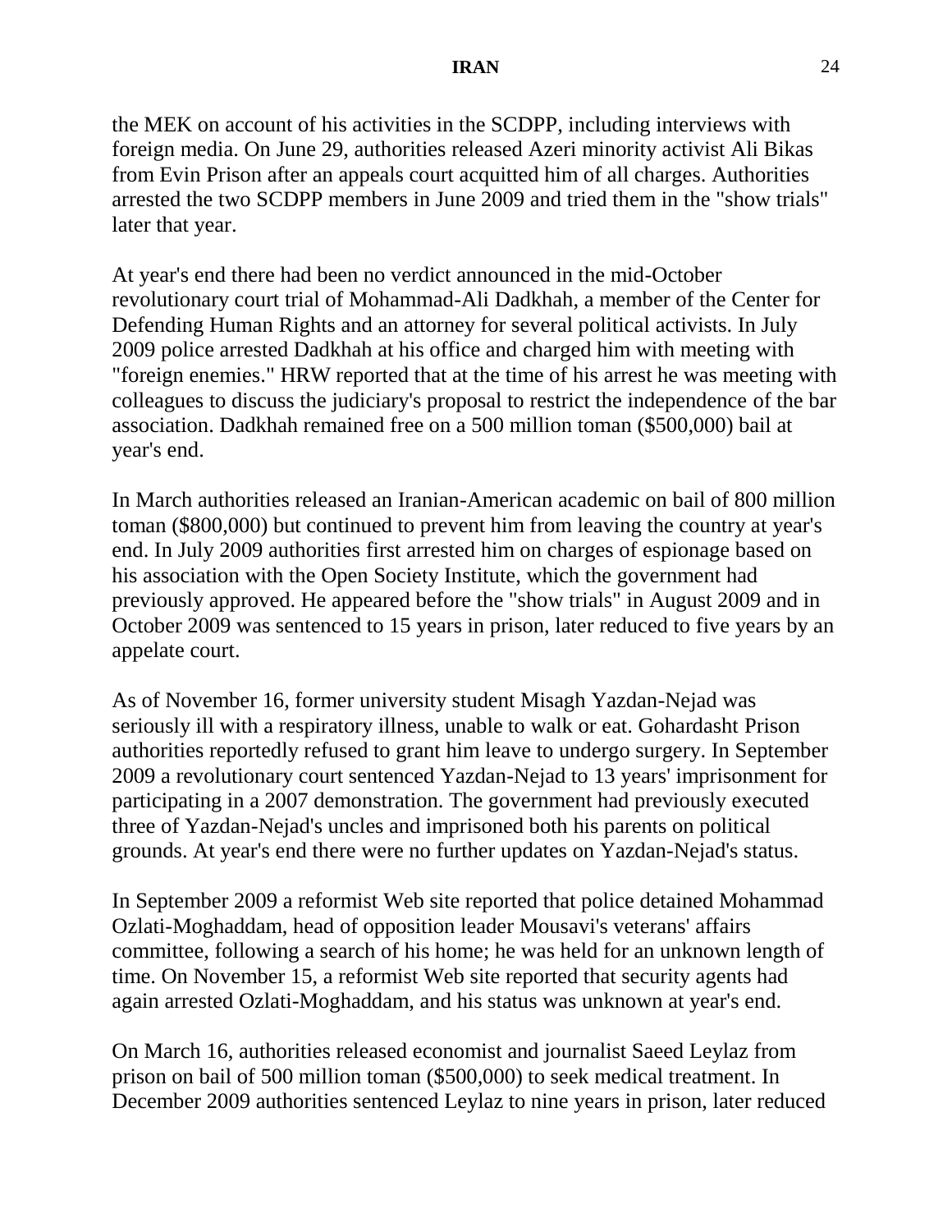the MEK on account of his activities in the SCDPP, including interviews with foreign media. On June 29, authorities released Azeri minority activist Ali Bikas from Evin Prison after an appeals court acquitted him of all charges. Authorities arrested the two SCDPP members in June 2009 and tried them in the "show trials" later that year.

At year's end there had been no verdict announced in the mid-October revolutionary court trial of Mohammad-Ali Dadkhah, a member of the Center for Defending Human Rights and an attorney for several political activists. In July 2009 police arrested Dadkhah at his office and charged him with meeting with "foreign enemies." HRW reported that at the time of his arrest he was meeting with colleagues to discuss the judiciary's proposal to restrict the independence of the bar association. Dadkhah remained free on a 500 million toman ($500,000) bail at year's end.

In March authorities released an Iranian-American academic on bail of 800 million toman ($800,000) but continued to prevent him from leaving the country at year's end. In July 2009 authorities first arrested him on charges of espionage based on his association with the Open Society Institute, which the government had previously approved. He appeared before the "show trials" in August 2009 and in October 2009 was sentenced to 15 years in prison, later reduced to five years by an appelate court.

As of November 16, former university student Misagh Yazdan-Nejad was seriously ill with a respiratory illness, unable to walk or eat. Gohardasht Prison authorities reportedly refused to grant him leave to undergo surgery. In September 2009 a revolutionary court sentenced Yazdan-Nejad to 13 years' imprisonment for participating in a 2007 demonstration. The government had previously executed three of Yazdan-Nejad's uncles and imprisoned both his parents on political grounds. At year's end there were no further updates on Yazdan-Nejad's status.

In September 2009 a reformist Web site reported that police detained Mohammad Ozlati-Moghaddam, head of opposition leader Mousavi's veterans' affairs committee, following a search of his home; he was held for an unknown length of time. On November 15, a reformist Web site reported that security agents had again arrested Ozlati-Moghaddam, and his status was unknown at year's end.

On March 16, authorities released economist and journalist Saeed Leylaz from prison on bail of 500 million toman ($500,000) to seek medical treatment. In December 2009 authorities sentenced Leylaz to nine years in prison, later reduced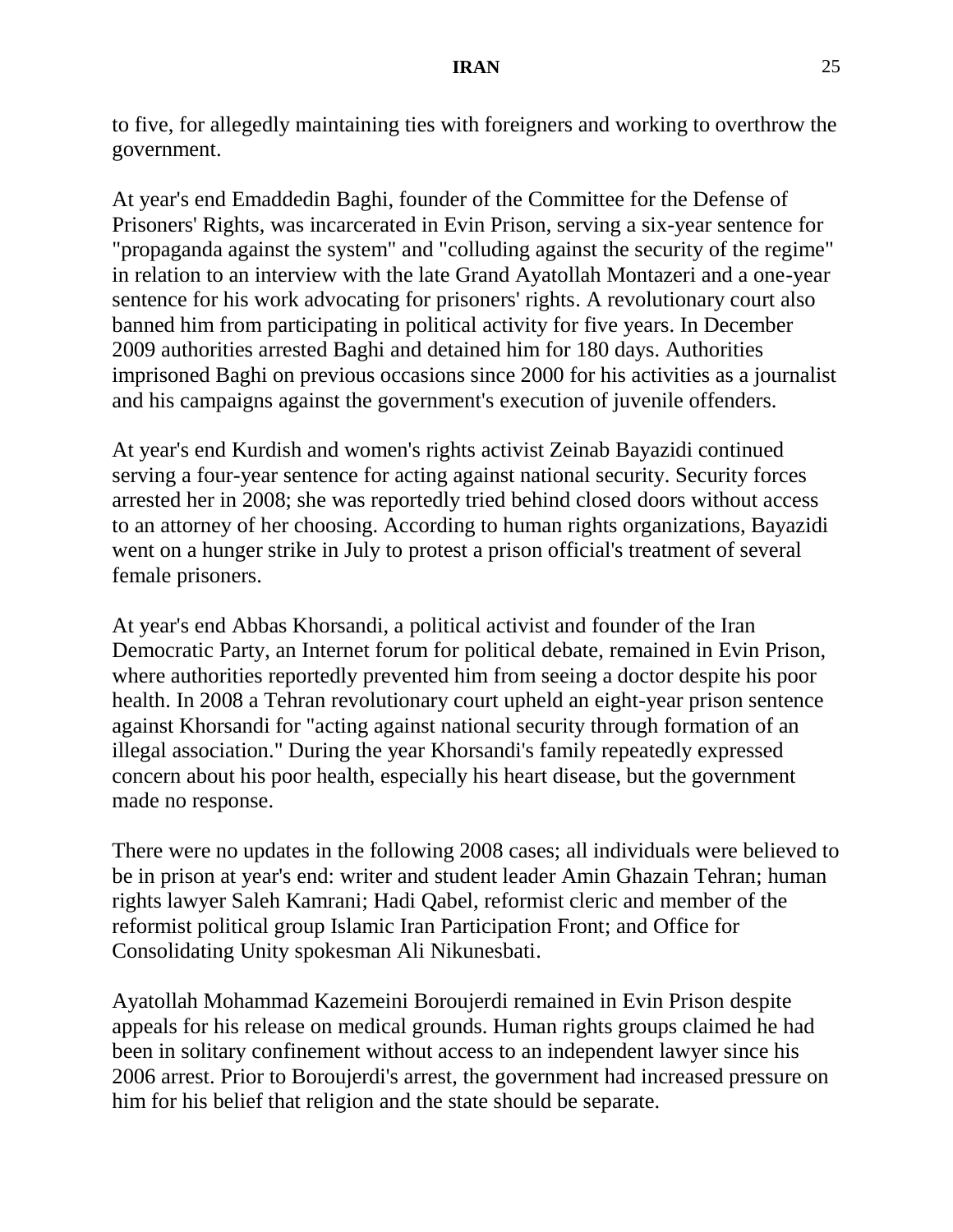to five, for allegedly maintaining ties with foreigners and working to overthrow the government.

At year's end Emaddedin Baghi, founder of the Committee for the Defense of Prisoners' Rights, was incarcerated in Evin Prison, serving a six-year sentence for "propaganda against the system" and "colluding against the security of the regime" in relation to an interview with the late Grand Ayatollah Montazeri and a one-year sentence for his work advocating for prisoners' rights. A revolutionary court also banned him from participating in political activity for five years. In December 2009 authorities arrested Baghi and detained him for 180 days. Authorities imprisoned Baghi on previous occasions since 2000 for his activities as a journalist and his campaigns against the government's execution of juvenile offenders.

At year's end Kurdish and women's rights activist Zeinab Bayazidi continued serving a four-year sentence for acting against national security. Security forces arrested her in 2008; she was reportedly tried behind closed doors without access to an attorney of her choosing. According to human rights organizations, Bayazidi went on a hunger strike in July to protest a prison official's treatment of several female prisoners.

At year's end Abbas Khorsandi, a political activist and founder of the Iran Democratic Party, an Internet forum for political debate, remained in Evin Prison, where authorities reportedly prevented him from seeing a doctor despite his poor health. In 2008 a Tehran revolutionary court upheld an eight-year prison sentence against Khorsandi for "acting against national security through formation of an illegal association." During the year Khorsandi's family repeatedly expressed concern about his poor health, especially his heart disease, but the government made no response.

There were no updates in the following 2008 cases; all individuals were believed to be in prison at year's end: writer and student leader Amin Ghazain Tehran; human rights lawyer Saleh Kamrani; Hadi Qabel, reformist cleric and member of the reformist political group Islamic Iran Participation Front; and Office for Consolidating Unity spokesman Ali Nikunesbati.

Ayatollah Mohammad Kazemeini Boroujerdi remained in Evin Prison despite appeals for his release on medical grounds. Human rights groups claimed he had been in solitary confinement without access to an independent lawyer since his 2006 arrest. Prior to Boroujerdi's arrest, the government had increased pressure on him for his belief that religion and the state should be separate.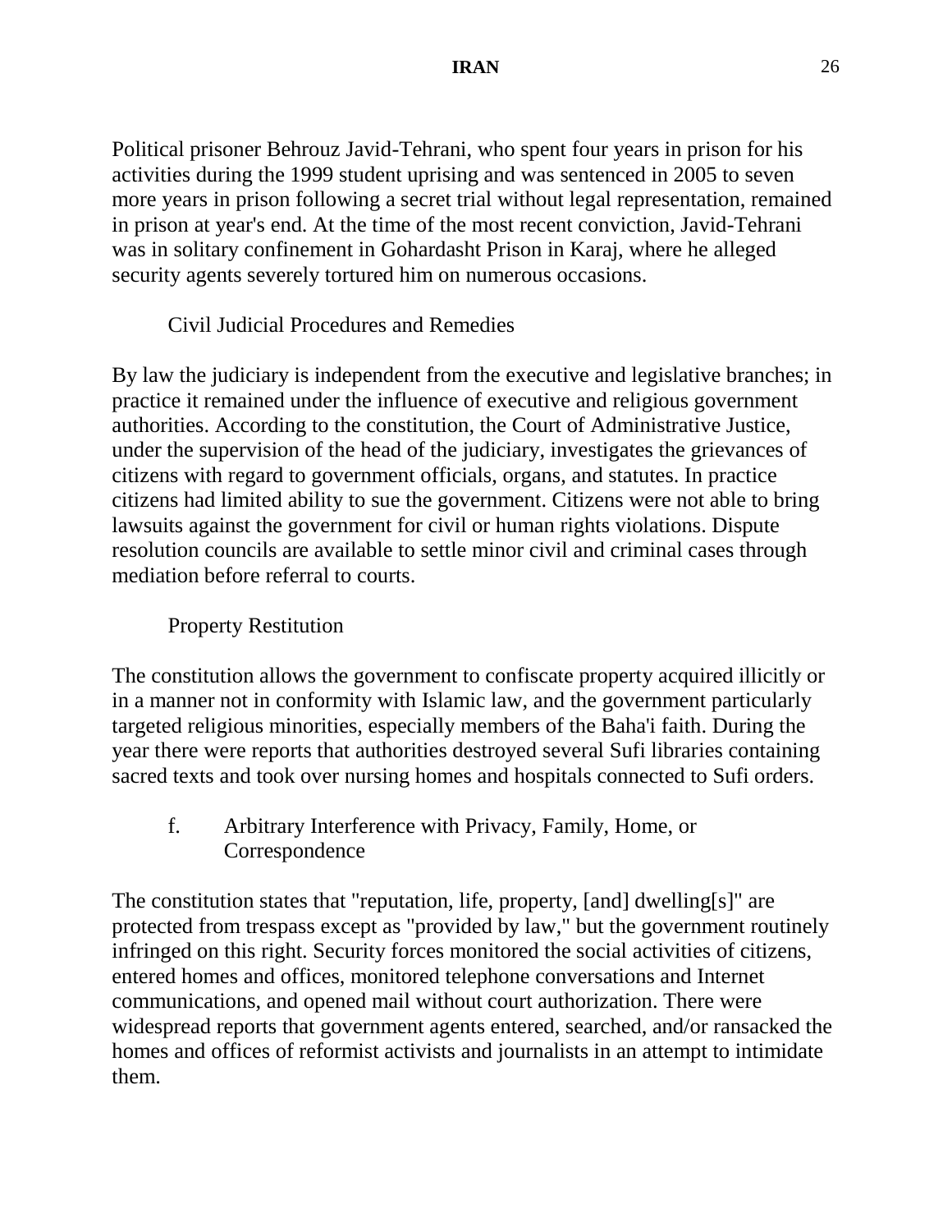Political prisoner Behrouz Javid-Tehrani, who spent four years in prison for his activities during the 1999 student uprising and was sentenced in 2005 to seven more years in prison following a secret trial without legal representation, remained in prison at year's end. At the time of the most recent conviction, Javid-Tehrani was in solitary confinement in Gohardasht Prison in Karaj, where he alleged security agents severely tortured him on numerous occasions.

### Civil Judicial Procedures and Remedies

By law the judiciary is independent from the executive and legislative branches; in practice it remained under the influence of executive and religious government authorities. According to the constitution, the Court of Administrative Justice, under the supervision of the head of the judiciary, investigates the grievances of citizens with regard to government officials, organs, and statutes. In practice citizens had limited ability to sue the government. Citizens were not able to bring lawsuits against the government for civil or human rights violations. Dispute resolution councils are available to settle minor civil and criminal cases through mediation before referral to courts.

### Property Restitution

The constitution allows the government to confiscate property acquired illicitly or in a manner not in conformity with Islamic law, and the government particularly targeted religious minorities, especially members of the Baha'i faith. During the year there were reports that authorities destroyed several Sufi libraries containing sacred texts and took over nursing homes and hospitals connected to Sufi orders.

## f. Arbitrary Interference with Privacy, Family, Home, or Correspondence

The constitution states that "reputation, life, property, [and] dwelling[s]" are protected from trespass except as "provided by law," but the government routinely infringed on this right. Security forces monitored the social activities of citizens, entered homes and offices, monitored telephone conversations and Internet communications, and opened mail without court authorization. There were widespread reports that government agents entered, searched, and/or ransacked the homes and offices of reformist activists and journalists in an attempt to intimidate them.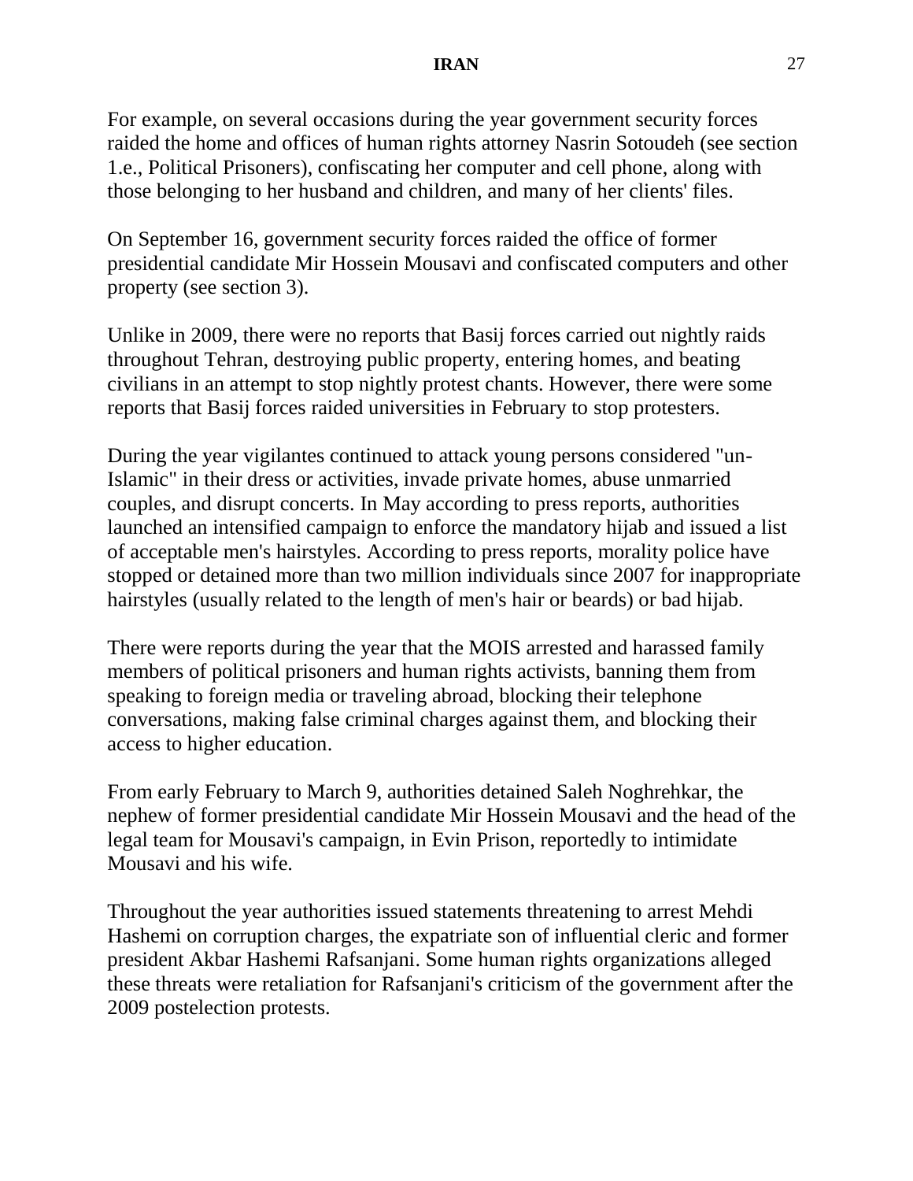For example, on several occasions during the year government security forces raided the home and offices of human rights attorney Nasrin Sotoudeh (see section 1.e., Political Prisoners), confiscating her computer and cell phone, along with those belonging to her husband and children, and many of her clients' files.

On September 16, government security forces raided the office of former presidential candidate Mir Hossein Mousavi and confiscated computers and other property (see section 3).

Unlike in 2009, there were no reports that Basij forces carried out nightly raids throughout Tehran, destroying public property, entering homes, and beating civilians in an attempt to stop nightly protest chants. However, there were some reports that Basij forces raided universities in February to stop protesters.

During the year vigilantes continued to attack young persons considered "un-Islamic" in their dress or activities, invade private homes, abuse unmarried couples, and disrupt concerts. In May according to press reports, authorities launched an intensified campaign to enforce the mandatory hijab and issued a list of acceptable men's hairstyles. According to press reports, morality police have stopped or detained more than two million individuals since 2007 for inappropriate hairstyles (usually related to the length of men's hair or beards) or bad hijab.

There were reports during the year that the MOIS arrested and harassed family members of political prisoners and human rights activists, banning them from speaking to foreign media or traveling abroad, blocking their telephone conversations, making false criminal charges against them, and blocking their access to higher education.

From early February to March 9, authorities detained Saleh Noghrehkar, the nephew of former presidential candidate Mir Hossein Mousavi and the head of the legal team for Mousavi's campaign, in Evin Prison, reportedly to intimidate Mousavi and his wife.

Throughout the year authorities issued statements threatening to arrest Mehdi Hashemi on corruption charges, the expatriate son of influential cleric and former president Akbar Hashemi Rafsanjani. Some human rights organizations alleged these threats were retaliation for Rafsanjani's criticism of the government after the 2009 postelection protests.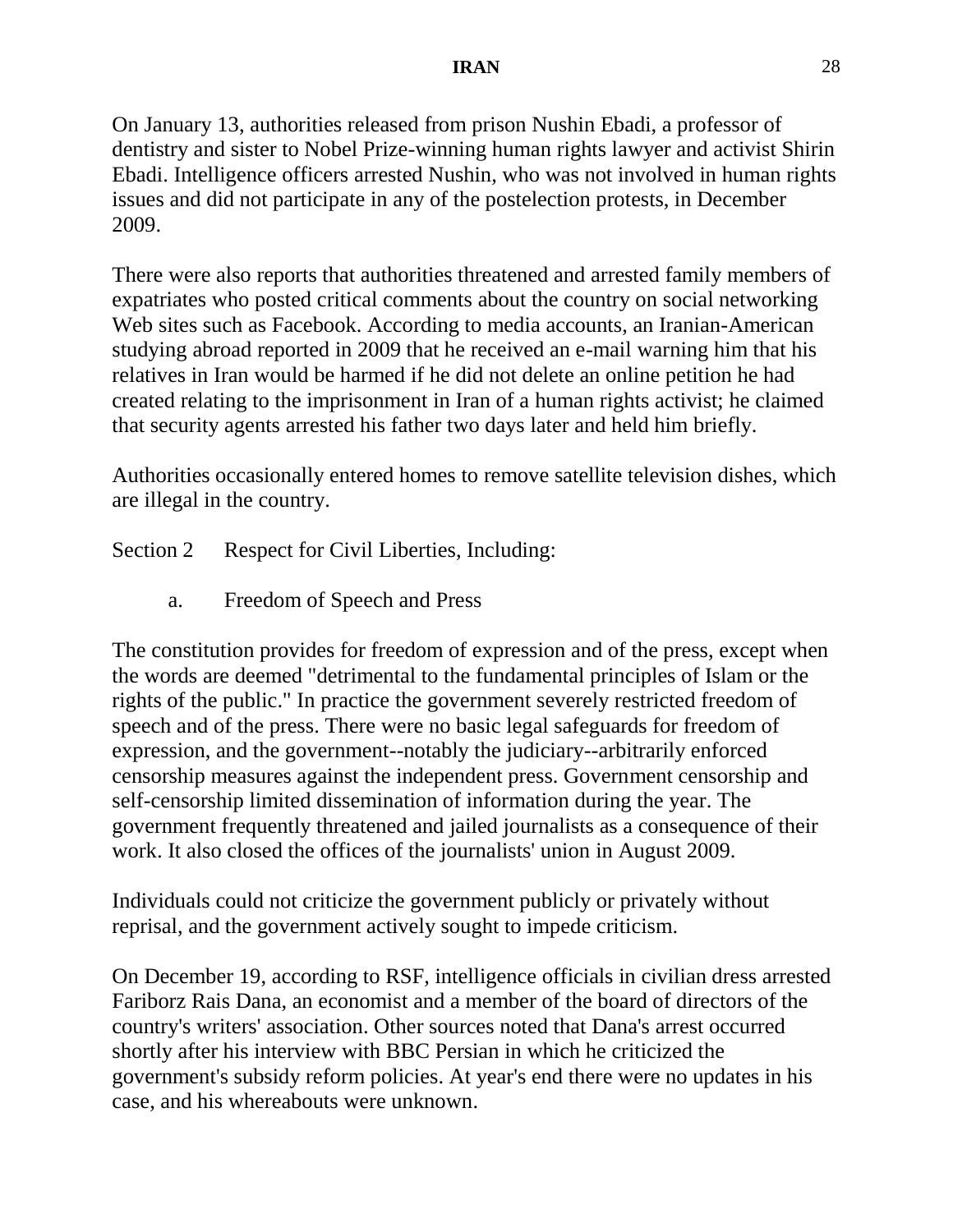On January 13, authorities released from prison Nushin Ebadi, a professor of dentistry and sister to Nobel Prize-winning human rights lawyer and activist Shirin Ebadi. Intelligence officers arrested Nushin, who was not involved in human rights issues and did not participate in any of the postelection protests, in December 2009.

There were also reports that authorities threatened and arrested family members of expatriates who posted critical comments about the country on social networking Web sites such as Facebook. According to media accounts, an Iranian-American studying abroad reported in 2009 that he received an e-mail warning him that his relatives in Iran would be harmed if he did not delete an online petition he had created relating to the imprisonment in Iran of a human rights activist; he claimed that security agents arrested his father two days later and held him briefly.

Authorities occasionally entered homes to remove satellite television dishes, which are illegal in the country.

## Section 2 Respect for Civil Liberties, Including:

### a. Freedom of Speech and Press

The constitution provides for freedom of expression and of the press, except when the words are deemed "detrimental to the fundamental principles of Islam or the rights of the public." In practice the government severely restricted freedom of speech and of the press. There were no basic legal safeguards for freedom of expression, and the government--notably the judiciary--arbitrarily enforced censorship measures against the independent press. Government censorship and self-censorship limited dissemination of information during the year. The government frequently threatened and jailed journalists as a consequence of their work. It also closed the offices of the journalists' union in August 2009.

Individuals could not criticize the government publicly or privately without reprisal, and the government actively sought to impede criticism.

On December 19, according to RSF, intelligence officials in civilian dress arrested Fariborz Rais Dana, an economist and a member of the board of directors of the country's writers' association. Other sources noted that Dana's arrest occurred shortly after his interview with BBC Persian in which he criticized the government's subsidy reform policies. At year's end there were no updates in his case, and his whereabouts were unknown.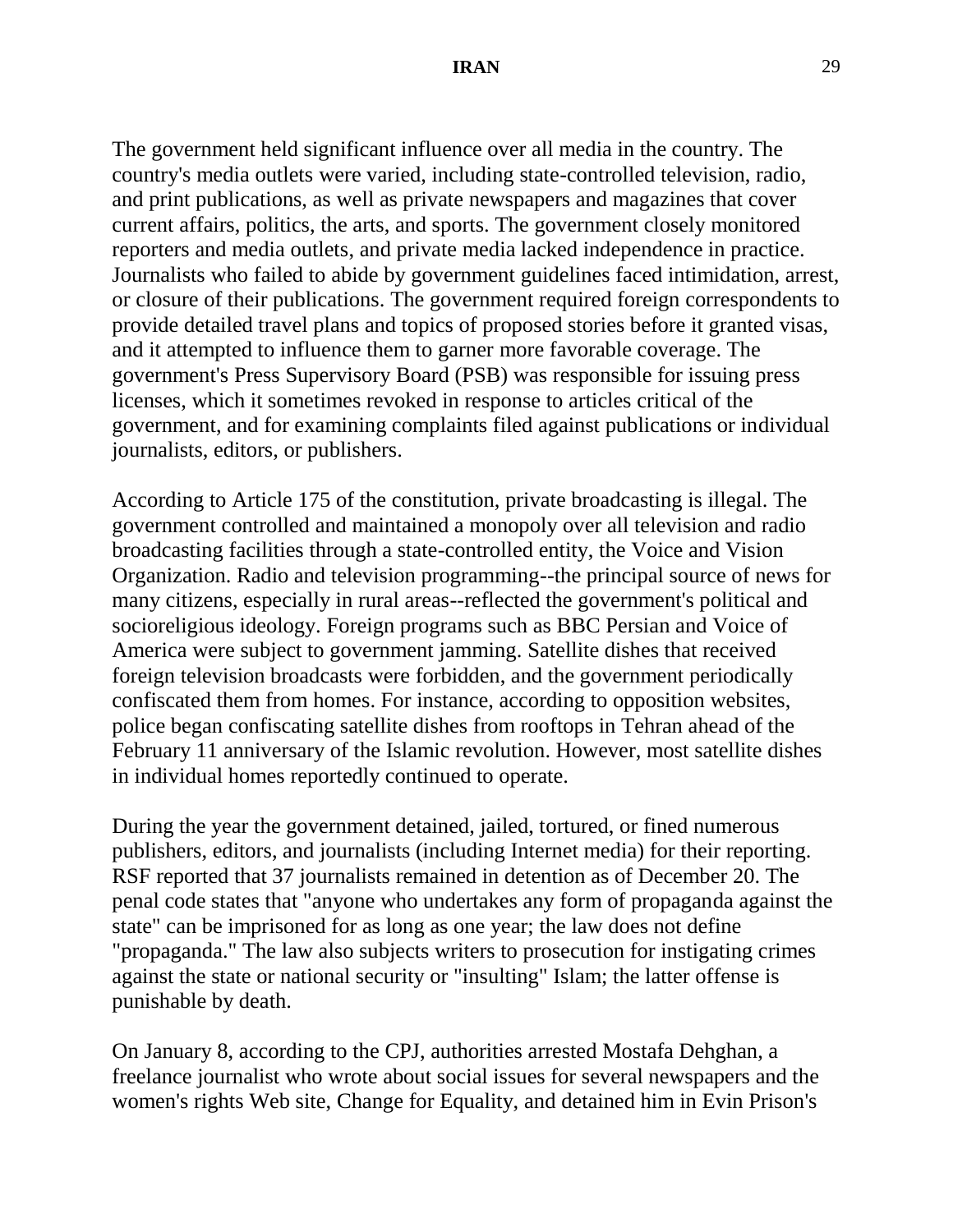The government held significant influence over all media in the country. The country's media outlets were varied, including state-controlled television, radio, and print publications, as well as private newspapers and magazines that cover current affairs, politics, the arts, and sports. The government closely monitored reporters and media outlets, and private media lacked independence in practice. Journalists who failed to abide by government guidelines faced intimidation, arrest, or closure of their publications. The government required foreign correspondents to provide detailed travel plans and topics of proposed stories before it granted visas, and it attempted to influence them to garner more favorable coverage. The government's Press Supervisory Board (PSB) was responsible for issuing press licenses, which it sometimes revoked in response to articles critical of the government, and for examining complaints filed against publications or individual journalists, editors, or publishers.

According to Article 175 of the constitution, private broadcasting is illegal. The government controlled and maintained a monopoly over all television and radio broadcasting facilities through a state-controlled entity, the Voice and Vision Organization. Radio and television programming--the principal source of news for many citizens, especially in rural areas--reflected the government's political and socioreligious ideology. Foreign programs such as BBC Persian and Voice of America were subject to government jamming. Satellite dishes that received foreign television broadcasts were forbidden, and the government periodically confiscated them from homes. For instance, according to opposition websites, police began confiscating satellite dishes from rooftops in Tehran ahead of the February 11 anniversary of the Islamic revolution. However, most satellite dishes in individual homes reportedly continued to operate.

During the year the government detained, jailed, tortured, or fined numerous publishers, editors, and journalists (including Internet media) for their reporting. RSF reported that 37 journalists remained in detention as of December 20. The penal code states that "anyone who undertakes any form of propaganda against the state" can be imprisoned for as long as one year; the law does not define "propaganda." The law also subjects writers to prosecution for instigating crimes against the state or national security or "insulting" Islam; the latter offense is punishable by death.

On January 8, according to the CPJ, authorities arrested Mostafa Dehghan, a freelance journalist who wrote about social issues for several newspapers and the women's rights Web site, Change for Equality, and detained him in Evin Prison's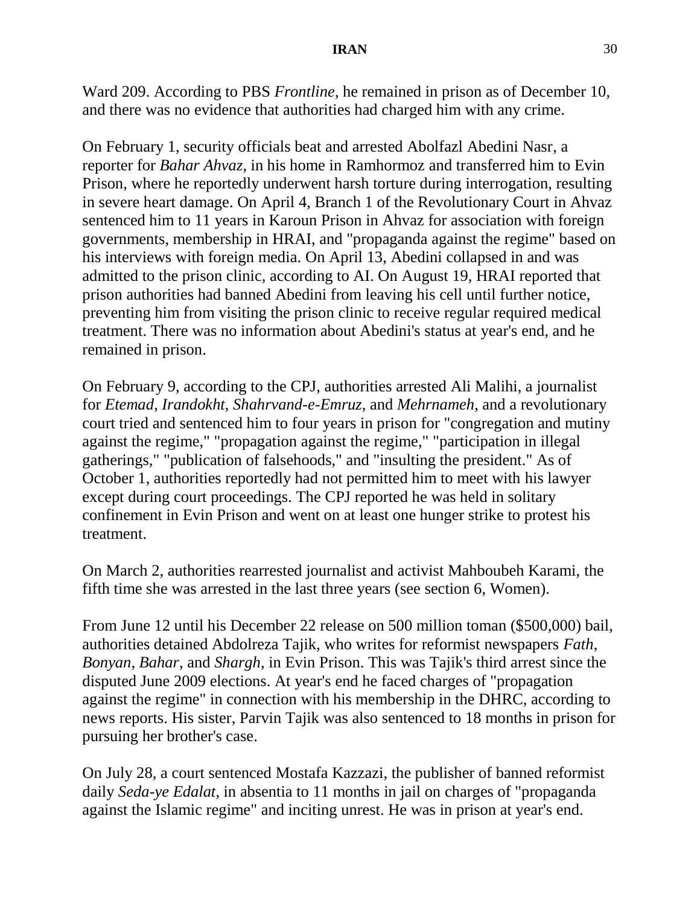Ward 209. According to PBS *Frontline*, he remained in prison as of December 10, and there was no evidence that authorities had charged him with any crime.

On February 1, security officials beat and arrested Abolfazl Abedini Nasr, a reporter for *Bahar Ahvaz*, in his home in Ramhormoz and transferred him to Evin Prison, where he reportedly underwent harsh torture during interrogation, resulting in severe heart damage. On April 4, Branch 1 of the Revolutionary Court in Ahvaz sentenced him to 11 years in Karoun Prison in Ahvaz for association with foreign governments, membership in HRAI, and "propaganda against the regime" based on his interviews with foreign media. On April 13, Abedini collapsed in and was admitted to the prison clinic, according to AI. On August 19, HRAI reported that prison authorities had banned Abedini from leaving his cell until further notice, preventing him from visiting the prison clinic to receive regular required medical treatment. There was no information about Abedini's status at year's end, and he remained in prison.

On February 9, according to the CPJ, authorities arrested Ali Malihi, a journalist for *Etemad*, *Irandokht*, *Shahrvand-e-Emruz*, and *Mehrnameh*, and a revolutionary court tried and sentenced him to four years in prison for "congregation and mutiny against the regime," "propagation against the regime," "participation in illegal gatherings," "publication of falsehoods," and "insulting the president." As of October 1, authorities reportedly had not permitted him to meet with his lawyer except during court proceedings. The CPJ reported he was held in solitary confinement in Evin Prison and went on at least one hunger strike to protest his treatment.

On March 2, authorities rearrested journalist and activist Mahboubeh Karami, the fifth time she was arrested in the last three years (see section 6, Women).

From June 12 until his December 22 release on 500 million toman ($500,000) bail, authorities detained Abdolreza Tajik, who writes for reformist newspapers *Fath*, *Bonyan*, *Bahar*, and *Shargh*, in Evin Prison. This was Tajik's third arrest since the disputed June 2009 elections. At year's end he faced charges of "propagation against the regime" in connection with his membership in the DHRC, according to news reports. His sister, Parvin Tajik was also sentenced to 18 months in prison for pursuing her brother's case.

On July 28, a court sentenced Mostafa Kazzazi, the publisher of banned reformist daily *Seda-ye Edalat*, in absentia to 11 months in jail on charges of "propaganda against the Islamic regime" and inciting unrest. He was in prison at year's end.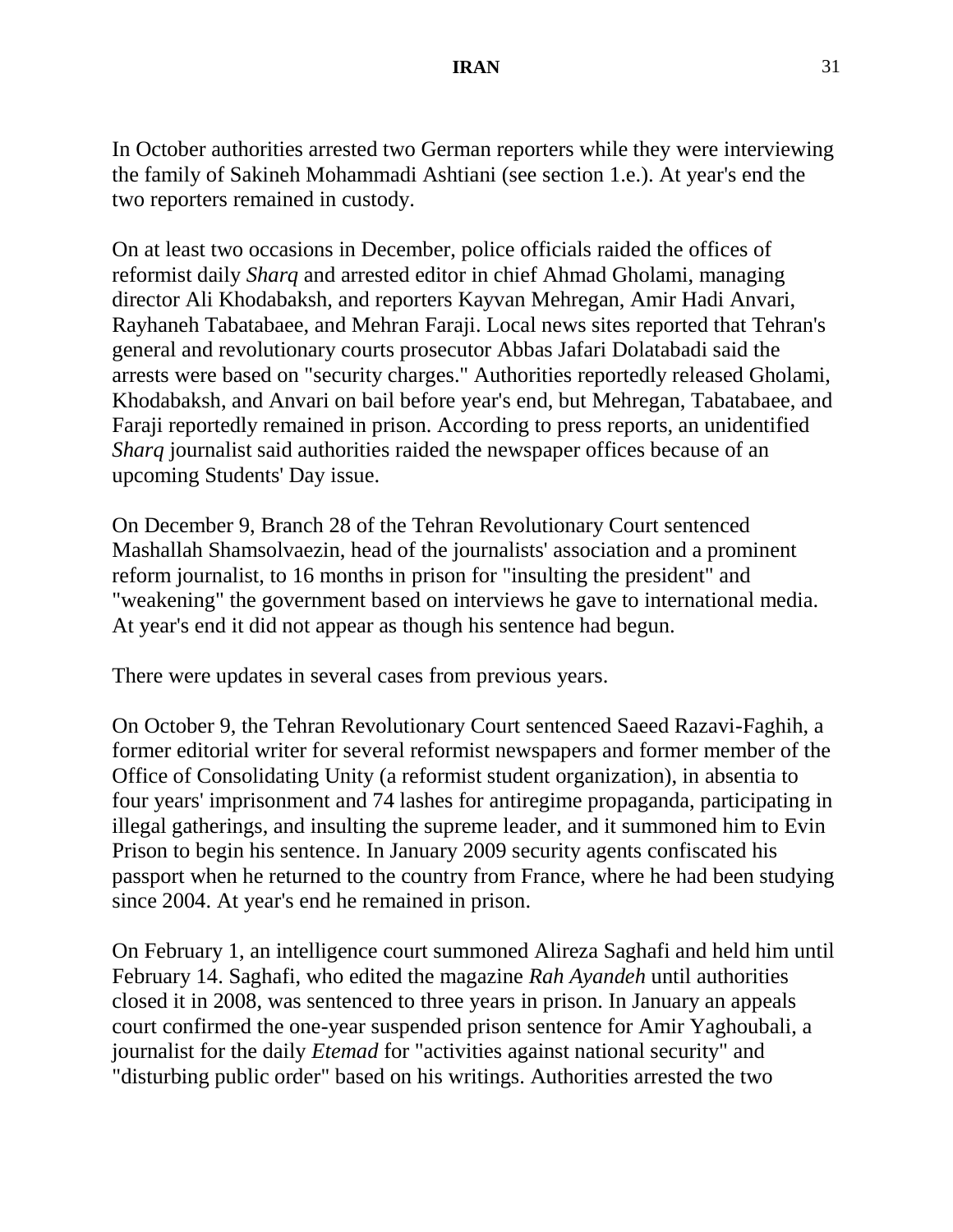In October authorities arrested two German reporters while they were interviewing the family of Sakineh Mohammadi Ashtiani (see section 1.e.). At year's end the two reporters remained in custody.

On at least two occasions in December, police officials raided the offices of reformist daily *Sharq* and arrested editor in chief Ahmad Gholami, managing director Ali Khodabaksh, and reporters Kayvan Mehregan, Amir Hadi Anvari, Rayhaneh Tabatabaee, and Mehran Faraji. Local news sites reported that Tehran's general and revolutionary courts prosecutor Abbas Jafari Dolatabadi said the arrests were based on "security charges." Authorities reportedly released Gholami, Khodabaksh, and Anvari on bail before year's end, but Mehregan, Tabatabaee, and Faraji reportedly remained in prison. According to press reports, an unidentified *Sharq* journalist said authorities raided the newspaper offices because of an upcoming Students' Day issue.

On December 9, Branch 28 of the Tehran Revolutionary Court sentenced Mashallah Shamsolvaezin, head of the journalists' association and a prominent reform journalist, to 16 months in prison for "insulting the president" and "weakening" the government based on interviews he gave to international media. At year's end it did not appear as though his sentence had begun.

There were updates in several cases from previous years.

On October 9, the Tehran Revolutionary Court sentenced Saeed Razavi-Faghih, a former editorial writer for several reformist newspapers and former member of the Office of Consolidating Unity (a reformist student organization), in absentia to four years' imprisonment and 74 lashes for antiregime propaganda, participating in illegal gatherings, and insulting the supreme leader, and it summoned him to Evin Prison to begin his sentence. In January 2009 security agents confiscated his passport when he returned to the country from France, where he had been studying since 2004. At year's end he remained in prison.

On February 1, an intelligence court summoned Alireza Saghafi and held him until February 14. Saghafi, who edited the magazine *Rah Ayandeh* until authorities closed it in 2008, was sentenced to three years in prison. In January an appeals court confirmed the one-year suspended prison sentence for Amir Yaghoubali, a journalist for the daily *Etemad* for "activities against national security" and "disturbing public order" based on his writings. Authorities arrested the two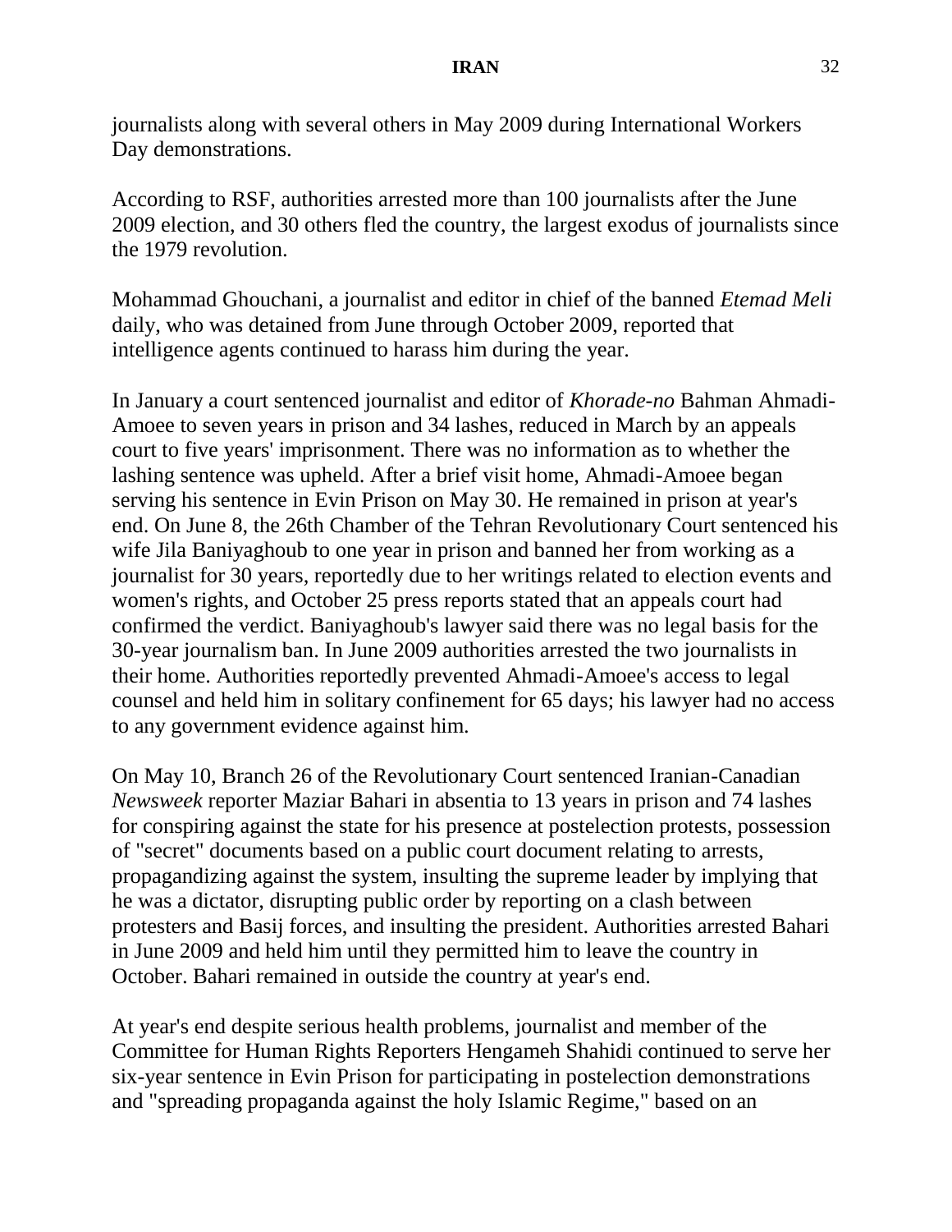journalists along with several others in May 2009 during International Workers Day demonstrations.

According to RSF, authorities arrested more than 100 journalists after the June 2009 election, and 30 others fled the country, the largest exodus of journalists since the 1979 revolution.

Mohammad Ghouchani, a journalist and editor in chief of the banned *Etemad Meli* daily, who was detained from June through October 2009, reported that intelligence agents continued to harass him during the year.

In January a court sentenced journalist and editor of *Khorade-no* Bahman Ahmadi-Amoee to seven years in prison and 34 lashes, reduced in March by an appeals court to five years' imprisonment. There was no information as to whether the lashing sentence was upheld. After a brief visit home, Ahmadi-Amoee began serving his sentence in Evin Prison on May 30. He remained in prison at year's end. On June 8, the 26th Chamber of the Tehran Revolutionary Court sentenced his wife Jila Baniyaghoub to one year in prison and banned her from working as a journalist for 30 years, reportedly due to her writings related to election events and women's rights, and October 25 press reports stated that an appeals court had confirmed the verdict. Baniyaghoub's lawyer said there was no legal basis for the 30-year journalism ban. In June 2009 authorities arrested the two journalists in their home. Authorities reportedly prevented Ahmadi-Amoee's access to legal counsel and held him in solitary confinement for 65 days; his lawyer had no access to any government evidence against him.

On May 10, Branch 26 of the Revolutionary Court sentenced Iranian-Canadian *Newsweek* reporter Maziar Bahari in absentia to 13 years in prison and 74 lashes for conspiring against the state for his presence at postelection protests, possession of "secret" documents based on a public court document relating to arrests, propagandizing against the system, insulting the supreme leader by implying that he was a dictator, disrupting public order by reporting on a clash between protesters and Basij forces, and insulting the president. Authorities arrested Bahari in June 2009 and held him until they permitted him to leave the country in October. Bahari remained in outside the country at year's end.

At year's end despite serious health problems, journalist and member of the Committee for Human Rights Reporters Hengameh Shahidi continued to serve her six-year sentence in Evin Prison for participating in postelection demonstrations and "spreading propaganda against the holy Islamic Regime," based on an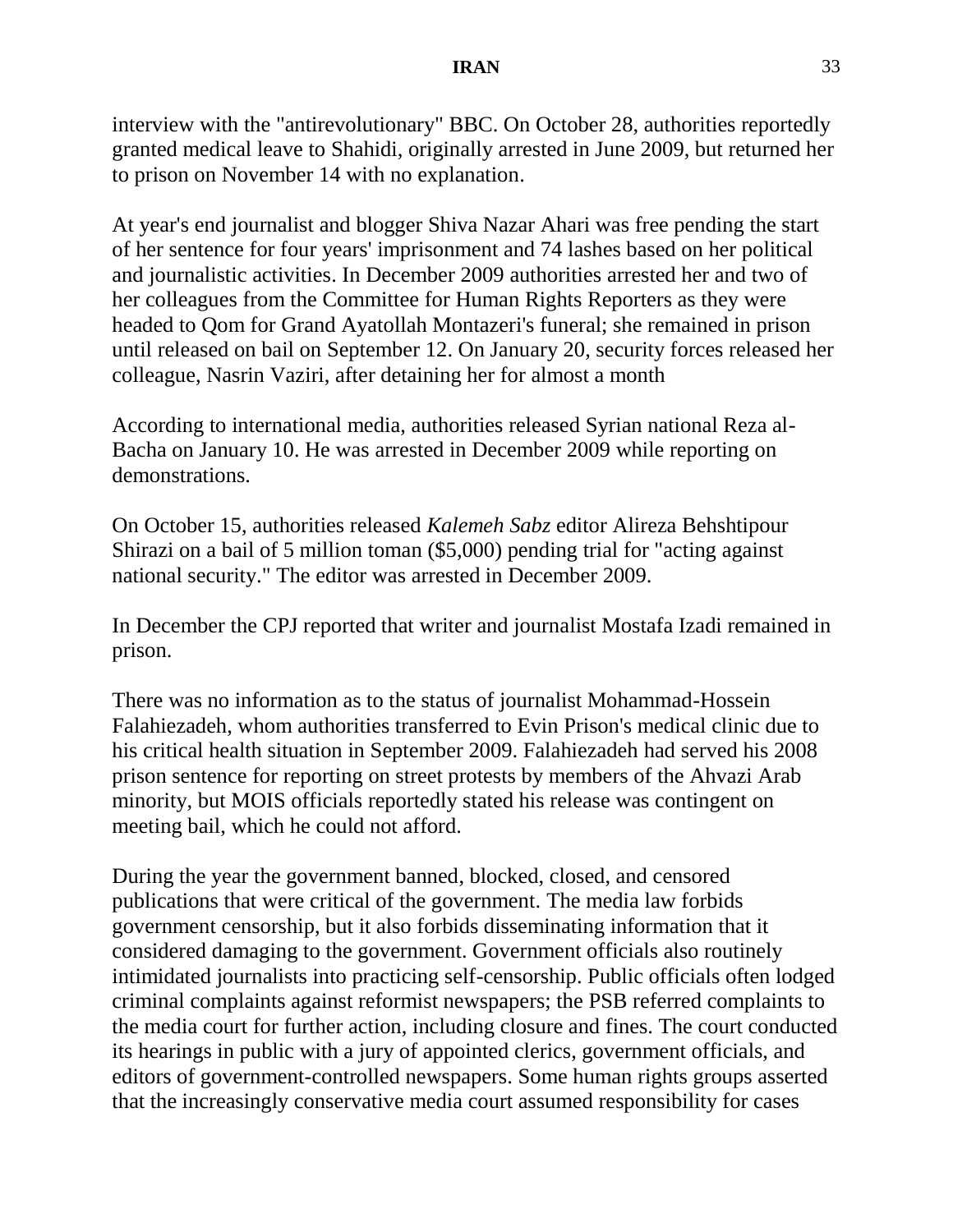interview with the "antirevolutionary" BBC. On October 28, authorities reportedly granted medical leave to Shahidi, originally arrested in June 2009, but returned her to prison on November 14 with no explanation.

At year's end journalist and blogger Shiva Nazar Ahari was free pending the start of her sentence for four years' imprisonment and 74 lashes based on her political and journalistic activities. In December 2009 authorities arrested her and two of her colleagues from the Committee for Human Rights Reporters as they were headed to Qom for Grand Ayatollah Montazeri's funeral; she remained in prison until released on bail on September 12. On January 20, security forces released her colleague, Nasrin Vaziri, after detaining her for almost a month

According to international media, authorities released Syrian national Reza al-Bacha on January 10. He was arrested in December 2009 while reporting on demonstrations.

On October 15, authorities released *Kalemeh Sabz* editor Alireza Behshtipour Shirazi on a bail of 5 million toman ($5,000) pending trial for "acting against national security." The editor was arrested in December 2009.

In December the CPJ reported that writer and journalist Mostafa Izadi remained in prison.

There was no information as to the status of journalist Mohammad-Hossein Falahiezadeh, whom authorities transferred to Evin Prison's medical clinic due to his critical health situation in September 2009. Falahiezadeh had served his 2008 prison sentence for reporting on street protests by members of the Ahvazi Arab minority, but MOIS officials reportedly stated his release was contingent on meeting bail, which he could not afford.

During the year the government banned, blocked, closed, and censored publications that were critical of the government. The media law forbids government censorship, but it also forbids disseminating information that it considered damaging to the government. Government officials also routinely intimidated journalists into practicing self-censorship. Public officials often lodged criminal complaints against reformist newspapers; the PSB referred complaints to the media court for further action, including closure and fines. The court conducted its hearings in public with a jury of appointed clerics, government officials, and editors of government-controlled newspapers. Some human rights groups asserted that the increasingly conservative media court assumed responsibility for cases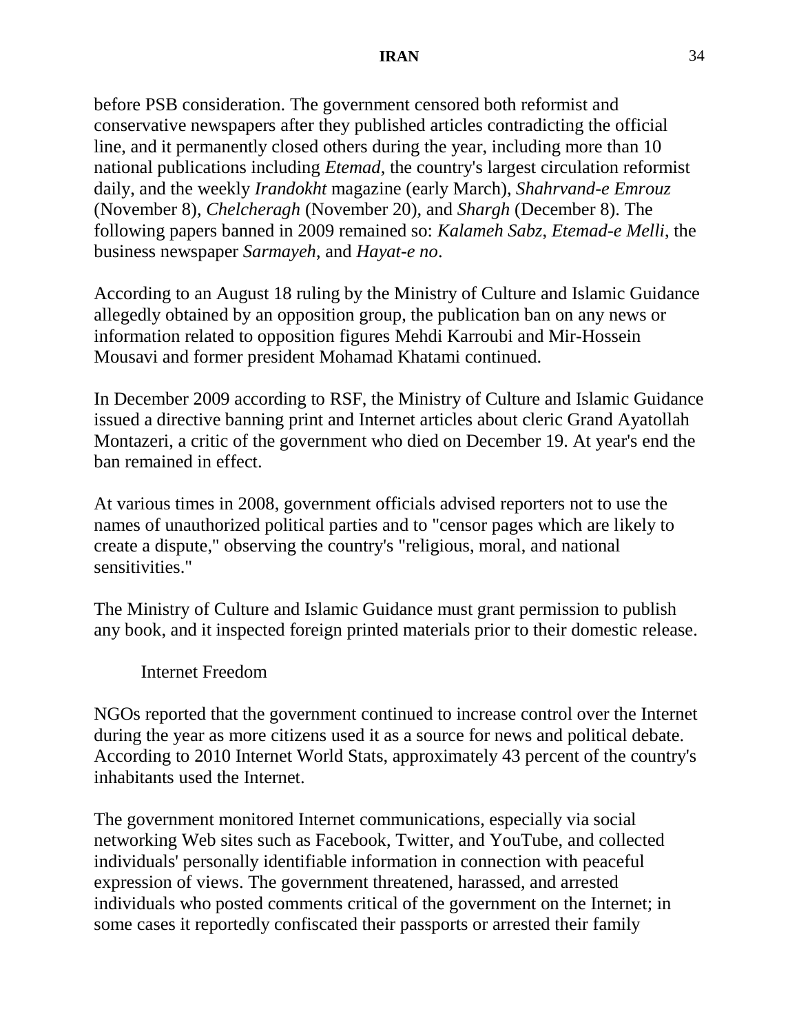before PSB consideration. The government censored both reformist and conservative newspapers after they published articles contradicting the official line, and it permanently closed others during the year, including more than 10 national publications including *Etemad*, the country's largest circulation reformist daily, and the weekly *Irandokht* magazine (early March), *Shahrvand-e Emrouz* (November 8), *Chelcheragh* (November 20), and *Shargh* (December 8). The following papers banned in 2009 remained so: *Kalameh Sabz*, *Etemad-e Melli*, the business newspaper *Sarmayeh*, and *Hayat-e no*.

According to an August 18 ruling by the Ministry of Culture and Islamic Guidance allegedly obtained by an opposition group, the publication ban on any news or information related to opposition figures Mehdi Karroubi and Mir-Hossein Mousavi and former president Mohamad Khatami continued.

In December 2009 according to RSF, the Ministry of Culture and Islamic Guidance issued a directive banning print and Internet articles about cleric Grand Ayatollah Montazeri, a critic of the government who died on December 19. At year's end the ban remained in effect.

At various times in 2008, government officials advised reporters not to use the names of unauthorized political parties and to "censor pages which are likely to create a dispute," observing the country's "religious, moral, and national sensitivities."

The Ministry of Culture and Islamic Guidance must grant permission to publish any book, and it inspected foreign printed materials prior to their domestic release.

## Internet Freedom

NGOs reported that the government continued to increase control over the Internet during the year as more citizens used it as a source for news and political debate. According to 2010 Internet World Stats, approximately 43 percent of the country's inhabitants used the Internet.

The government monitored Internet communications, especially via social networking Web sites such as Facebook, Twitter, and YouTube, and collected individuals' personally identifiable information in connection with peaceful expression of views. The government threatened, harassed, and arrested individuals who posted comments critical of the government on the Internet; in some cases it reportedly confiscated their passports or arrested their family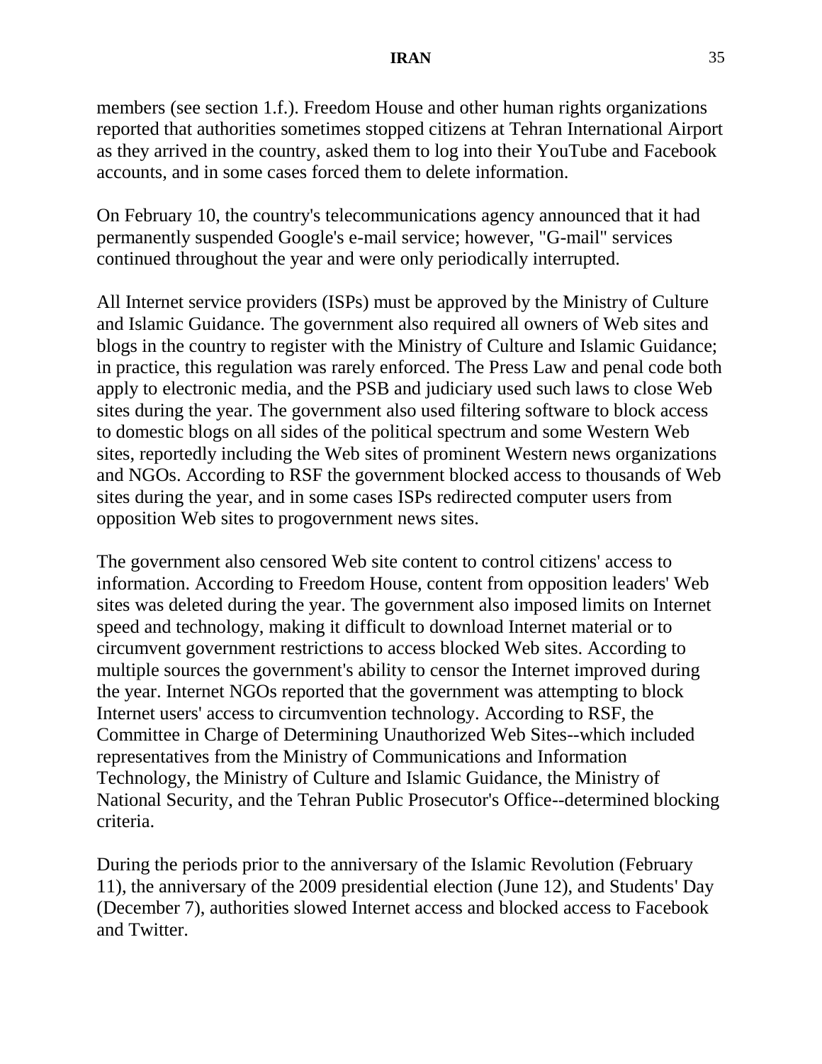members (see section 1.f.). Freedom House and other human rights organizations reported that authorities sometimes stopped citizens at Tehran International Airport as they arrived in the country, asked them to log into their YouTube and Facebook accounts, and in some cases forced them to delete information.

On February 10, the country's telecommunications agency announced that it had permanently suspended Google's e-mail service; however, "G-mail" services continued throughout the year and were only periodically interrupted.

All Internet service providers (ISPs) must be approved by the Ministry of Culture and Islamic Guidance. The government also required all owners of Web sites and blogs in the country to register with the Ministry of Culture and Islamic Guidance; in practice, this regulation was rarely enforced. The Press Law and penal code both apply to electronic media, and the PSB and judiciary used such laws to close Web sites during the year. The government also used filtering software to block access to domestic blogs on all sides of the political spectrum and some Western Web sites, reportedly including the Web sites of prominent Western news organizations and NGOs. According to RSF the government blocked access to thousands of Web sites during the year, and in some cases ISPs redirected computer users from opposition Web sites to progovernment news sites.

The government also censored Web site content to control citizens' access to information. According to Freedom House, content from opposition leaders' Web sites was deleted during the year. The government also imposed limits on Internet speed and technology, making it difficult to download Internet material or to circumvent government restrictions to access blocked Web sites. According to multiple sources the government's ability to censor the Internet improved during the year. Internet NGOs reported that the government was attempting to block Internet users' access to circumvention technology. According to RSF, the Committee in Charge of Determining Unauthorized Web Sites--which included representatives from the Ministry of Communications and Information Technology, the Ministry of Culture and Islamic Guidance, the Ministry of National Security, and the Tehran Public Prosecutor's Office--determined blocking criteria.

During the periods prior to the anniversary of the Islamic Revolution (February 11), the anniversary of the 2009 presidential election (June 12), and Students' Day (December 7), authorities slowed Internet access and blocked access to Facebook and Twitter.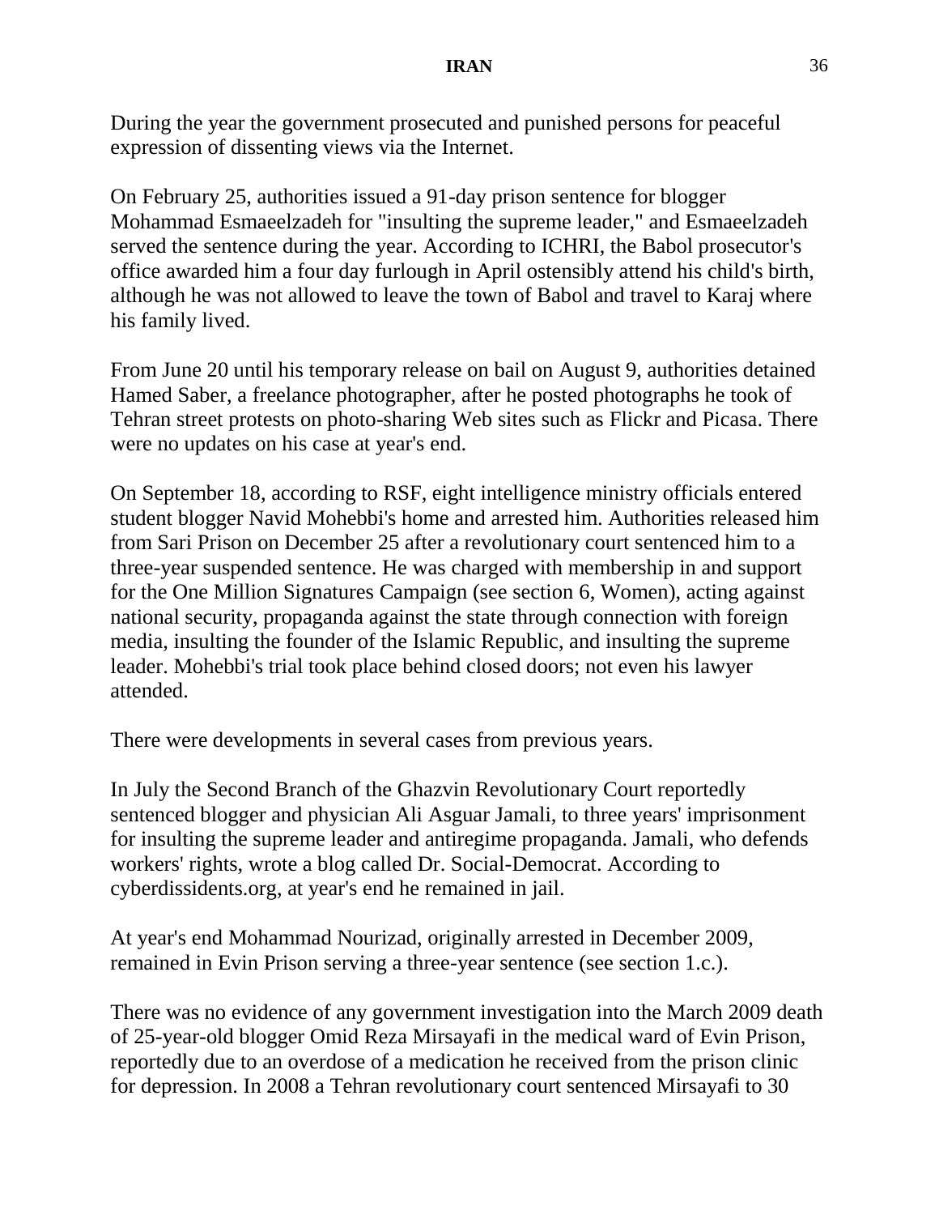During the year the government prosecuted and punished persons for peaceful expression of dissenting views via the Internet.

On February 25, authorities issued a 91-day prison sentence for blogger Mohammad Esmaeelzadeh for "insulting the supreme leader," and Esmaeelzadeh served the sentence during the year. According to ICHRI, the Babol prosecutor's office awarded him a four day furlough in April ostensibly attend his child's birth, although he was not allowed to leave the town of Babol and travel to Karaj where his family lived.

From June 20 until his temporary release on bail on August 9, authorities detained Hamed Saber, a freelance photographer, after he posted photographs he took of Tehran street protests on photo-sharing Web sites such as Flickr and Picasa. There were no updates on his case at year's end.

On September 18, according to RSF, eight intelligence ministry officials entered student blogger Navid Mohebbi's home and arrested him. Authorities released him from Sari Prison on December 25 after a revolutionary court sentenced him to a three-year suspended sentence. He was charged with membership in and support for the One Million Signatures Campaign (see section 6, Women), acting against national security, propaganda against the state through connection with foreign media, insulting the founder of the Islamic Republic, and insulting the supreme leader. Mohebbi's trial took place behind closed doors; not even his lawyer attended.

There were developments in several cases from previous years.

In July the Second Branch of the Ghazvin Revolutionary Court reportedly sentenced blogger and physician Ali Asguar Jamali, to three years' imprisonment for insulting the supreme leader and antiregime propaganda. Jamali, who defends workers' rights, wrote a blog called Dr. Social-Democrat. According to cyberdissidents.org, at year's end he remained in jail.

At year's end Mohammad Nourizad, originally arrested in December 2009, remained in Evin Prison serving a three-year sentence (see section 1.c.).

There was no evidence of any government investigation into the March 2009 death of 25-year-old blogger Omid Reza Mirsayafi in the medical ward of Evin Prison, reportedly due to an overdose of a medication he received from the prison clinic for depression. In 2008 a Tehran revolutionary court sentenced Mirsayafi to 30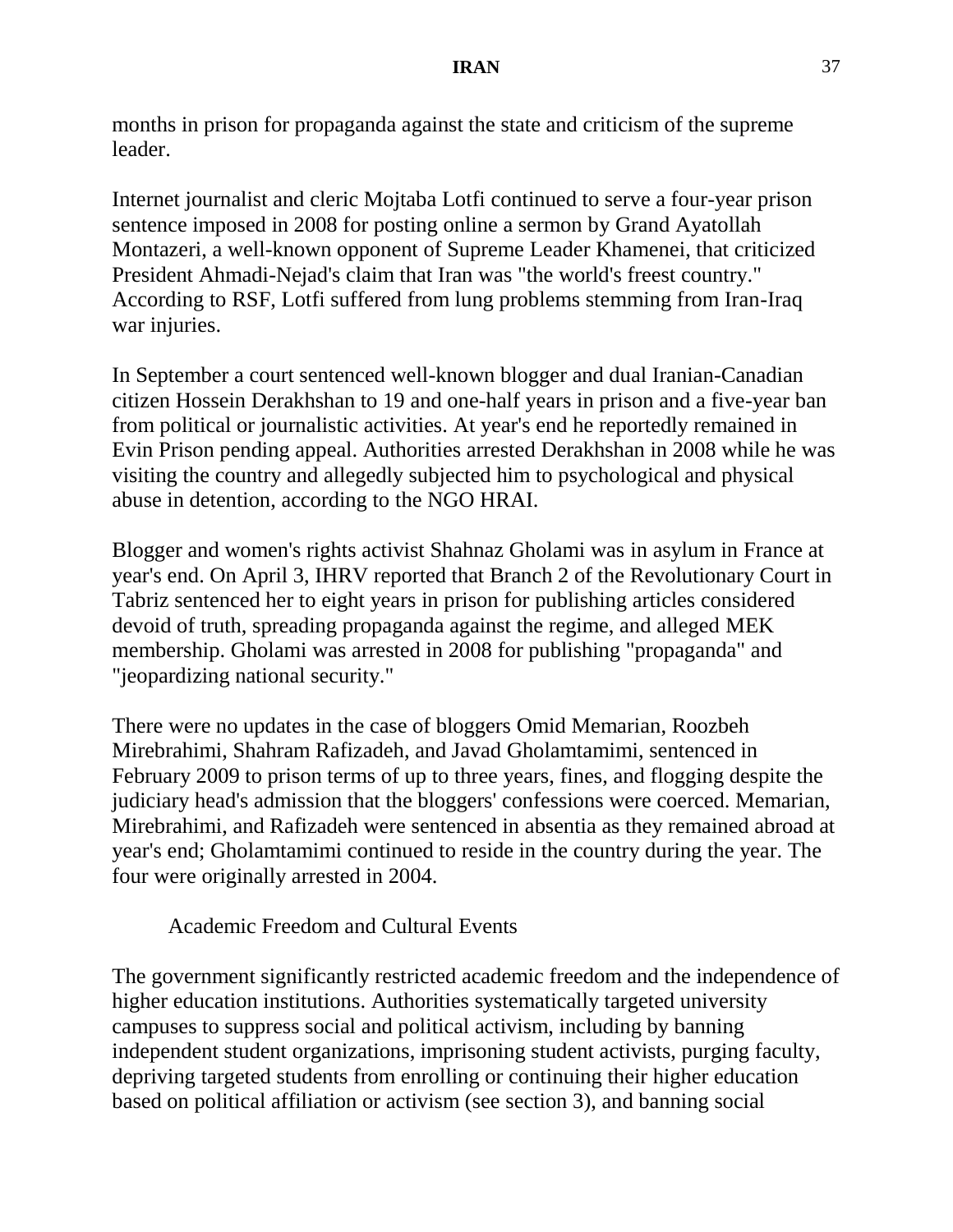months in prison for propaganda against the state and criticism of the supreme leader.

Internet journalist and cleric Mojtaba Lotfi continued to serve a four-year prison sentence imposed in 2008 for posting online a sermon by Grand Ayatollah Montazeri, a well-known opponent of Supreme Leader Khamenei, that criticized President Ahmadi-Nejad's claim that Iran was "the world's freest country." According to RSF, Lotfi suffered from lung problems stemming from Iran-Iraq war injuries.

In September a court sentenced well-known blogger and dual Iranian-Canadian citizen Hossein Derakhshan to 19 and one-half years in prison and a five-year ban from political or journalistic activities. At year's end he reportedly remained in Evin Prison pending appeal. Authorities arrested Derakhshan in 2008 while he was visiting the country and allegedly subjected him to psychological and physical abuse in detention, according to the NGO HRAI.

Blogger and women's rights activist Shahnaz Gholami was in asylum in France at year's end. On April 3, IHRV reported that Branch 2 of the Revolutionary Court in Tabriz sentenced her to eight years in prison for publishing articles considered devoid of truth, spreading propaganda against the regime, and alleged MEK membership. Gholami was arrested in 2008 for publishing "propaganda" and "jeopardizing national security."

There were no updates in the case of bloggers Omid Memarian, Roozbeh Mirebrahimi, Shahram Rafizadeh, and Javad Gholamtamimi, sentenced in February 2009 to prison terms of up to three years, fines, and flogging despite the judiciary head's admission that the bloggers' confessions were coerced. Memarian, Mirebrahimi, and Rafizadeh were sentenced in absentia as they remained abroad at year's end; Gholamtamimi continued to reside in the country during the year. The four were originally arrested in 2004.

### Academic Freedom and Cultural Events

The government significantly restricted academic freedom and the independence of higher education institutions. Authorities systematically targeted university campuses to suppress social and political activism, including by banning independent student organizations, imprisoning student activists, purging faculty, depriving targeted students from enrolling or continuing their higher education based on political affiliation or activism (see section 3), and banning social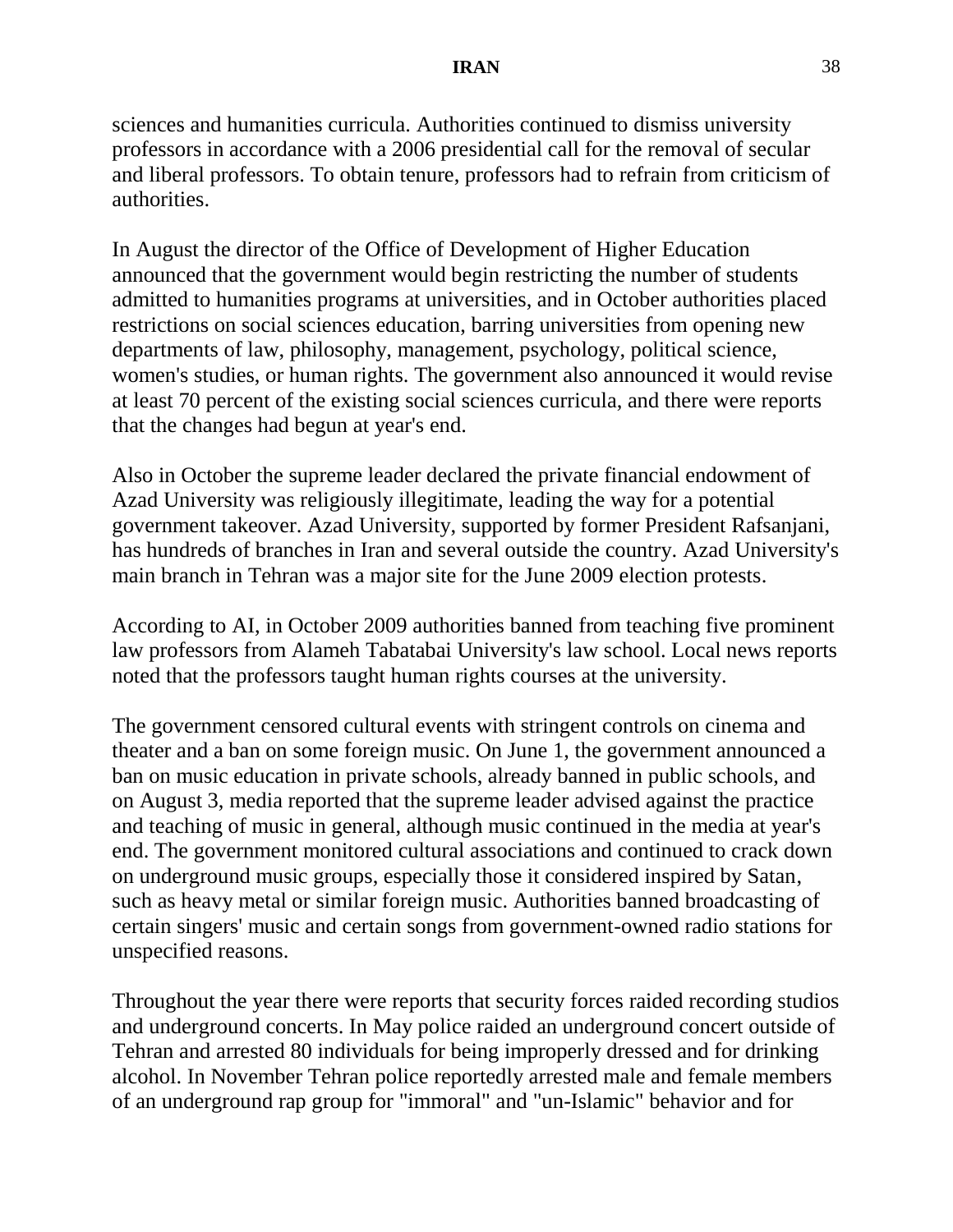sciences and humanities curricula. Authorities continued to dismiss university professors in accordance with a 2006 presidential call for the removal of secular and liberal professors. To obtain tenure, professors had to refrain from criticism of authorities.

In August the director of the Office of Development of Higher Education announced that the government would begin restricting the number of students admitted to humanities programs at universities, and in October authorities placed restrictions on social sciences education, barring universities from opening new departments of law, philosophy, management, psychology, political science, women's studies, or human rights. The government also announced it would revise at least 70 percent of the existing social sciences curricula, and there were reports that the changes had begun at year's end.

Also in October the supreme leader declared the private financial endowment of Azad University was religiously illegitimate, leading the way for a potential government takeover. Azad University, supported by former President Rafsanjani, has hundreds of branches in Iran and several outside the country. Azad University's main branch in Tehran was a major site for the June 2009 election protests.

According to AI, in October 2009 authorities banned from teaching five prominent law professors from Alameh Tabatabai University's law school. Local news reports noted that the professors taught human rights courses at the university.

The government censored cultural events with stringent controls on cinema and theater and a ban on some foreign music. On June 1, the government announced a ban on music education in private schools, already banned in public schools, and on August 3, media reported that the supreme leader advised against the practice and teaching of music in general, although music continued in the media at year's end. The government monitored cultural associations and continued to crack down on underground music groups, especially those it considered inspired by Satan, such as heavy metal or similar foreign music. Authorities banned broadcasting of certain singers' music and certain songs from government-owned radio stations for unspecified reasons.

Throughout the year there were reports that security forces raided recording studios and underground concerts. In May police raided an underground concert outside of Tehran and arrested 80 individuals for being improperly dressed and for drinking alcohol. In November Tehran police reportedly arrested male and female members of an underground rap group for "immoral" and "un-Islamic" behavior and for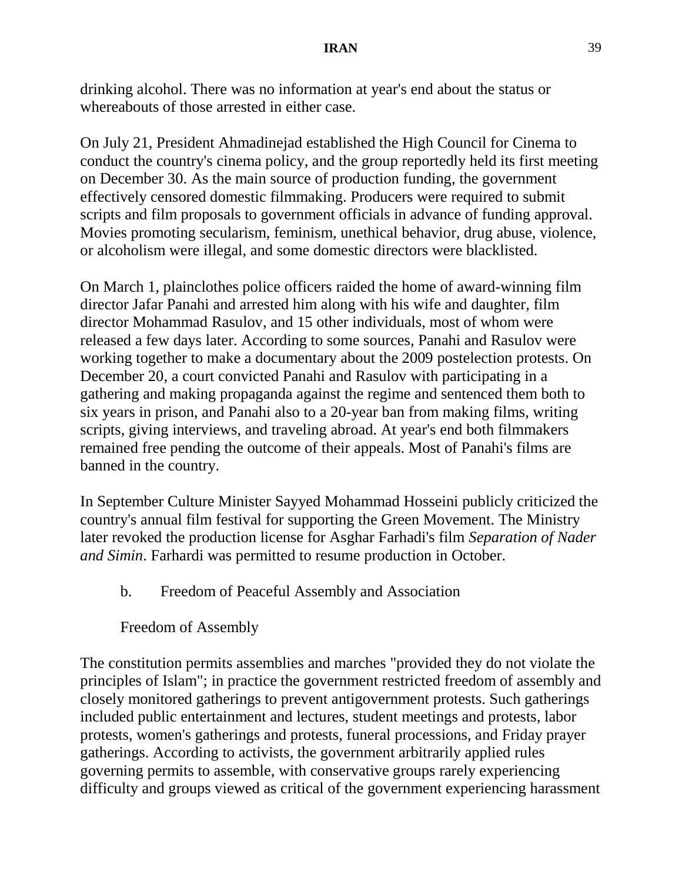drinking alcohol. There was no information at year's end about the status or whereabouts of those arrested in either case.

On July 21, President Ahmadinejad established the High Council for Cinema to conduct the country's cinema policy, and the group reportedly held its first meeting on December 30. As the main source of production funding, the government effectively censored domestic filmmaking. Producers were required to submit scripts and film proposals to government officials in advance of funding approval. Movies promoting secularism, feminism, unethical behavior, drug abuse, violence, or alcoholism were illegal, and some domestic directors were blacklisted.

On March 1, plainclothes police officers raided the home of award-winning film director Jafar Panahi and arrested him along with his wife and daughter, film director Mohammad Rasulov, and 15 other individuals, most of whom were released a few days later. According to some sources, Panahi and Rasulov were working together to make a documentary about the 2009 postelection protests. On December 20, a court convicted Panahi and Rasulov with participating in a gathering and making propaganda against the regime and sentenced them both to six years in prison, and Panahi also to a 20-year ban from making films, writing scripts, giving interviews, and traveling abroad. At year's end both filmmakers remained free pending the outcome of their appeals. Most of Panahi's films are banned in the country.

In September Culture Minister Sayyed Mohammad Hosseini publicly criticized the country's annual film festival for supporting the Green Movement. The Ministry later revoked the production license for Asghar Farhadi's film *Separation of Nader and Simin*. Farhardi was permitted to resume production in October.

b. Freedom of Peaceful Assembly and Association

Freedom of Assembly

The constitution permits assemblies and marches "provided they do not violate the principles of Islam"; in practice the government restricted freedom of assembly and closely monitored gatherings to prevent antigovernment protests. Such gatherings included public entertainment and lectures, student meetings and protests, labor protests, women's gatherings and protests, funeral processions, and Friday prayer gatherings. According to activists, the government arbitrarily applied rules governing permits to assemble, with conservative groups rarely experiencing difficulty and groups viewed as critical of the government experiencing harassment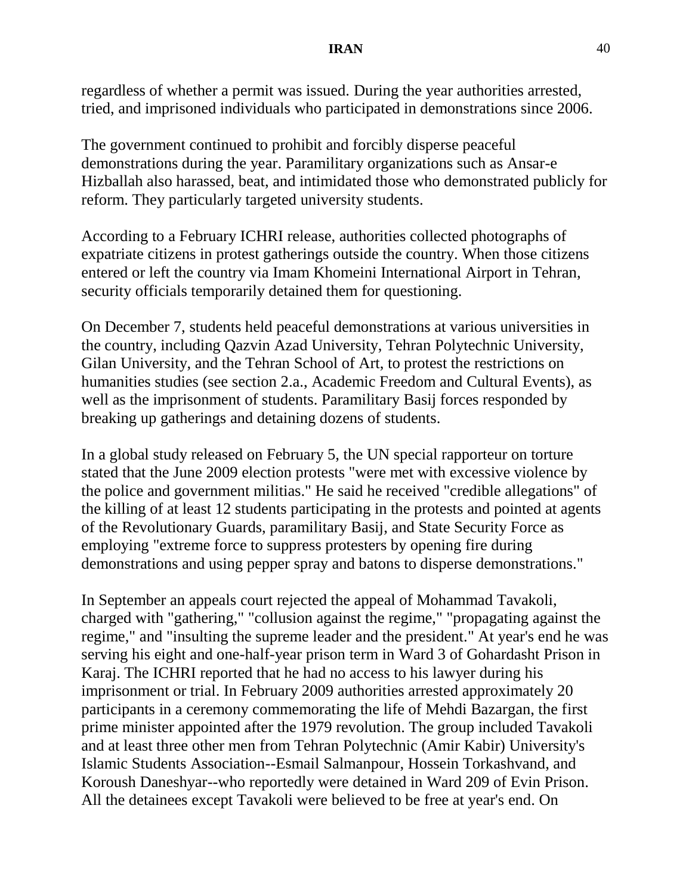regardless of whether a permit was issued. During the year authorities arrested, tried, and imprisoned individuals who participated in demonstrations since 2006.

The government continued to prohibit and forcibly disperse peaceful demonstrations during the year. Paramilitary organizations such as Ansar-e Hizballah also harassed, beat, and intimidated those who demonstrated publicly for reform. They particularly targeted university students.

According to a February ICHRI release, authorities collected photographs of expatriate citizens in protest gatherings outside the country. When those citizens entered or left the country via Imam Khomeini International Airport in Tehran, security officials temporarily detained them for questioning.

On December 7, students held peaceful demonstrations at various universities in the country, including Qazvin Azad University, Tehran Polytechnic University, Gilan University, and the Tehran School of Art, to protest the restrictions on humanities studies (see section 2.a., Academic Freedom and Cultural Events), as well as the imprisonment of students. Paramilitary Basij forces responded by breaking up gatherings and detaining dozens of students.

In a global study released on February 5, the UN special rapporteur on torture stated that the June 2009 election protests "were met with excessive violence by the police and government militias." He said he received "credible allegations" of the killing of at least 12 students participating in the protests and pointed at agents of the Revolutionary Guards, paramilitary Basij, and State Security Force as employing "extreme force to suppress protesters by opening fire during demonstrations and using pepper spray and batons to disperse demonstrations."

In September an appeals court rejected the appeal of Mohammad Tavakoli, charged with "gathering," "collusion against the regime," "propagating against the regime," and "insulting the supreme leader and the president." At year's end he was serving his eight and one-half-year prison term in Ward 3 of Gohardasht Prison in Karaj. The ICHRI reported that he had no access to his lawyer during his imprisonment or trial. In February 2009 authorities arrested approximately 20 participants in a ceremony commemorating the life of Mehdi Bazargan, the first prime minister appointed after the 1979 revolution. The group included Tavakoli and at least three other men from Tehran Polytechnic (Amir Kabir) University's Islamic Students Association--Esmail Salmanpour, Hossein Torkashvand, and Koroush Daneshyar--who reportedly were detained in Ward 209 of Evin Prison. All the detainees except Tavakoli were believed to be free at year's end. On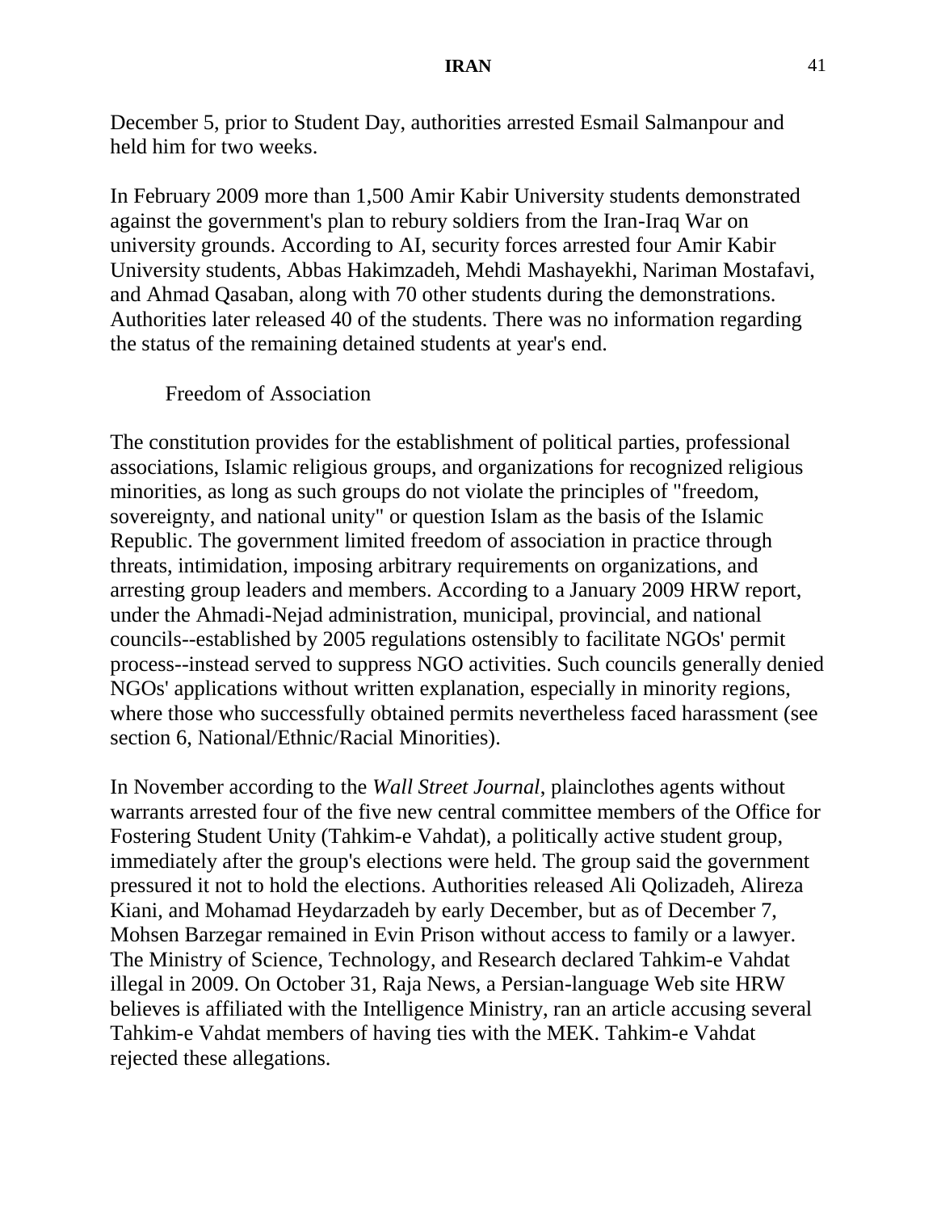December 5, prior to Student Day, authorities arrested Esmail Salmanpour and held him for two weeks.

In February 2009 more than 1,500 Amir Kabir University students demonstrated against the government's plan to rebury soldiers from the Iran-Iraq War on university grounds. According to AI, security forces arrested four Amir Kabir University students, Abbas Hakimzadeh, Mehdi Mashayekhi, Nariman Mostafavi, and Ahmad Qasaban, along with 70 other students during the demonstrations. Authorities later released 40 of the students. There was no information regarding the status of the remaining detained students at year's end.

Freedom of Association

The constitution provides for the establishment of political parties, professional associations, Islamic religious groups, and organizations for recognized religious minorities, as long as such groups do not violate the principles of "freedom, sovereignty, and national unity" or question Islam as the basis of the Islamic Republic. The government limited freedom of association in practice through threats, intimidation, imposing arbitrary requirements on organizations, and arresting group leaders and members. According to a January 2009 HRW report, under the Ahmadi-Nejad administration, municipal, provincial, and national councils--established by 2005 regulations ostensibly to facilitate NGOs' permit process--instead served to suppress NGO activities. Such councils generally denied NGOs' applications without written explanation, especially in minority regions, where those who successfully obtained permits nevertheless faced harassment (see section 6, National/Ethnic/Racial Minorities).

In November according to the *Wall Street Journal*, plainclothes agents without warrants arrested four of the five new central committee members of the Office for Fostering Student Unity (Tahkim-e Vahdat), a politically active student group, immediately after the group's elections were held. The group said the government pressured it not to hold the elections. Authorities released Ali Qolizadeh, Alireza Kiani, and Mohamad Heydarzadeh by early December, but as of December 7, Mohsen Barzegar remained in Evin Prison without access to family or a lawyer. The Ministry of Science, Technology, and Research declared Tahkim-e Vahdat illegal in 2009. On October 31, Raja News, a Persian-language Web site HRW believes is affiliated with the Intelligence Ministry, ran an article accusing several Tahkim-e Vahdat members of having ties with the MEK. Tahkim-e Vahdat rejected these allegations.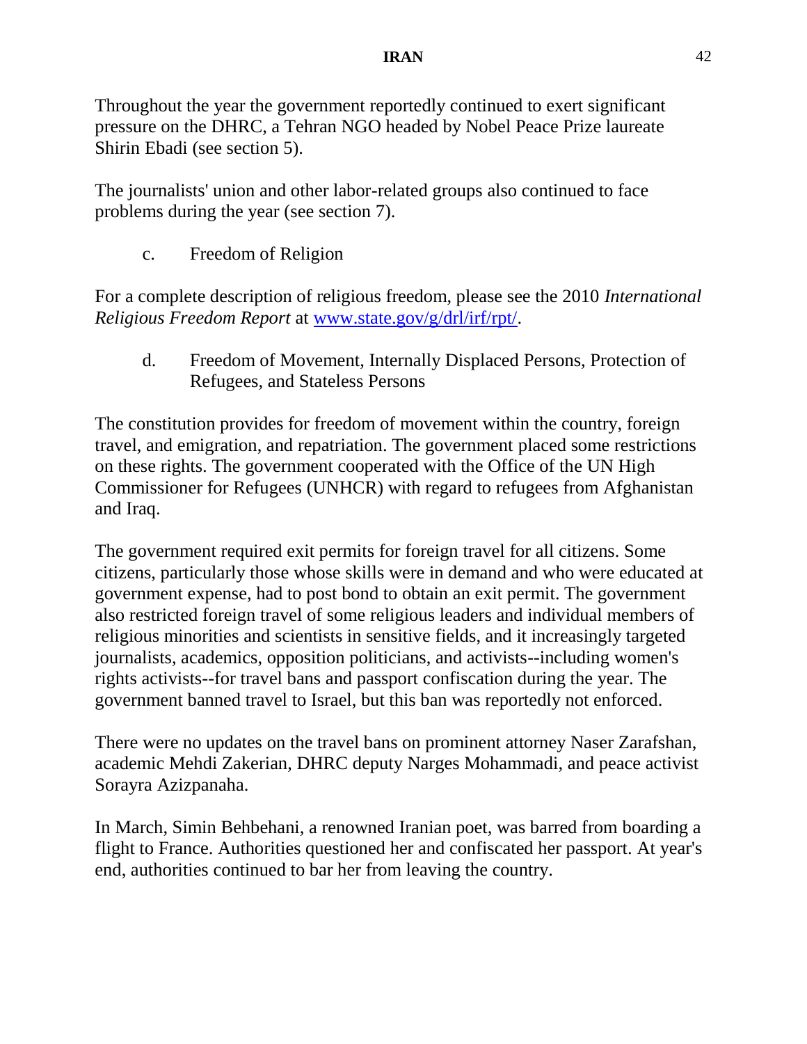Throughout the year the government reportedly continued to exert significant pressure on the DHRC, a Tehran NGO headed by Nobel Peace Prize laureate Shirin Ebadi (see section 5).

The journalists' union and other labor-related groups also continued to face problems during the year (see section 7).

### c. Freedom of Religion

For a complete description of religious freedom, please see the 2010 *International Religious Freedom Report* at [www.state.gov/g/drl/irf/rpt/](www.state.gov/g/drl/irf/rpt/).

### d. Freedom of Movement, Internally Displaced Persons, Protection of Refugees, and Stateless Persons

The constitution provides for freedom of movement within the country, foreign travel, and emigration, and repatriation. The government placed some restrictions on these rights. The government cooperated with the Office of the UN High Commissioner for Refugees (UNHCR) with regard to refugees from Afghanistan and Iraq.

The government required exit permits for foreign travel for all citizens. Some citizens, particularly those whose skills were in demand and who were educated at government expense, had to post bond to obtain an exit permit. The government also restricted foreign travel of some religious leaders and individual members of religious minorities and scientists in sensitive fields, and it increasingly targeted journalists, academics, opposition politicians, and activists--including women's rights activists--for travel bans and passport confiscation during the year. The government banned travel to Israel, but this ban was reportedly not enforced.

There were no updates on the travel bans on prominent attorney Naser Zarafshan, academic Mehdi Zakerian, DHRC deputy Narges Mohammadi, and peace activist Sorayra Azizpanaha.

In March, Simin Behbehani, a renowned Iranian poet, was barred from boarding a flight to France. Authorities questioned her and confiscated her passport. At year's end, authorities continued to bar her from leaving the country.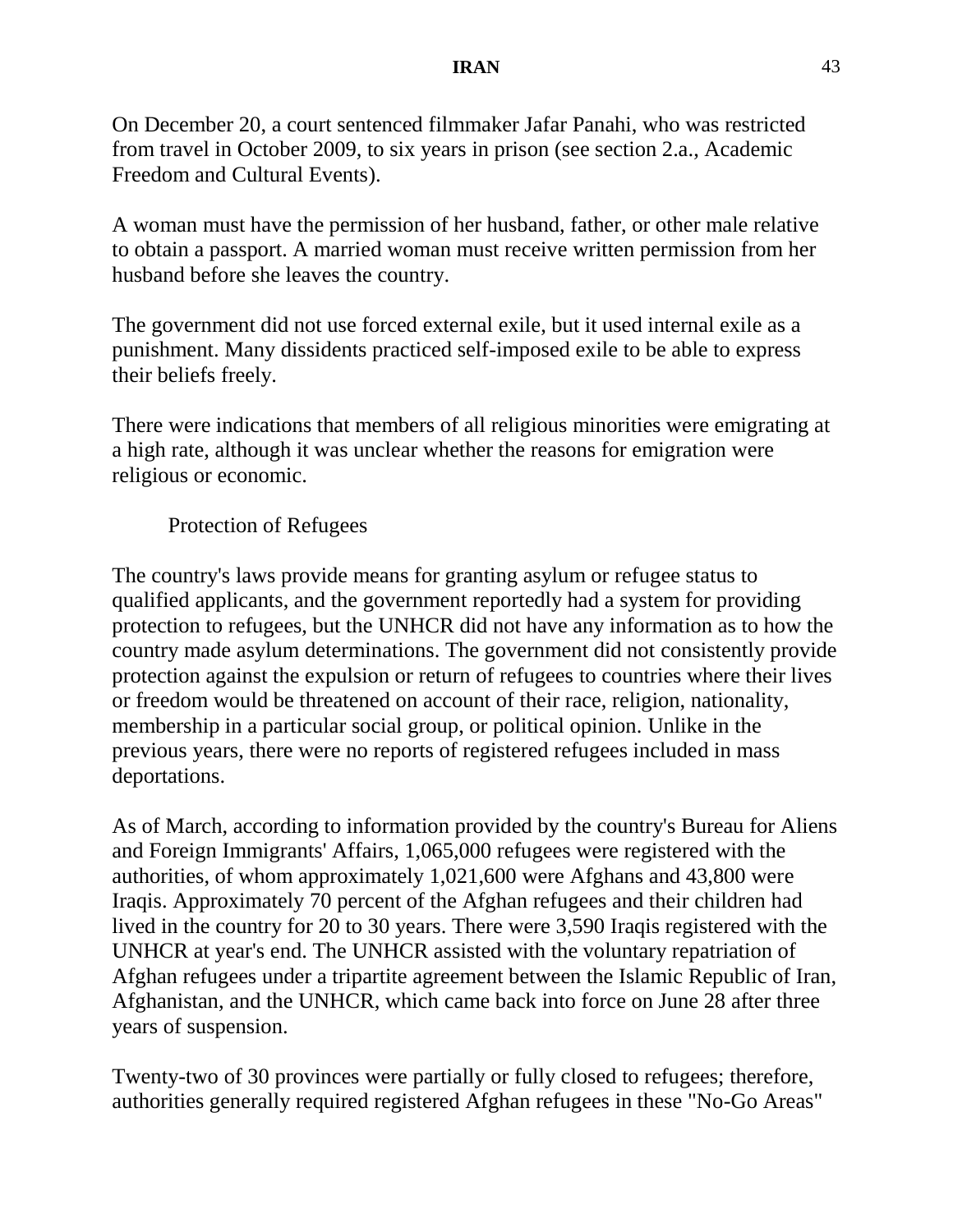On December 20, a court sentenced filmmaker Jafar Panahi, who was restricted from travel in October 2009, to six years in prison (see section 2.a., Academic Freedom and Cultural Events).

A woman must have the permission of her husband, father, or other male relative to obtain a passport. A married woman must receive written permission from her husband before she leaves the country.

The government did not use forced external exile, but it used internal exile as a punishment. Many dissidents practiced self-imposed exile to be able to express their beliefs freely.

There were indications that members of all religious minorities were emigrating at a high rate, although it was unclear whether the reasons for emigration were religious or economic.

### Protection of Refugees

The country's laws provide means for granting asylum or refugee status to qualified applicants, and the government reportedly had a system for providing protection to refugees, but the UNHCR did not have any information as to how the country made asylum determinations. The government did not consistently provide protection against the expulsion or return of refugees to countries where their lives or freedom would be threatened on account of their race, religion, nationality, membership in a particular social group, or political opinion. Unlike in the previous years, there were no reports of registered refugees included in mass deportations.

As of March, according to information provided by the country's Bureau for Aliens and Foreign Immigrants' Affairs, 1,065,000 refugees were registered with the authorities, of whom approximately 1,021,600 were Afghans and 43,800 were Iraqis. Approximately 70 percent of the Afghan refugees and their children had lived in the country for 20 to 30 years. There were 3,590 Iraqis registered with the UNHCR at year's end. The UNHCR assisted with the voluntary repatriation of Afghan refugees under a tripartite agreement between the Islamic Republic of Iran, Afghanistan, and the UNHCR, which came back into force on June 28 after three years of suspension.

Twenty-two of 30 provinces were partially or fully closed to refugees; therefore, authorities generally required registered Afghan refugees in these "No-Go Areas"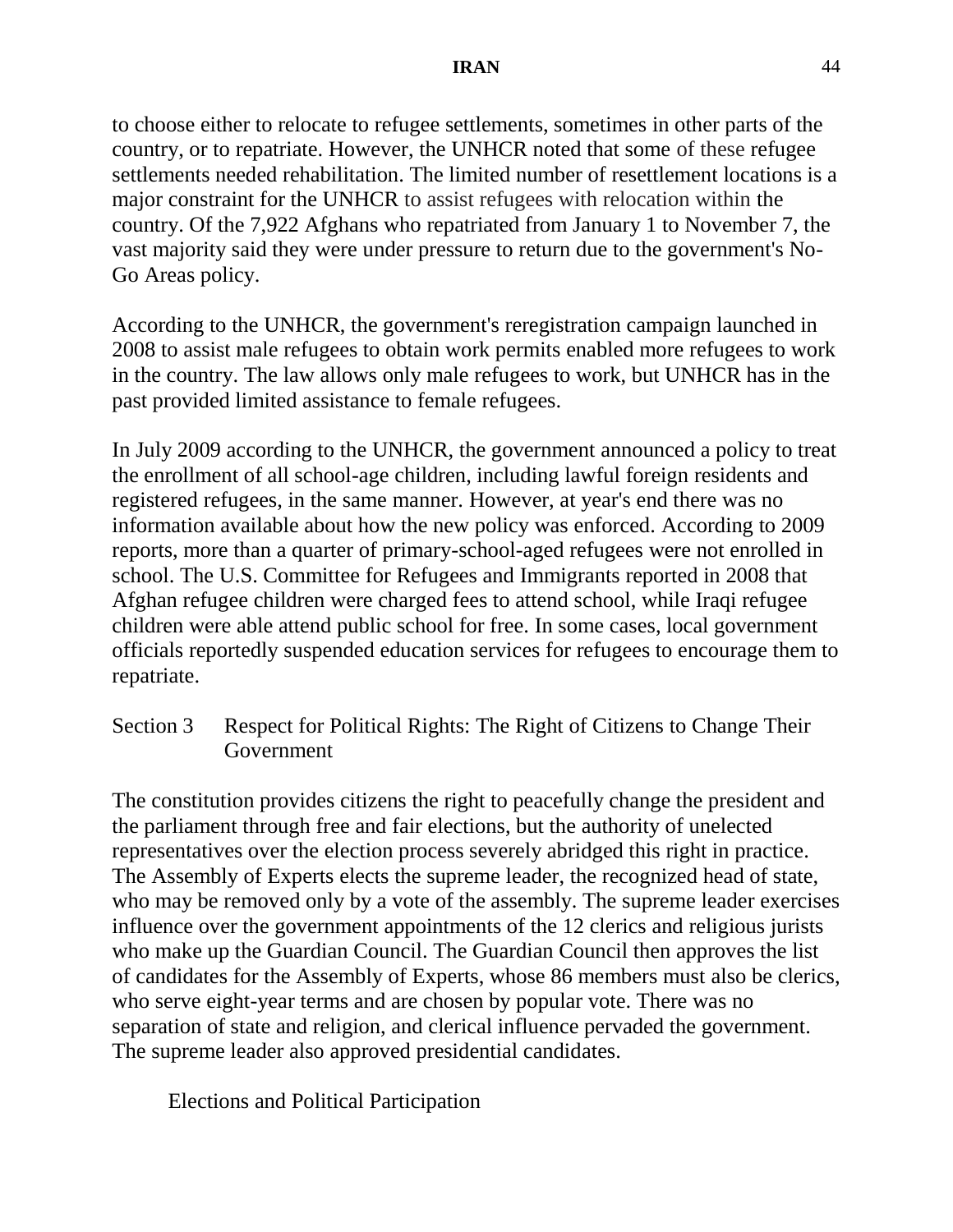to choose either to relocate to refugee settlements, sometimes in other parts of the country, or to repatriate. However, the UNHCR noted that some of these refugee settlements needed rehabilitation. The limited number of resettlement locations is a major constraint for the UNHCR to assist refugees with relocation within the country. Of the 7,922 Afghans who repatriated from January 1 to November 7, the vast majority said they were under pressure to return due to the government's No-Go Areas policy.

According to the UNHCR, the government's reregistration campaign launched in 2008 to assist male refugees to obtain work permits enabled more refugees to work in the country. The law allows only male refugees to work, but UNHCR has in the past provided limited assistance to female refugees.

In July 2009 according to the UNHCR, the government announced a policy to treat the enrollment of all school-age children, including lawful foreign residents and registered refugees, in the same manner. However, at year's end there was no information available about how the new policy was enforced. According to 2009 reports, more than a quarter of primary-school-aged refugees were not enrolled in school. The U.S. Committee for Refugees and Immigrants reported in 2008 that Afghan refugee children were charged fees to attend school, while Iraqi refugee children were able attend public school for free. In some cases, local government officials reportedly suspended education services for refugees to encourage them to repatriate.

## Section 3 Respect for Political Rights: The Right of Citizens to Change Their Government

The constitution provides citizens the right to peacefully change the president and the parliament through free and fair elections, but the authority of unelected representatives over the election process severely abridged this right in practice. The Assembly of Experts elects the supreme leader, the recognized head of state, who may be removed only by a vote of the assembly. The supreme leader exercises influence over the government appointments of the 12 clerics and religious jurists who make up the Guardian Council. The Guardian Council then approves the list of candidates for the Assembly of Experts, whose 86 members must also be clerics, who serve eight-year terms and are chosen by popular vote. There was no separation of state and religion, and clerical influence pervaded the government. The supreme leader also approved presidential candidates.

### Elections and Political Participation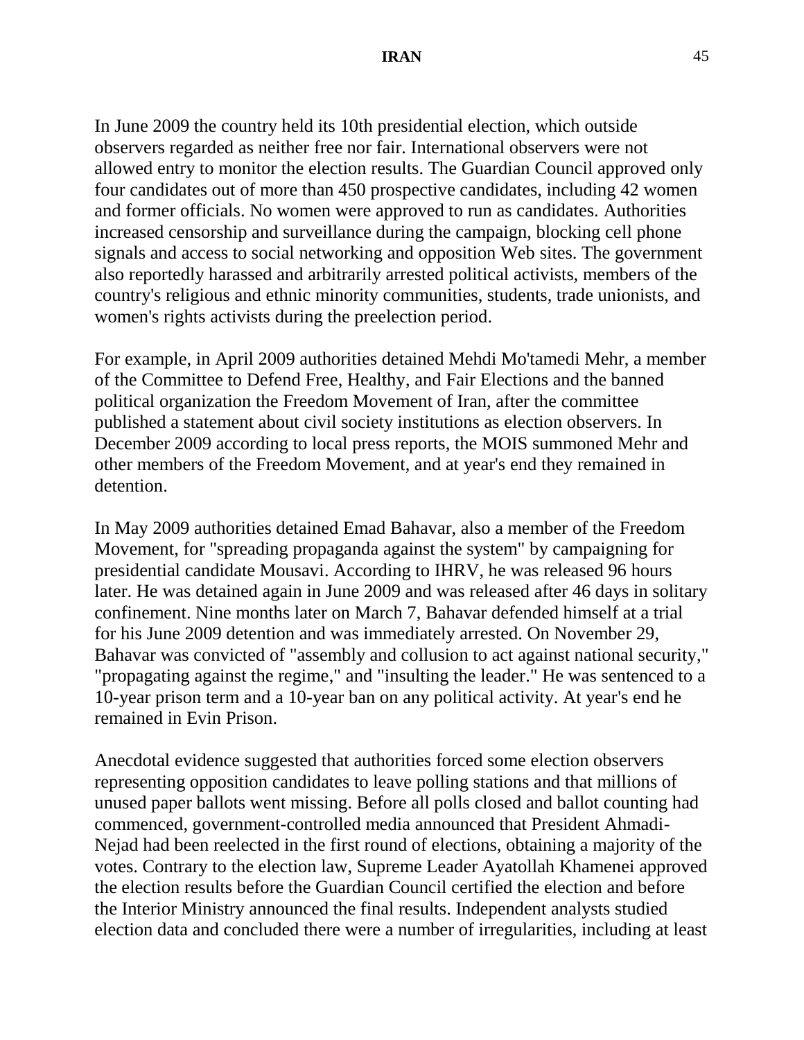In June 2009 the country held its 10th presidential election, which outside observers regarded as neither free nor fair. International observers were not allowed entry to monitor the election results. The Guardian Council approved only four candidates out of more than 450 prospective candidates, including 42 women and former officials. No women were approved to run as candidates. Authorities increased censorship and surveillance during the campaign, blocking cell phone signals and access to social networking and opposition Web sites. The government also reportedly harassed and arbitrarily arrested political activists, members of the country's religious and ethnic minority communities, students, trade unionists, and women's rights activists during the preelection period.

For example, in April 2009 authorities detained Mehdi Mo'tamedi Mehr, a member of the Committee to Defend Free, Healthy, and Fair Elections and the banned political organization the Freedom Movement of Iran, after the committee published a statement about civil society institutions as election observers. In December 2009 according to local press reports, the MOIS summoned Mehr and other members of the Freedom Movement, and at year's end they remained in detention.

In May 2009 authorities detained Emad Bahavar, also a member of the Freedom Movement, for "spreading propaganda against the system" by campaigning for presidential candidate Mousavi. According to IHRV, he was released 96 hours later. He was detained again in June 2009 and was released after 46 days in solitary confinement. Nine months later on March 7, Bahavar defended himself at a trial for his June 2009 detention and was immediately arrested. On November 29, Bahavar was convicted of "assembly and collusion to act against national security," "propagating against the regime," and "insulting the leader." He was sentenced to a 10-year prison term and a 10-year ban on any political activity. At year's end he remained in Evin Prison.

Anecdotal evidence suggested that authorities forced some election observers representing opposition candidates to leave polling stations and that millions of unused paper ballots went missing. Before all polls closed and ballot counting had commenced, government-controlled media announced that President Ahmadi-Nejad had been reelected in the first round of elections, obtaining a majority of the votes. Contrary to the election law, Supreme Leader Ayatollah Khamenei approved the election results before the Guardian Council certified the election and before the Interior Ministry announced the final results. Independent analysts studied election data and concluded there were a number of irregularities, including at least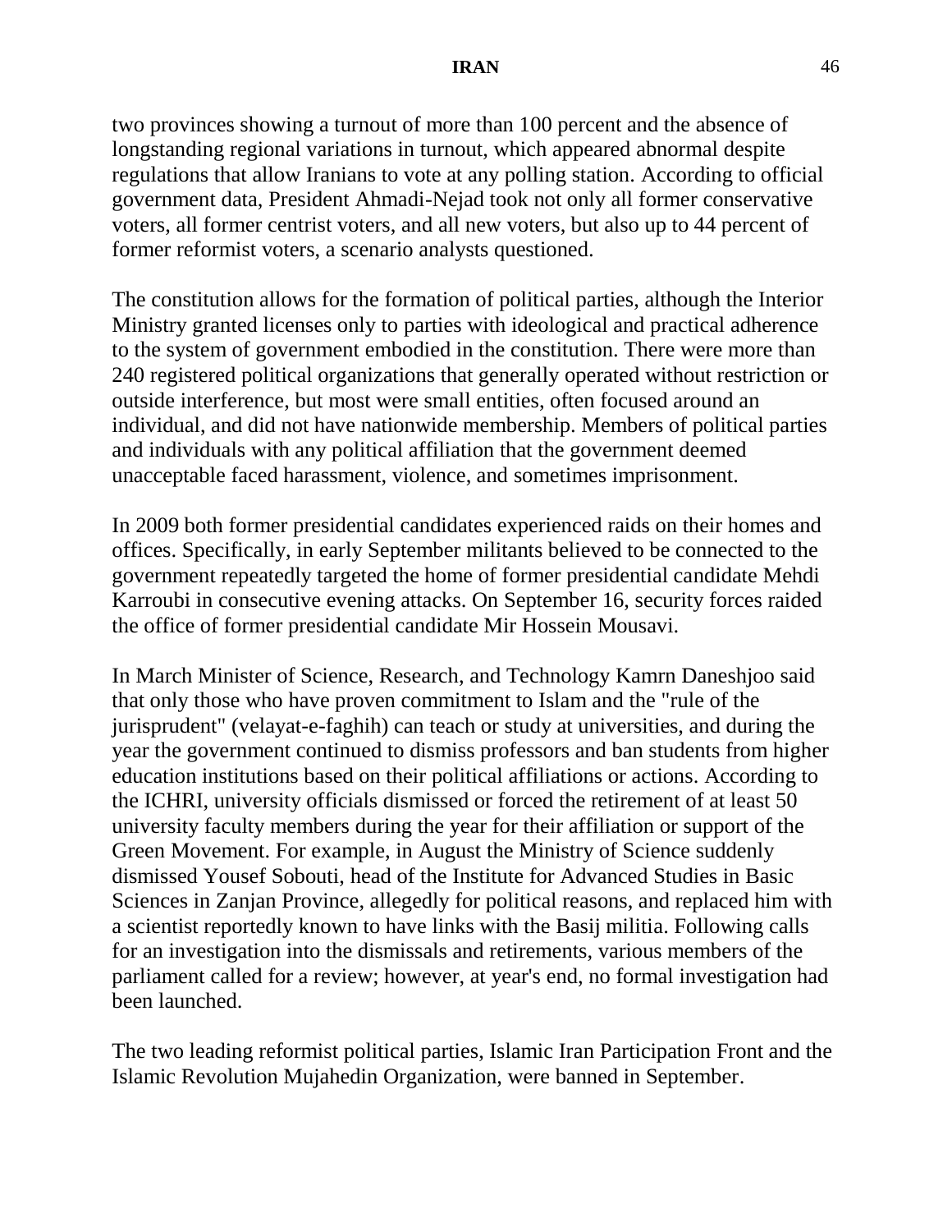two provinces showing a turnout of more than 100 percent and the absence of longstanding regional variations in turnout, which appeared abnormal despite regulations that allow Iranians to vote at any polling station. According to official government data, President Ahmadi-Nejad took not only all former conservative voters, all former centrist voters, and all new voters, but also up to 44 percent of former reformist voters, a scenario analysts questioned.

The constitution allows for the formation of political parties, although the Interior Ministry granted licenses only to parties with ideological and practical adherence to the system of government embodied in the constitution. There were more than 240 registered political organizations that generally operated without restriction or outside interference, but most were small entities, often focused around an individual, and did not have nationwide membership. Members of political parties and individuals with any political affiliation that the government deemed unacceptable faced harassment, violence, and sometimes imprisonment.

In 2009 both former presidential candidates experienced raids on their homes and offices. Specifically, in early September militants believed to be connected to the government repeatedly targeted the home of former presidential candidate Mehdi Karroubi in consecutive evening attacks. On September 16, security forces raided the office of former presidential candidate Mir Hossein Mousavi.

In March Minister of Science, Research, and Technology Kamrn Daneshjoo said that only those who have proven commitment to Islam and the "rule of the jurisprudent" (velayat-e-faghih) can teach or study at universities, and during the year the government continued to dismiss professors and ban students from higher education institutions based on their political affiliations or actions. According to the ICHRI, university officials dismissed or forced the retirement of at least 50 university faculty members during the year for their affiliation or support of the Green Movement. For example, in August the Ministry of Science suddenly dismissed Yousef Sobouti, head of the Institute for Advanced Studies in Basic Sciences in Zanjan Province, allegedly for political reasons, and replaced him with a scientist reportedly known to have links with the Basij militia. Following calls for an investigation into the dismissals and retirements, various members of the parliament called for a review; however, at year's end, no formal investigation had been launched.

The two leading reformist political parties, Islamic Iran Participation Front and the Islamic Revolution Mujahedin Organization, were banned in September.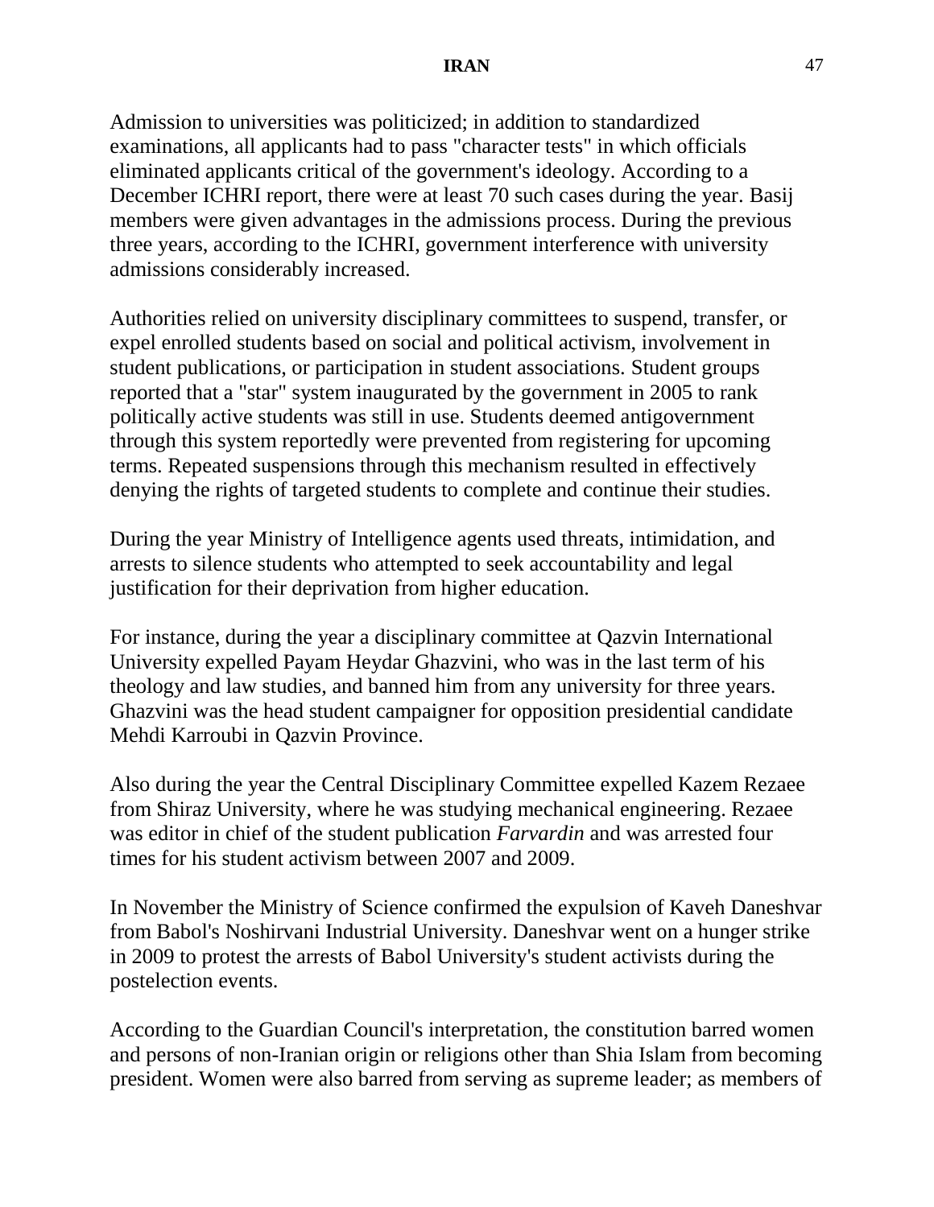Admission to universities was politicized; in addition to standardized examinations, all applicants had to pass "character tests" in which officials eliminated applicants critical of the government's ideology. According to a December ICHRI report, there were at least 70 such cases during the year. Basij members were given advantages in the admissions process. During the previous three years, according to the ICHRI, government interference with university admissions considerably increased.

Authorities relied on university disciplinary committees to suspend, transfer, or expel enrolled students based on social and political activism, involvement in student publications, or participation in student associations. Student groups reported that a "star" system inaugurated by the government in 2005 to rank politically active students was still in use. Students deemed antigovernment through this system reportedly were prevented from registering for upcoming terms. Repeated suspensions through this mechanism resulted in effectively denying the rights of targeted students to complete and continue their studies.

During the year Ministry of Intelligence agents used threats, intimidation, and arrests to silence students who attempted to seek accountability and legal justification for their deprivation from higher education.

For instance, during the year a disciplinary committee at Qazvin International University expelled Payam Heydar Ghazvini, who was in the last term of his theology and law studies, and banned him from any university for three years. Ghazvini was the head student campaigner for opposition presidential candidate Mehdi Karroubi in Qazvin Province.

Also during the year the Central Disciplinary Committee expelled Kazem Rezaee from Shiraz University, where he was studying mechanical engineering. Rezaee was editor in chief of the student publication *Farvardin* and was arrested four times for his student activism between 2007 and 2009.

In November the Ministry of Science confirmed the expulsion of Kaveh Daneshvar from Babol's Noshirvani Industrial University. Daneshvar went on a hunger strike in 2009 to protest the arrests of Babol University's student activists during the postelection events.

According to the Guardian Council's interpretation, the constitution barred women and persons of non-Iranian origin or religions other than Shia Islam from becoming president. Women were also barred from serving as supreme leader; as members of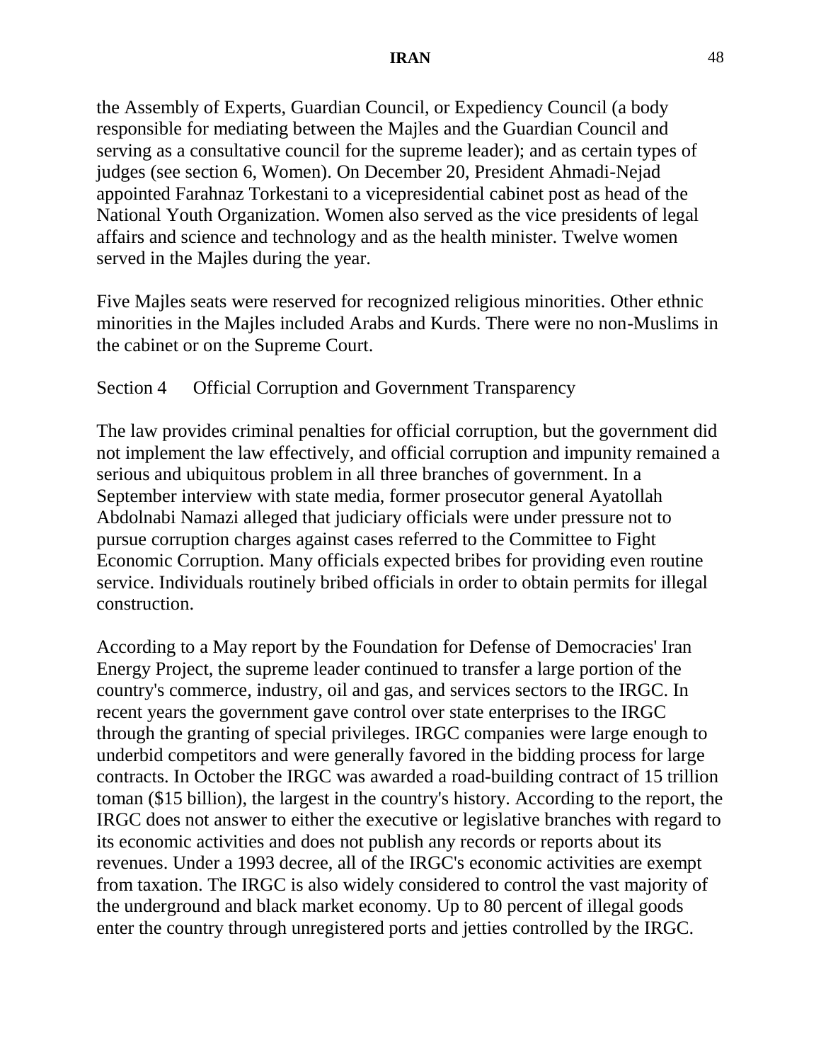the Assembly of Experts, Guardian Council, or Expediency Council (a body responsible for mediating between the Majles and the Guardian Council and serving as a consultative council for the supreme leader); and as certain types of judges (see section 6, Women). On December 20, President Ahmadi-Nejad appointed Farahnaz Torkestani to a vicepresidential cabinet post as head of the National Youth Organization. Women also served as the vice presidents of legal affairs and science and technology and as the health minister. Twelve women served in the Majles during the year.

Five Majles seats were reserved for recognized religious minorities. Other ethnic minorities in the Majles included Arabs and Kurds. There were no non-Muslims in the cabinet or on the Supreme Court.

## Section 4 Official Corruption and Government Transparency

The law provides criminal penalties for official corruption, but the government did not implement the law effectively, and official corruption and impunity remained a serious and ubiquitous problem in all three branches of government. In a September interview with state media, former prosecutor general Ayatollah Abdolnabi Namazi alleged that judiciary officials were under pressure not to pursue corruption charges against cases referred to the Committee to Fight Economic Corruption. Many officials expected bribes for providing even routine service. Individuals routinely bribed officials in order to obtain permits for illegal construction.

According to a May report by the Foundation for Defense of Democracies' Iran Energy Project, the supreme leader continued to transfer a large portion of the country's commerce, industry, oil and gas, and services sectors to the IRGC. In recent years the government gave control over state enterprises to the IRGC through the granting of special privileges. IRGC companies were large enough to underbid competitors and were generally favored in the bidding process for large contracts. In October the IRGC was awarded a road-building contract of 15 trillion toman ($15 billion), the largest in the country's history. According to the report, the IRGC does not answer to either the executive or legislative branches with regard to its economic activities and does not publish any records or reports about its revenues. Under a 1993 decree, all of the IRGC's economic activities are exempt from taxation. The IRGC is also widely considered to control the vast majority of the underground and black market economy. Up to 80 percent of illegal goods enter the country through unregistered ports and jetties controlled by the IRGC.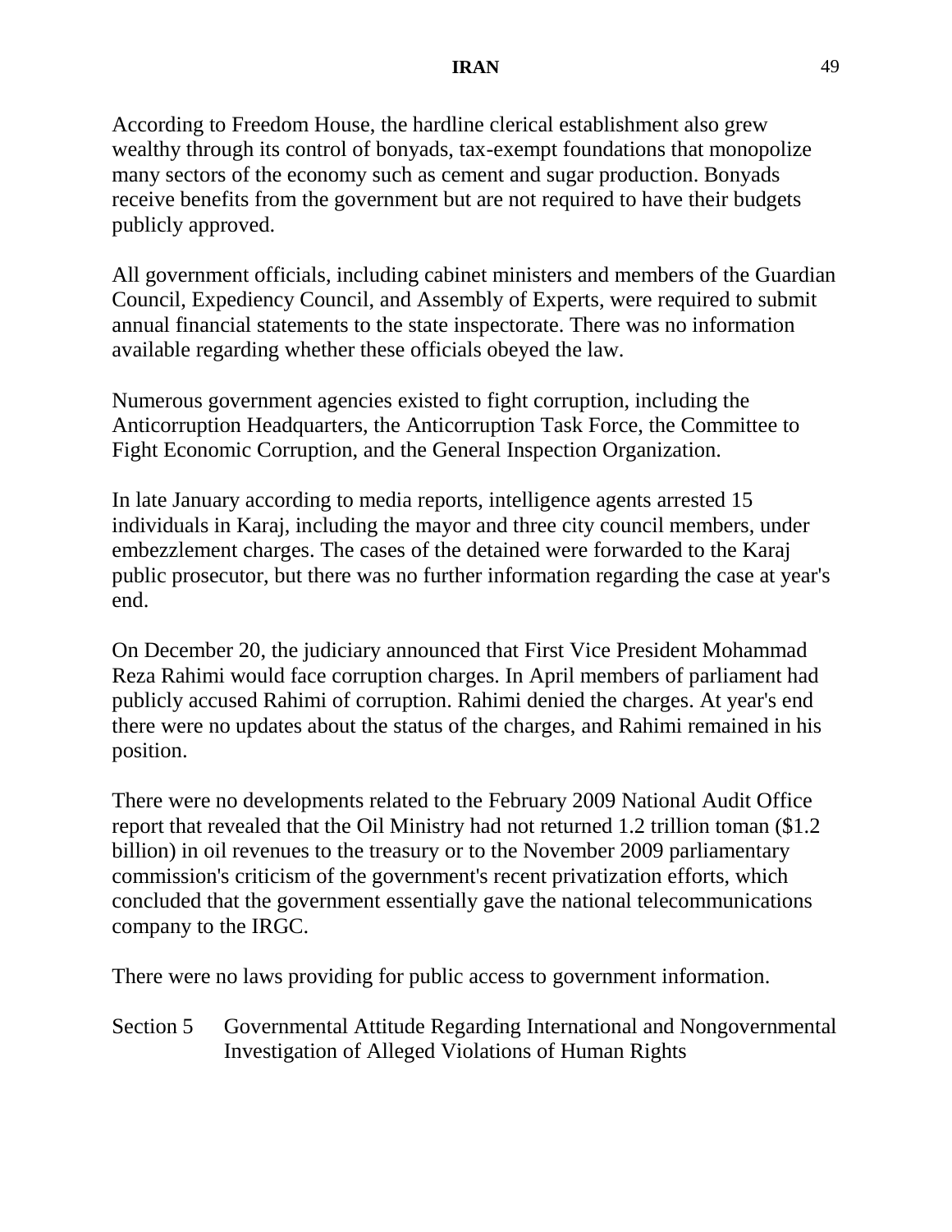According to Freedom House, the hardline clerical establishment also grew wealthy through its control of bonyads, tax-exempt foundations that monopolize many sectors of the economy such as cement and sugar production. Bonyads receive benefits from the government but are not required to have their budgets publicly approved.

All government officials, including cabinet ministers and members of the Guardian Council, Expediency Council, and Assembly of Experts, were required to submit annual financial statements to the state inspectorate. There was no information available regarding whether these officials obeyed the law.

Numerous government agencies existed to fight corruption, including the Anticorruption Headquarters, the Anticorruption Task Force, the Committee to Fight Economic Corruption, and the General Inspection Organization.

In late January according to media reports, intelligence agents arrested 15 individuals in Karaj, including the mayor and three city council members, under embezzlement charges. The cases of the detained were forwarded to the Karaj public prosecutor, but there was no further information regarding the case at year's end.

On December 20, the judiciary announced that First Vice President Mohammad Reza Rahimi would face corruption charges. In April members of parliament had publicly accused Rahimi of corruption. Rahimi denied the charges. At year's end there were no updates about the status of the charges, and Rahimi remained in his position.

There were no developments related to the February 2009 National Audit Office report that revealed that the Oil Ministry had not returned 1.2 trillion toman ($1.2 billion) in oil revenues to the treasury or to the November 2009 parliamentary commission's criticism of the government's recent privatization efforts, which concluded that the government essentially gave the national telecommunications company to the IRGC.

There were no laws providing for public access to government information.

## Section 5 Governmental Attitude Regarding International and Nongovernmental Investigation of Alleged Violations of Human Rights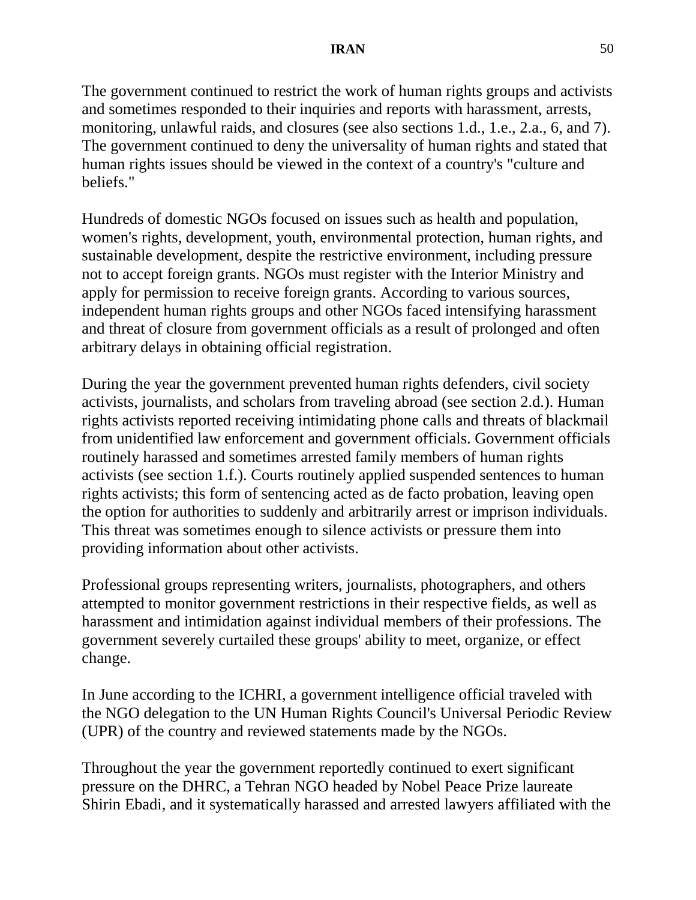The government continued to restrict the work of human rights groups and activists and sometimes responded to their inquiries and reports with harassment, arrests, monitoring, unlawful raids, and closures (see also sections 1.d., 1.e., 2.a., 6, and 7). The government continued to deny the universality of human rights and stated that human rights issues should be viewed in the context of a country's "culture and beliefs."

Hundreds of domestic NGOs focused on issues such as health and population, women's rights, development, youth, environmental protection, human rights, and sustainable development, despite the restrictive environment, including pressure not to accept foreign grants. NGOs must register with the Interior Ministry and apply for permission to receive foreign grants. According to various sources, independent human rights groups and other NGOs faced intensifying harassment and threat of closure from government officials as a result of prolonged and often arbitrary delays in obtaining official registration.

During the year the government prevented human rights defenders, civil society activists, journalists, and scholars from traveling abroad (see section 2.d.). Human rights activists reported receiving intimidating phone calls and threats of blackmail from unidentified law enforcement and government officials. Government officials routinely harassed and sometimes arrested family members of human rights activists (see section 1.f.). Courts routinely applied suspended sentences to human rights activists; this form of sentencing acted as de facto probation, leaving open the option for authorities to suddenly and arbitrarily arrest or imprison individuals. This threat was sometimes enough to silence activists or pressure them into providing information about other activists.

Professional groups representing writers, journalists, photographers, and others attempted to monitor government restrictions in their respective fields, as well as harassment and intimidation against individual members of their professions. The government severely curtailed these groups' ability to meet, organize, or effect change.

In June according to the ICHRI, a government intelligence official traveled with the NGO delegation to the UN Human Rights Council's Universal Periodic Review (UPR) of the country and reviewed statements made by the NGOs.

Throughout the year the government reportedly continued to exert significant pressure on the DHRC, a Tehran NGO headed by Nobel Peace Prize laureate Shirin Ebadi, and it systematically harassed and arrested lawyers affiliated with the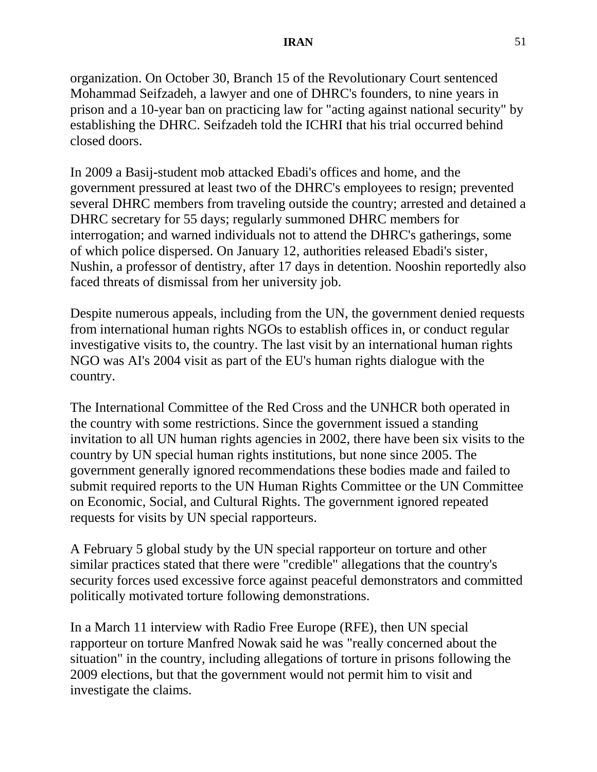organization. On October 30, Branch 15 of the Revolutionary Court sentenced Mohammad Seifzadeh, a lawyer and one of DHRC's founders, to nine years in prison and a 10-year ban on practicing law for "acting against national security" by establishing the DHRC. Seifzadeh told the ICHRI that his trial occurred behind closed doors.

In 2009 a Basij-student mob attacked Ebadi's offices and home, and the government pressured at least two of the DHRC's employees to resign; prevented several DHRC members from traveling outside the country; arrested and detained a DHRC secretary for 55 days; regularly summoned DHRC members for interrogation; and warned individuals not to attend the DHRC's gatherings, some of which police dispersed. On January 12, authorities released Ebadi's sister, Nushin, a professor of dentistry, after 17 days in detention. Nooshin reportedly also faced threats of dismissal from her university job.

Despite numerous appeals, including from the UN, the government denied requests from international human rights NGOs to establish offices in, or conduct regular investigative visits to, the country. The last visit by an international human rights NGO was AI's 2004 visit as part of the EU's human rights dialogue with the country.

The International Committee of the Red Cross and the UNHCR both operated in the country with some restrictions. Since the government issued a standing invitation to all UN human rights agencies in 2002, there have been six visits to the country by UN special human rights institutions, but none since 2005. The government generally ignored recommendations these bodies made and failed to submit required reports to the UN Human Rights Committee or the UN Committee on Economic, Social, and Cultural Rights. The government ignored repeated requests for visits by UN special rapporteurs.

A February 5 global study by the UN special rapporteur on torture and other similar practices stated that there were "credible" allegations that the country's security forces used excessive force against peaceful demonstrators and committed politically motivated torture following demonstrations.

In a March 11 interview with Radio Free Europe (RFE), then UN special rapporteur on torture Manfred Nowak said he was "really concerned about the situation" in the country, including allegations of torture in prisons following the 2009 elections, but that the government would not permit him to visit and investigate the claims.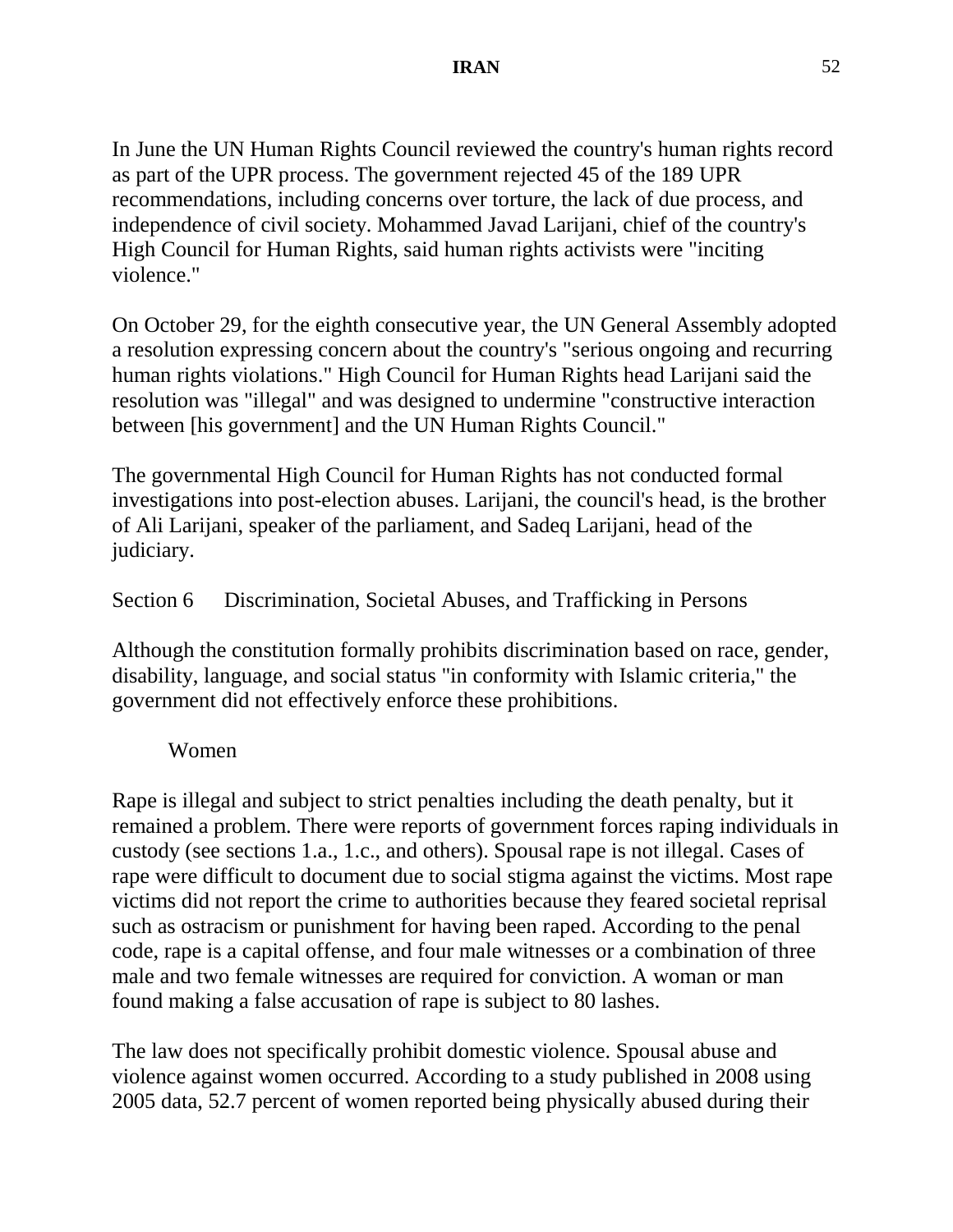In June the UN Human Rights Council reviewed the country's human rights record as part of the UPR process. The government rejected 45 of the 189 UPR recommendations, including concerns over torture, the lack of due process, and independence of civil society. Mohammed Javad Larijani, chief of the country's High Council for Human Rights, said human rights activists were "inciting violence."

On October 29, for the eighth consecutive year, the UN General Assembly adopted a resolution expressing concern about the country's "serious ongoing and recurring human rights violations." High Council for Human Rights head Larijani said the resolution was "illegal" and was designed to undermine "constructive interaction between [his government] and the UN Human Rights Council."

The governmental High Council for Human Rights has not conducted formal investigations into post-election abuses. Larijani, the council's head, is the brother of Ali Larijani, speaker of the parliament, and Sadeq Larijani, head of the judiciary.

## Section 6 Discrimination, Societal Abuses, and Trafficking in Persons

Although the constitution formally prohibits discrimination based on race, gender, disability, language, and social status "in conformity with Islamic criteria," the government did not effectively enforce these prohibitions.

### Women

Rape is illegal and subject to strict penalties including the death penalty, but it remained a problem. There were reports of government forces raping individuals in custody (see sections 1.a., 1.c., and others). Spousal rape is not illegal. Cases of rape were difficult to document due to social stigma against the victims. Most rape victims did not report the crime to authorities because they feared societal reprisal such as ostracism or punishment for having been raped. According to the penal code, rape is a capital offense, and four male witnesses or a combination of three male and two female witnesses are required for conviction. A woman or man found making a false accusation of rape is subject to 80 lashes.

The law does not specifically prohibit domestic violence. Spousal abuse and violence against women occurred. According to a study published in 2008 using 2005 data, 52.7 percent of women reported being physically abused during their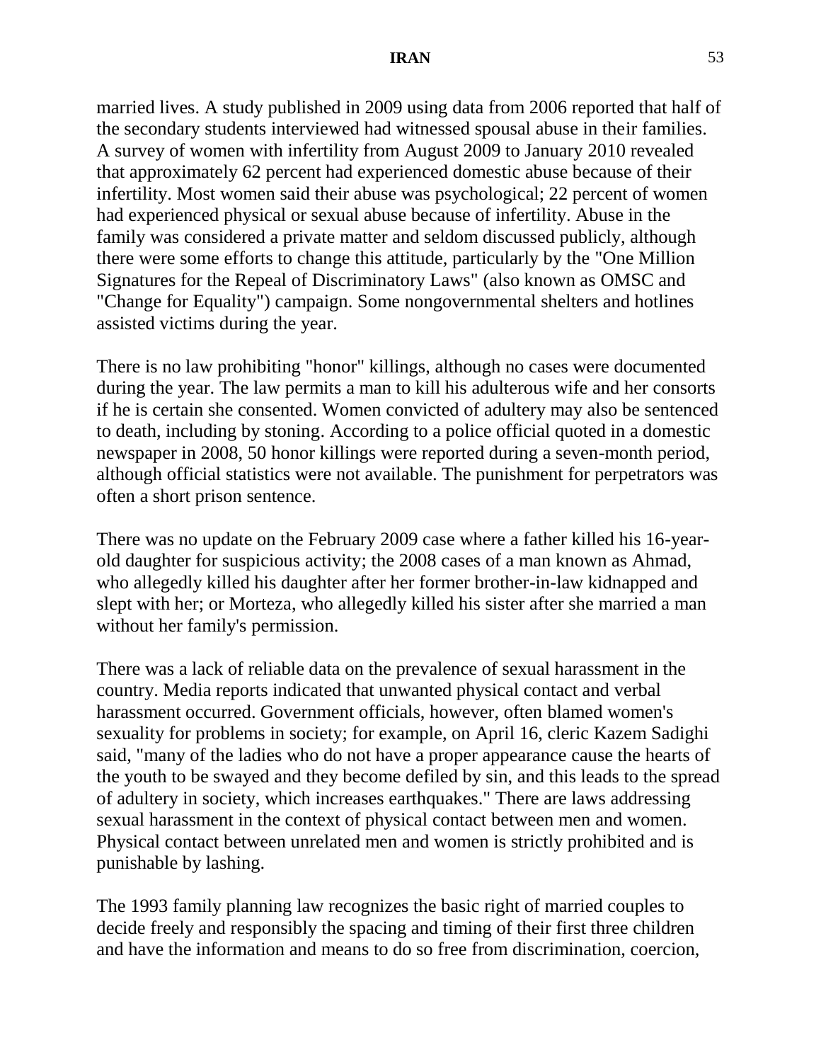married lives. A study published in 2009 using data from 2006 reported that half of the secondary students interviewed had witnessed spousal abuse in their families. A survey of women with infertility from August 2009 to January 2010 revealed that approximately 62 percent had experienced domestic abuse because of their infertility. Most women said their abuse was psychological; 22 percent of women had experienced physical or sexual abuse because of infertility. Abuse in the family was considered a private matter and seldom discussed publicly, although there were some efforts to change this attitude, particularly by the "One Million Signatures for the Repeal of Discriminatory Laws" (also known as OMSC and "Change for Equality") campaign. Some nongovernmental shelters and hotlines assisted victims during the year.

There is no law prohibiting "honor" killings, although no cases were documented during the year. The law permits a man to kill his adulterous wife and her consorts if he is certain she consented. Women convicted of adultery may also be sentenced to death, including by stoning. According to a police official quoted in a domestic newspaper in 2008, 50 honor killings were reported during a seven-month period, although official statistics were not available. The punishment for perpetrators was often a short prison sentence.

There was no update on the February 2009 case where a father killed his 16-year-old daughter for suspicious activity; the 2008 cases of a man known as Ahmad, who allegedly killed his daughter after her former brother-in-law kidnapped and slept with her; or Morteza, who allegedly killed his sister after she married a man without her family's permission.

There was a lack of reliable data on the prevalence of sexual harassment in the country. Media reports indicated that unwanted physical contact and verbal harassment occurred. Government officials, however, often blamed women's sexuality for problems in society; for example, on April 16, cleric Kazem Sadighi said, "many of the ladies who do not have a proper appearance cause the hearts of the youth to be swayed and they become defiled by sin, and this leads to the spread of adultery in society, which increases earthquakes." There are laws addressing sexual harassment in the context of physical contact between men and women. Physical contact between unrelated men and women is strictly prohibited and is punishable by lashing.

The 1993 family planning law recognizes the basic right of married couples to decide freely and responsibly the spacing and timing of their first three children and have the information and means to do so free from discrimination, coercion,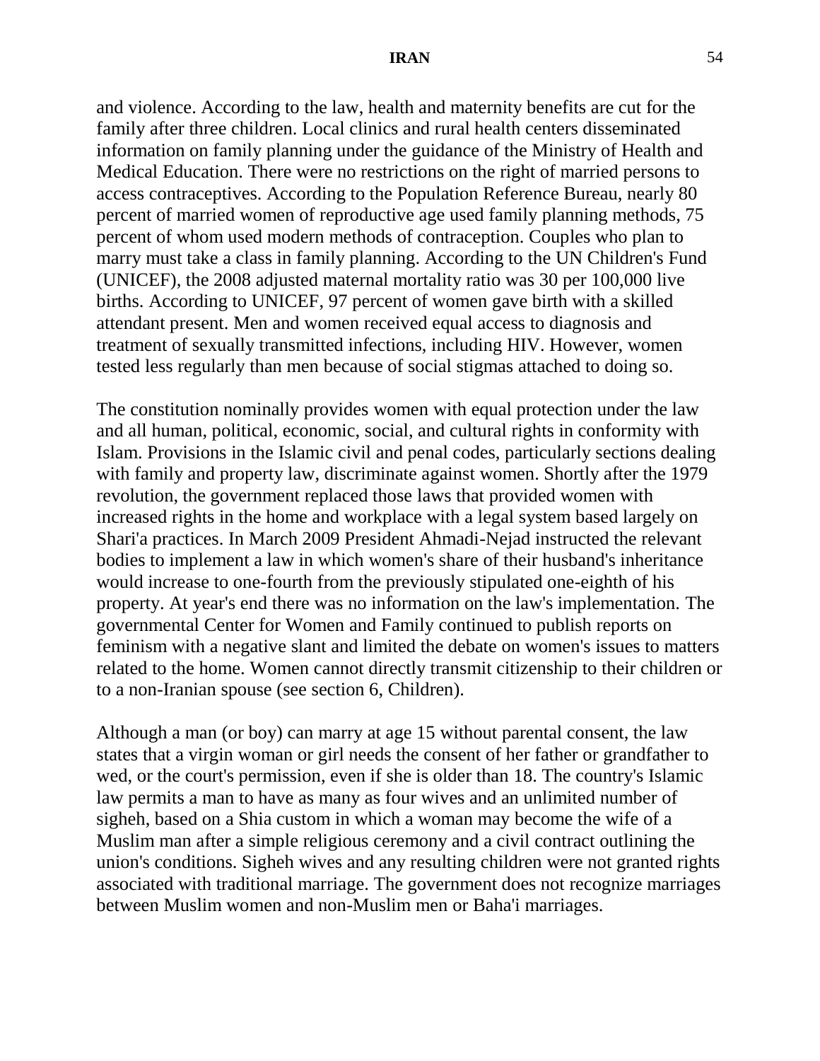and violence. According to the law, health and maternity benefits are cut for the family after three children. Local clinics and rural health centers disseminated information on family planning under the guidance of the Ministry of Health and Medical Education. There were no restrictions on the right of married persons to access contraceptives. According to the Population Reference Bureau, nearly 80 percent of married women of reproductive age used family planning methods, 75 percent of whom used modern methods of contraception. Couples who plan to marry must take a class in family planning. According to the UN Children's Fund (UNICEF), the 2008 adjusted maternal mortality ratio was 30 per 100,000 live births. According to UNICEF, 97 percent of women gave birth with a skilled attendant present. Men and women received equal access to diagnosis and treatment of sexually transmitted infections, including HIV. However, women tested less regularly than men because of social stigmas attached to doing so.

The constitution nominally provides women with equal protection under the law and all human, political, economic, social, and cultural rights in conformity with Islam. Provisions in the Islamic civil and penal codes, particularly sections dealing with family and property law, discriminate against women. Shortly after the 1979 revolution, the government replaced those laws that provided women with increased rights in the home and workplace with a legal system based largely on Shari'a practices. In March 2009 President Ahmadi-Nejad instructed the relevant bodies to implement a law in which women's share of their husband's inheritance would increase to one-fourth from the previously stipulated one-eighth of his property. At year's end there was no information on the law's implementation. The governmental Center for Women and Family continued to publish reports on feminism with a negative slant and limited the debate on women's issues to matters related to the home. Women cannot directly transmit citizenship to their children or to a non-Iranian spouse (see section 6, Children).

Although a man (or boy) can marry at age 15 without parental consent, the law states that a virgin woman or girl needs the consent of her father or grandfather to wed, or the court's permission, even if she is older than 18. The country's Islamic law permits a man to have as many as four wives and an unlimited number of sigheh, based on a Shia custom in which a woman may become the wife of a Muslim man after a simple religious ceremony and a civil contract outlining the union's conditions. Sigheh wives and any resulting children were not granted rights associated with traditional marriage. The government does not recognize marriages between Muslim women and non-Muslim men or Baha'i marriages.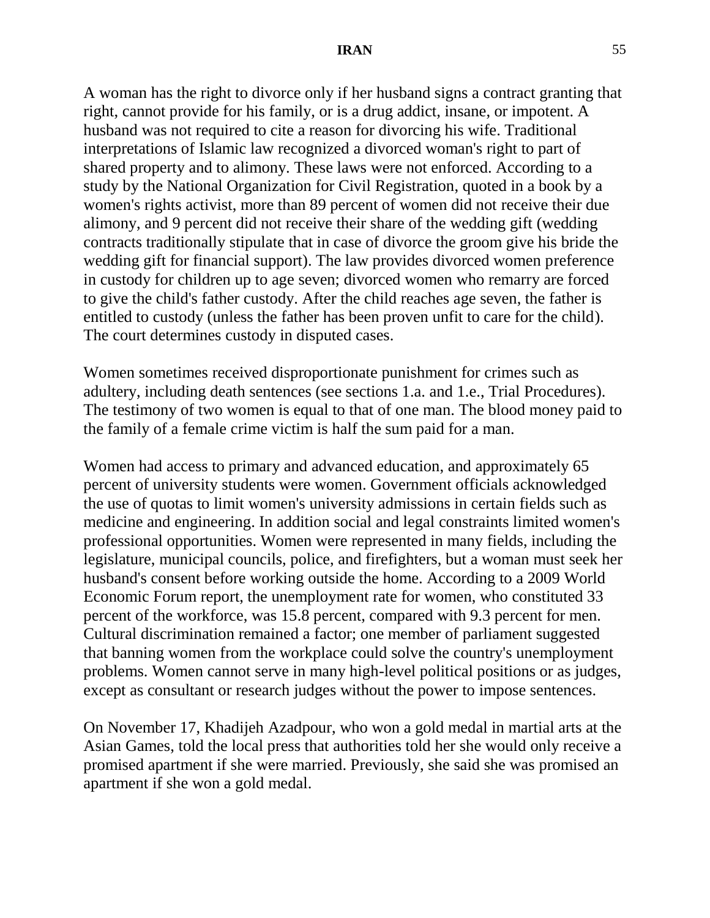A woman has the right to divorce only if her husband signs a contract granting that right, cannot provide for his family, or is a drug addict, insane, or impotent. A husband was not required to cite a reason for divorcing his wife. Traditional interpretations of Islamic law recognized a divorced woman's right to part of shared property and to alimony. These laws were not enforced. According to a study by the National Organization for Civil Registration, quoted in a book by a women's rights activist, more than 89 percent of women did not receive their due alimony, and 9 percent did not receive their share of the wedding gift (wedding contracts traditionally stipulate that in case of divorce the groom give his bride the wedding gift for financial support). The law provides divorced women preference in custody for children up to age seven; divorced women who remarry are forced to give the child's father custody. After the child reaches age seven, the father is entitled to custody (unless the father has been proven unfit to care for the child). The court determines custody in disputed cases.

Women sometimes received disproportionate punishment for crimes such as adultery, including death sentences (see sections 1.a. and 1.e., Trial Procedures). The testimony of two women is equal to that of one man. The blood money paid to the family of a female crime victim is half the sum paid for a man.

Women had access to primary and advanced education, and approximately 65 percent of university students were women. Government officials acknowledged the use of quotas to limit women's university admissions in certain fields such as medicine and engineering. In addition social and legal constraints limited women's professional opportunities. Women were represented in many fields, including the legislature, municipal councils, police, and firefighters, but a woman must seek her husband's consent before working outside the home. According to a 2009 World Economic Forum report, the unemployment rate for women, who constituted 33 percent of the workforce, was 15.8 percent, compared with 9.3 percent for men. Cultural discrimination remained a factor; one member of parliament suggested that banning women from the workplace could solve the country's unemployment problems. Women cannot serve in many high-level political positions or as judges, except as consultant or research judges without the power to impose sentences.

On November 17, Khadijeh Azadpour, who won a gold medal in martial arts at the Asian Games, told the local press that authorities told her she would only receive a promised apartment if she were married. Previously, she said she was promised an apartment if she won a gold medal.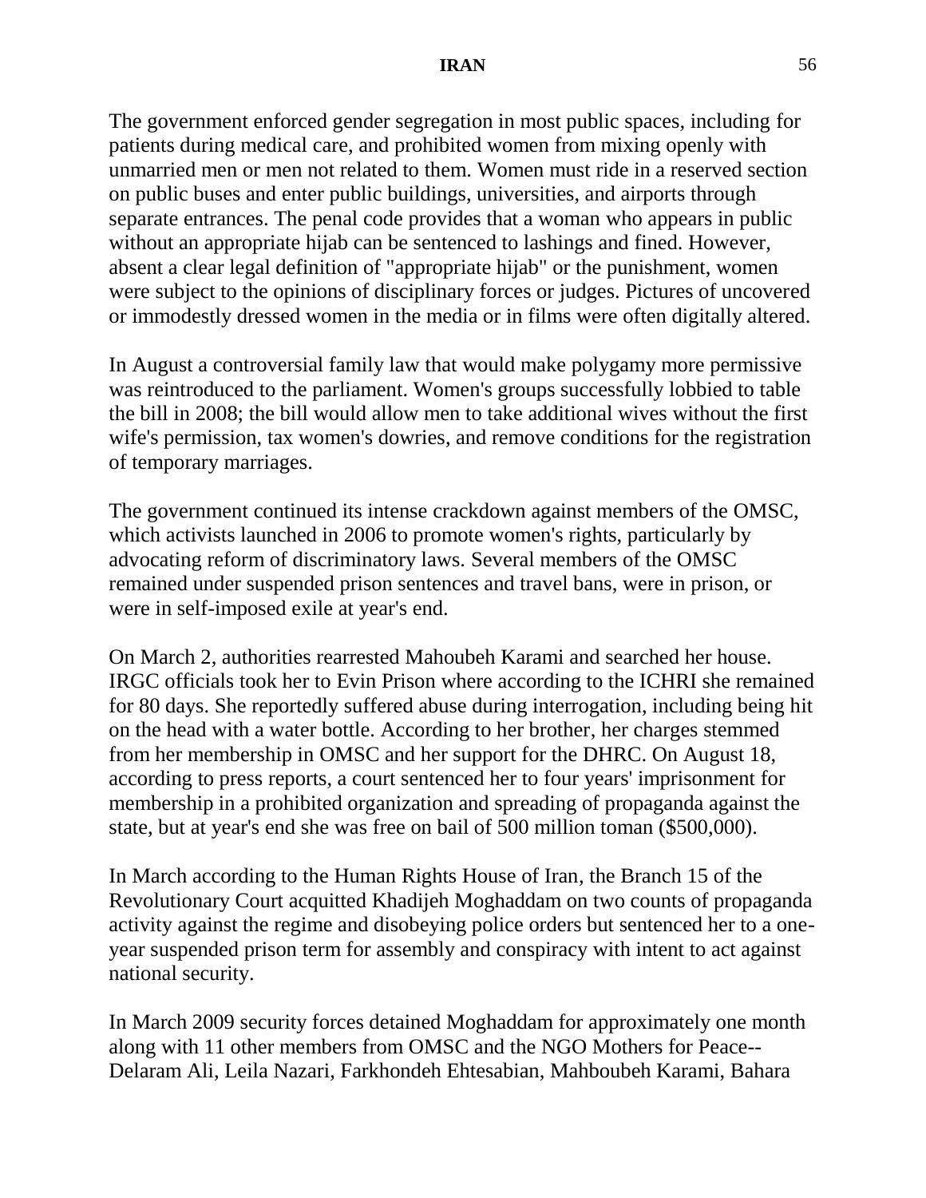The government enforced gender segregation in most public spaces, including for patients during medical care, and prohibited women from mixing openly with unmarried men or men not related to them. Women must ride in a reserved section on public buses and enter public buildings, universities, and airports through separate entrances. The penal code provides that a woman who appears in public without an appropriate hijab can be sentenced to lashings and fined. However, absent a clear legal definition of "appropriate hijab" or the punishment, women were subject to the opinions of disciplinary forces or judges. Pictures of uncovered or immodestly dressed women in the media or in films were often digitally altered.

In August a controversial family law that would make polygamy more permissive was reintroduced to the parliament. Women's groups successfully lobbied to table the bill in 2008; the bill would allow men to take additional wives without the first wife's permission, tax women's dowries, and remove conditions for the registration of temporary marriages.

The government continued its intense crackdown against members of the OMSC, which activists launched in 2006 to promote women's rights, particularly by advocating reform of discriminatory laws. Several members of the OMSC remained under suspended prison sentences and travel bans, were in prison, or were in self-imposed exile at year's end.

On March 2, authorities rearrested Mahoubeh Karami and searched her house. IRGC officials took her to Evin Prison where according to the ICHRI she remained for 80 days. She reportedly suffered abuse during interrogation, including being hit on the head with a water bottle. According to her brother, her charges stemmed from her membership in OMSC and her support for the DHRC. On August 18, according to press reports, a court sentenced her to four years' imprisonment for membership in a prohibited organization and spreading of propaganda against the state, but at year's end she was free on bail of 500 million toman ($500,000).

In March according to the Human Rights House of Iran, the Branch 15 of the Revolutionary Court acquitted Khadijeh Moghaddam on two counts of propaganda activity against the regime and disobeying police orders but sentenced her to a one-year suspended prison term for assembly and conspiracy with intent to act against national security.

In March 2009 security forces detained Moghaddam for approximately one month along with 11 other members from OMSC and the NGO Mothers for Peace--Delaram Ali, Leila Nazari, Farkhondeh Ehtesabian, Mahboubeh Karami, Bahara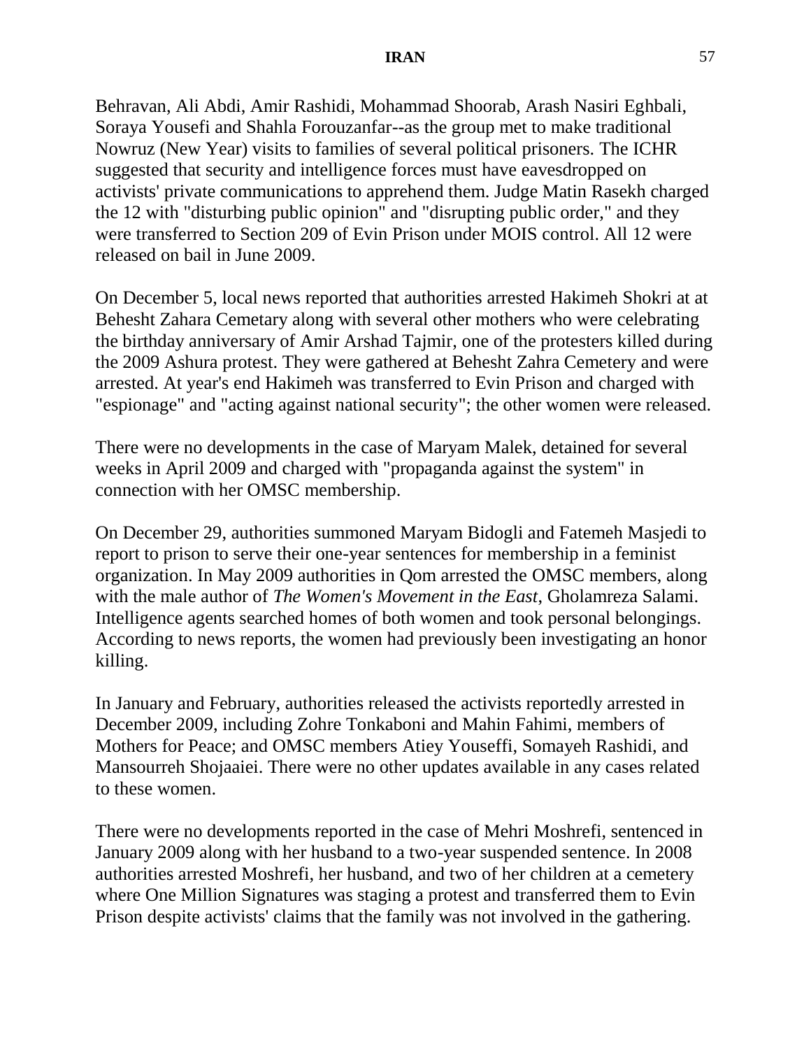Behravan, Ali Abdi, Amir Rashidi, Mohammad Shoorab, Arash Nasiri Eghbali, Soraya Yousefi and Shahla Forouzanfar--as the group met to make traditional Nowruz (New Year) visits to families of several political prisoners. The ICHR suggested that security and intelligence forces must have eavesdropped on activists' private communications to apprehend them. Judge Matin Rasekh charged the 12 with "disturbing public opinion" and "disrupting public order," and they were transferred to Section 209 of Evin Prison under MOIS control. All 12 were released on bail in June 2009.

On December 5, local news reported that authorities arrested Hakimeh Shokri at at Behesht Zahara Cemetary along with several other mothers who were celebrating the birthday anniversary of Amir Arshad Tajmir, one of the protesters killed during the 2009 Ashura protest. They were gathered at Behesht Zahra Cemetery and were arrested. At year's end Hakimeh was transferred to Evin Prison and charged with "espionage" and "acting against national security"; the other women were released.

There were no developments in the case of Maryam Malek, detained for several weeks in April 2009 and charged with "propaganda against the system" in connection with her OMSC membership.

On December 29, authorities summoned Maryam Bidogli and Fatemeh Masjedi to report to prison to serve their one-year sentences for membership in a feminist organization. In May 2009 authorities in Qom arrested the OMSC members, along with the male author of *The Women's Movement in the East*, Gholamreza Salami. Intelligence agents searched homes of both women and took personal belongings. According to news reports, the women had previously been investigating an honor killing.

In January and February, authorities released the activists reportedly arrested in December 2009, including Zohre Tonkaboni and Mahin Fahimi, members of Mothers for Peace; and OMSC members Atiey Youseffi, Somayeh Rashidi, and Mansourreh Shojaaiei. There were no other updates available in any cases related to these women.

There were no developments reported in the case of Mehri Moshrefi, sentenced in January 2009 along with her husband to a two-year suspended sentence. In 2008 authorities arrested Moshrefi, her husband, and two of her children at a cemetery where One Million Signatures was staging a protest and transferred them to Evin Prison despite activists' claims that the family was not involved in the gathering.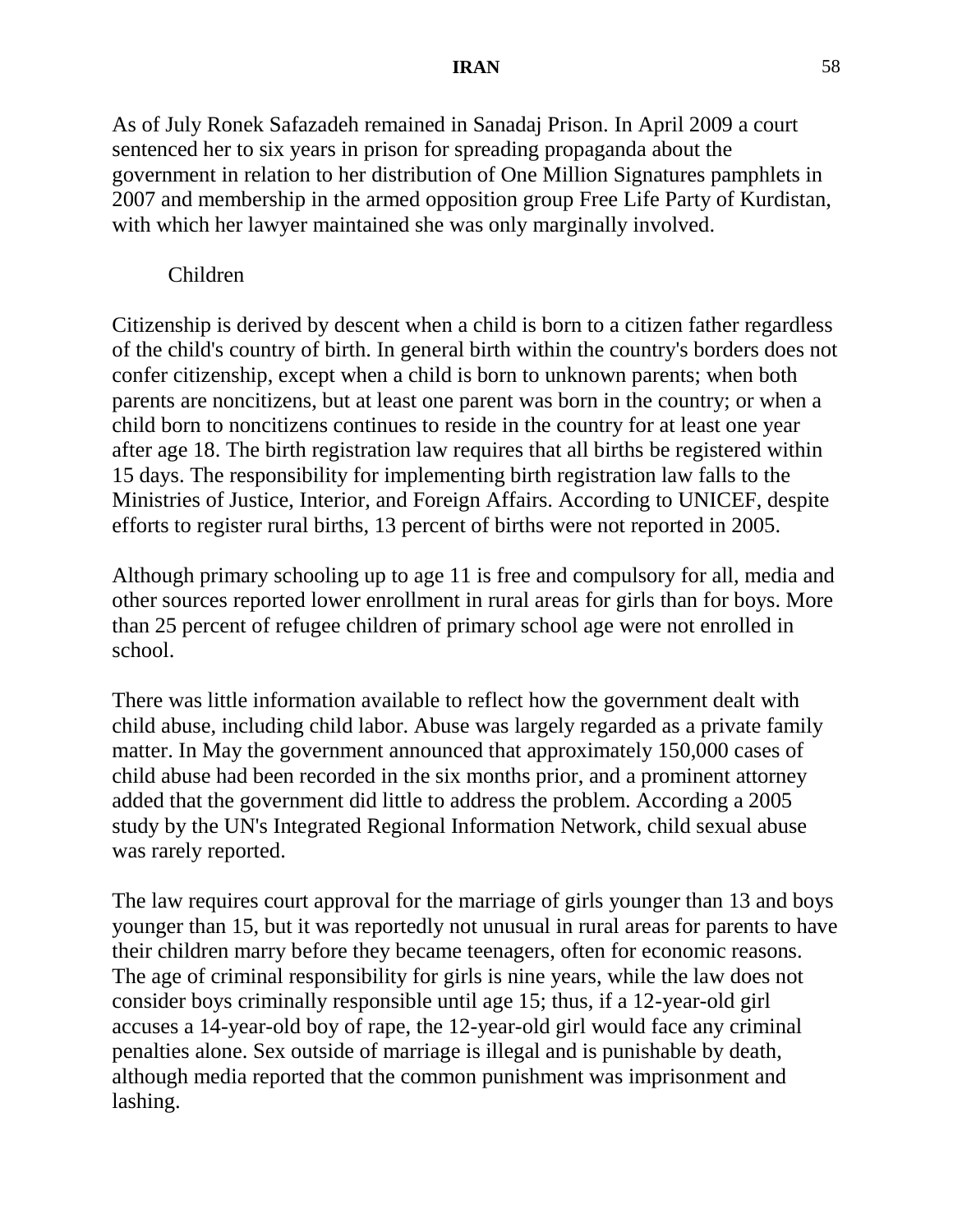As of July Ronek Safazadeh remained in Sanadaj Prison. In April 2009 a court sentenced her to six years in prison for spreading propaganda about the government in relation to her distribution of One Million Signatures pamphlets in 2007 and membership in the armed opposition group Free Life Party of Kurdistan, with which her lawyer maintained she was only marginally involved.

### Children

Citizenship is derived by descent when a child is born to a citizen father regardless of the child's country of birth. In general birth within the country's borders does not confer citizenship, except when a child is born to unknown parents; when both parents are noncitizens, but at least one parent was born in the country; or when a child born to noncitizens continues to reside in the country for at least one year after age 18. The birth registration law requires that all births be registered within 15 days. The responsibility for implementing birth registration law falls to the Ministries of Justice, Interior, and Foreign Affairs. According to UNICEF, despite efforts to register rural births, 13 percent of births were not reported in 2005.

Although primary schooling up to age 11 is free and compulsory for all, media and other sources reported lower enrollment in rural areas for girls than for boys. More than 25 percent of refugee children of primary school age were not enrolled in school.

There was little information available to reflect how the government dealt with child abuse, including child labor. Abuse was largely regarded as a private family matter. In May the government announced that approximately 150,000 cases of child abuse had been recorded in the six months prior, and a prominent attorney added that the government did little to address the problem. According a 2005 study by the UN's Integrated Regional Information Network, child sexual abuse was rarely reported.

The law requires court approval for the marriage of girls younger than 13 and boys younger than 15, but it was reportedly not unusual in rural areas for parents to have their children marry before they became teenagers, often for economic reasons. The age of criminal responsibility for girls is nine years, while the law does not consider boys criminally responsible until age 15; thus, if a 12-year-old girl accuses a 14-year-old boy of rape, the 12-year-old girl would face any criminal penalties alone. Sex outside of marriage is illegal and is punishable by death, although media reported that the common punishment was imprisonment and lashing.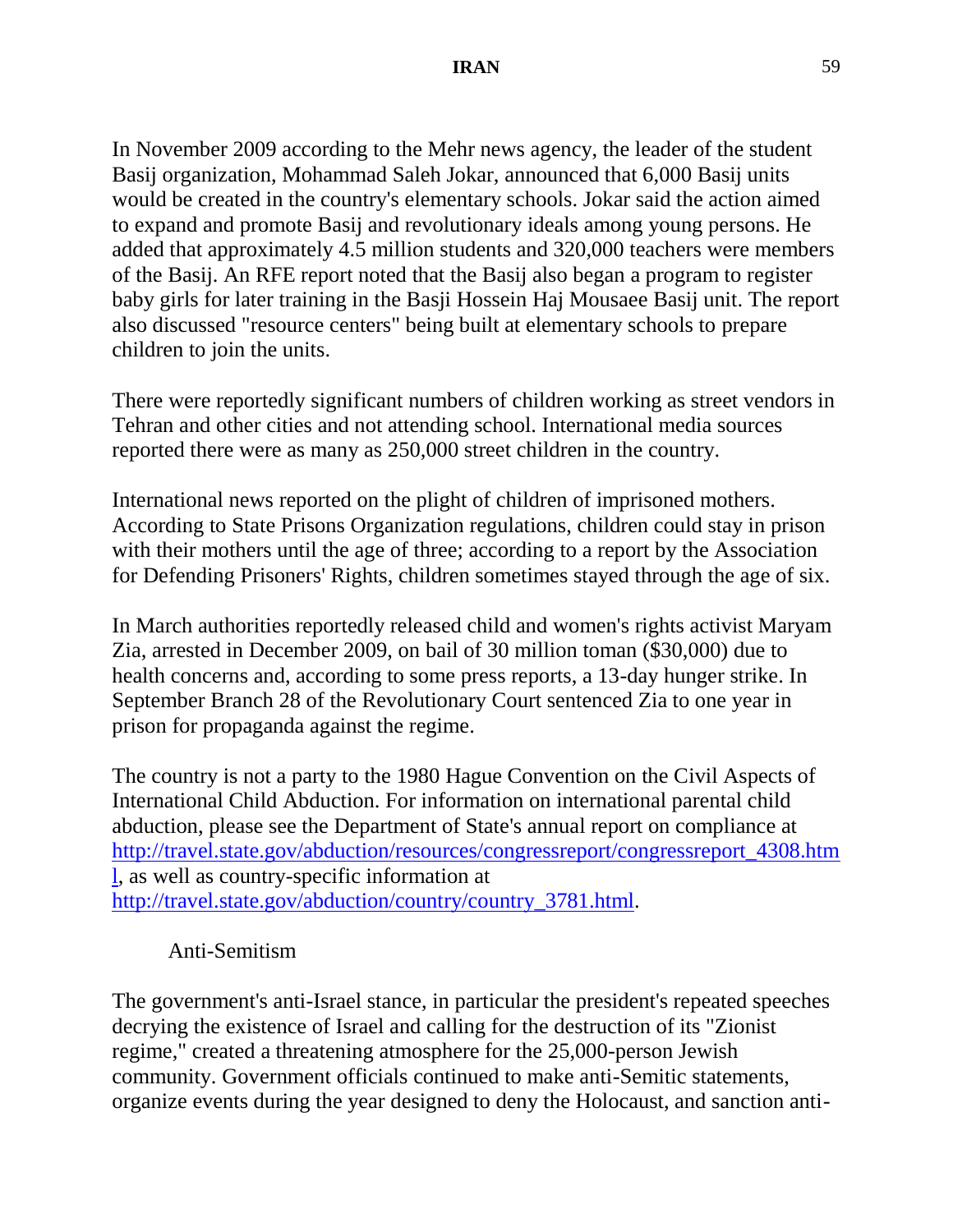In November 2009 according to the Mehr news agency, the leader of the student Basij organization, Mohammad Saleh Jokar, announced that 6,000 Basij units would be created in the country's elementary schools. Jokar said the action aimed to expand and promote Basij and revolutionary ideals among young persons. He added that approximately 4.5 million students and 320,000 teachers were members of the Basij. An RFE report noted that the Basij also began a program to register baby girls for later training in the Basji Hossein Haj Mousaee Basij unit. The report also discussed "resource centers" being built at elementary schools to prepare children to join the units.

There were reportedly significant numbers of children working as street vendors in Tehran and other cities and not attending school. International media sources reported there were as many as 250,000 street children in the country.

International news reported on the plight of children of imprisoned mothers. According to State Prisons Organization regulations, children could stay in prison with their mothers until the age of three; according to a report by the Association for Defending Prisoners' Rights, children sometimes stayed through the age of six.

In March authorities reportedly released child and women's rights activist Maryam Zia, arrested in December 2009, on bail of 30 million toman ($30,000) due to health concerns and, according to some press reports, a 13-day hunger strike. In September Branch 28 of the Revolutionary Court sentenced Zia to one year in prison for propaganda against the regime.

The country is not a party to the 1980 Hague Convention on the Civil Aspects of International Child Abduction. For information on international parental child abduction, please see the Department of State's annual report on compliance at http://travel.state.gov/abduction/resources/congressreport/congressreport_4308.html, as well as country-specific information at http://travel.state.gov/abduction/country/country_3781.html.

### Anti-Semitism

The government's anti-Israel stance, in particular the president's repeated speeches decrying the existence of Israel and calling for the destruction of its "Zionist regime," created a threatening atmosphere for the 25,000-person Jewish community. Government officials continued to make anti-Semitic statements, organize events during the year designed to deny the Holocaust, and sanction anti-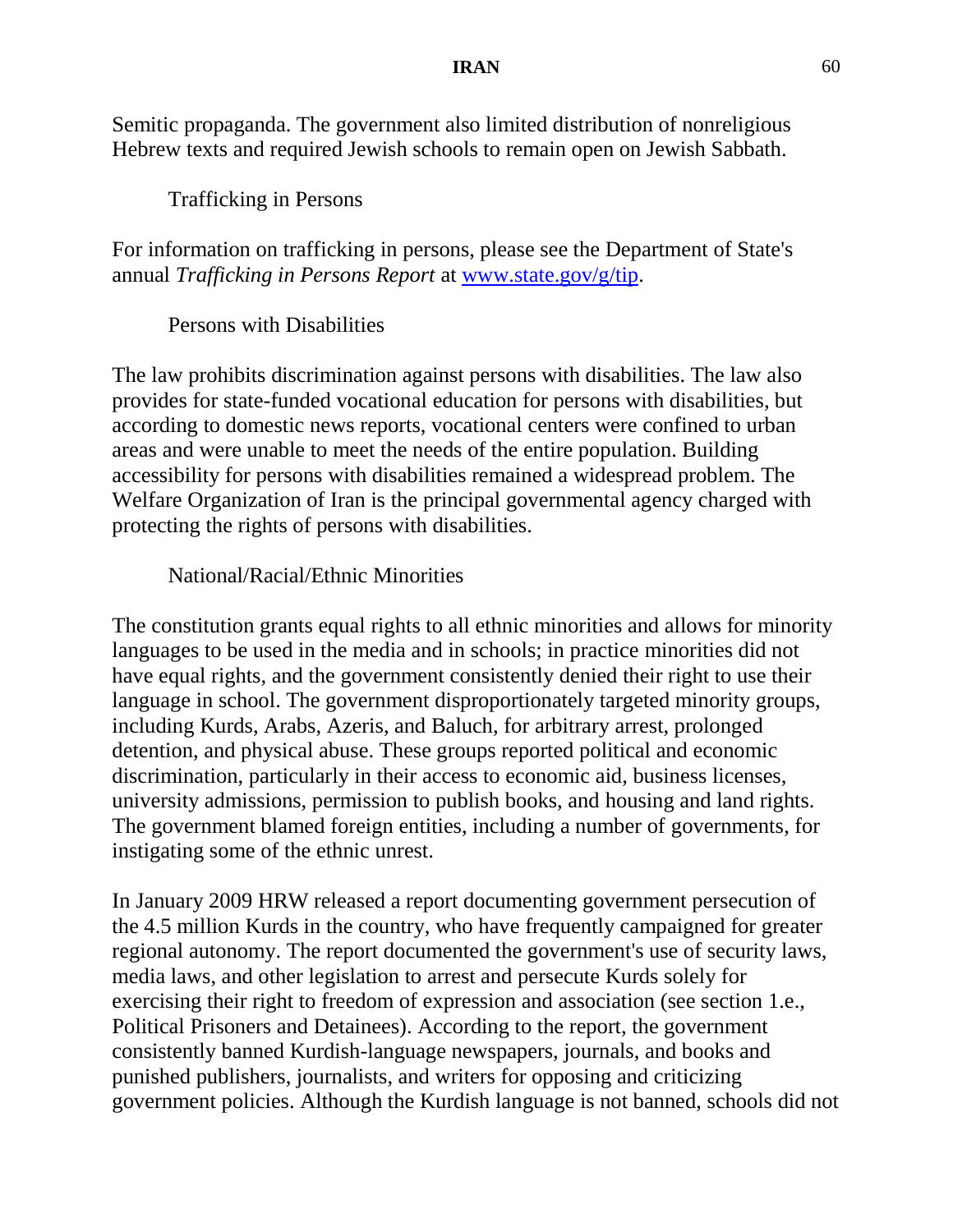Semitic propaganda. The government also limited distribution of nonreligious Hebrew texts and required Jewish schools to remain open on Jewish Sabbath.

### Trafficking in Persons

For information on trafficking in persons, please see the Department of State's annual *Trafficking in Persons Report* at [www.state.gov/g/tip](http://www.state.gov/g/tip).

### Persons with Disabilities

The law prohibits discrimination against persons with disabilities. The law also provides for state-funded vocational education for persons with disabilities, but according to domestic news reports, vocational centers were confined to urban areas and were unable to meet the needs of the entire population. Building accessibility for persons with disabilities remained a widespread problem. The Welfare Organization of Iran is the principal governmental agency charged with protecting the rights of persons with disabilities.

### National/Racial/Ethnic Minorities

The constitution grants equal rights to all ethnic minorities and allows for minority languages to be used in the media and in schools; in practice minorities did not have equal rights, and the government consistently denied their right to use their language in school. The government disproportionately targeted minority groups, including Kurds, Arabs, Azeris, and Baluch, for arbitrary arrest, prolonged detention, and physical abuse. These groups reported political and economic discrimination, particularly in their access to economic aid, business licenses, university admissions, permission to publish books, and housing and land rights. The government blamed foreign entities, including a number of governments, for instigating some of the ethnic unrest.

In January 2009 HRW released a report documenting government persecution of the 4.5 million Kurds in the country, who have frequently campaigned for greater regional autonomy. The report documented the government's use of security laws, media laws, and other legislation to arrest and persecute Kurds solely for exercising their right to freedom of expression and association (see section 1.e., Political Prisoners and Detainees). According to the report, the government consistently banned Kurdish-language newspapers, journals, and books and punished publishers, journalists, and writers for opposing and criticizing government policies. Although the Kurdish language is not banned, schools did not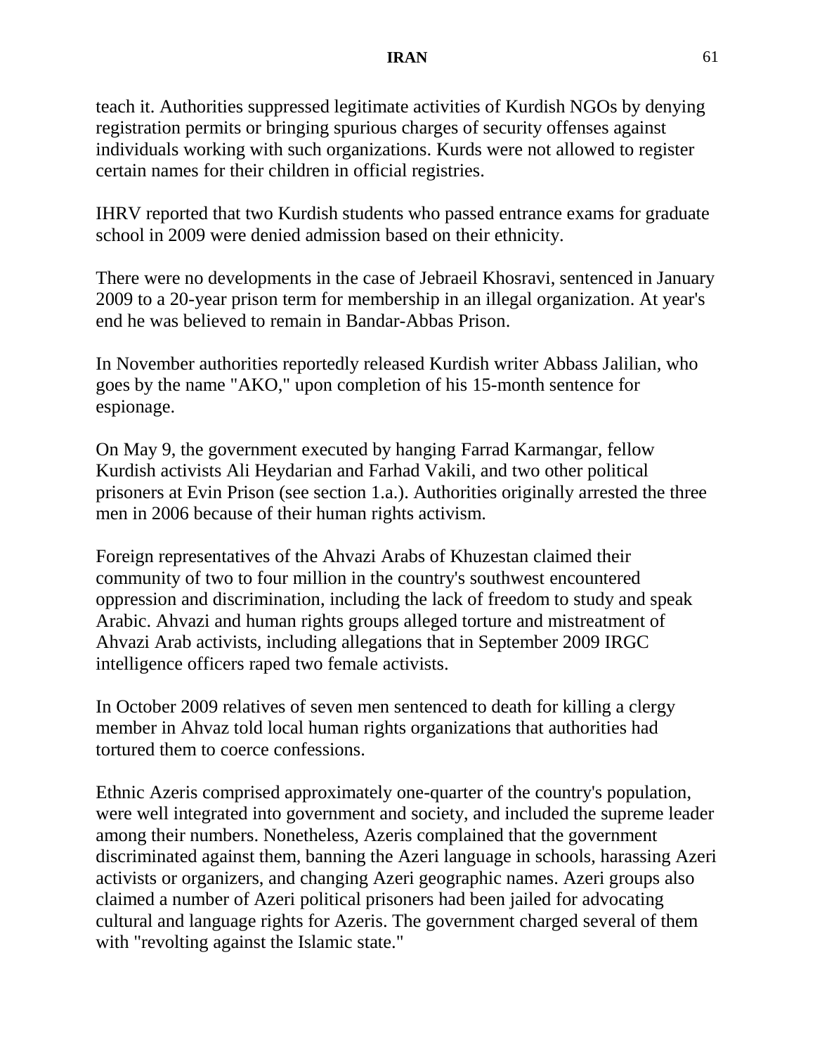teach it. Authorities suppressed legitimate activities of Kurdish NGOs by denying registration permits or bringing spurious charges of security offenses against individuals working with such organizations. Kurds were not allowed to register certain names for their children in official registries.

IHRV reported that two Kurdish students who passed entrance exams for graduate school in 2009 were denied admission based on their ethnicity.

There were no developments in the case of Jebraeil Khosravi, sentenced in January 2009 to a 20-year prison term for membership in an illegal organization. At year's end he was believed to remain in Bandar-Abbas Prison.

In November authorities reportedly released Kurdish writer Abbass Jalilian, who goes by the name "AKO," upon completion of his 15-month sentence for espionage.

On May 9, the government executed by hanging Farrad Karmangar, fellow Kurdish activists Ali Heydarian and Farhad Vakili, and two other political prisoners at Evin Prison (see section 1.a.). Authorities originally arrested the three men in 2006 because of their human rights activism.

Foreign representatives of the Ahvazi Arabs of Khuzestan claimed their community of two to four million in the country's southwest encountered oppression and discrimination, including the lack of freedom to study and speak Arabic. Ahvazi and human rights groups alleged torture and mistreatment of Ahvazi Arab activists, including allegations that in September 2009 IRGC intelligence officers raped two female activists.

In October 2009 relatives of seven men sentenced to death for killing a clergy member in Ahvaz told local human rights organizations that authorities had tortured them to coerce confessions.

Ethnic Azeris comprised approximately one-quarter of the country's population, were well integrated into government and society, and included the supreme leader among their numbers. Nonetheless, Azeris complained that the government discriminated against them, banning the Azeri language in schools, harassing Azeri activists or organizers, and changing Azeri geographic names. Azeri groups also claimed a number of Azeri political prisoners had been jailed for advocating cultural and language rights for Azeris. The government charged several of them with "revolting against the Islamic state."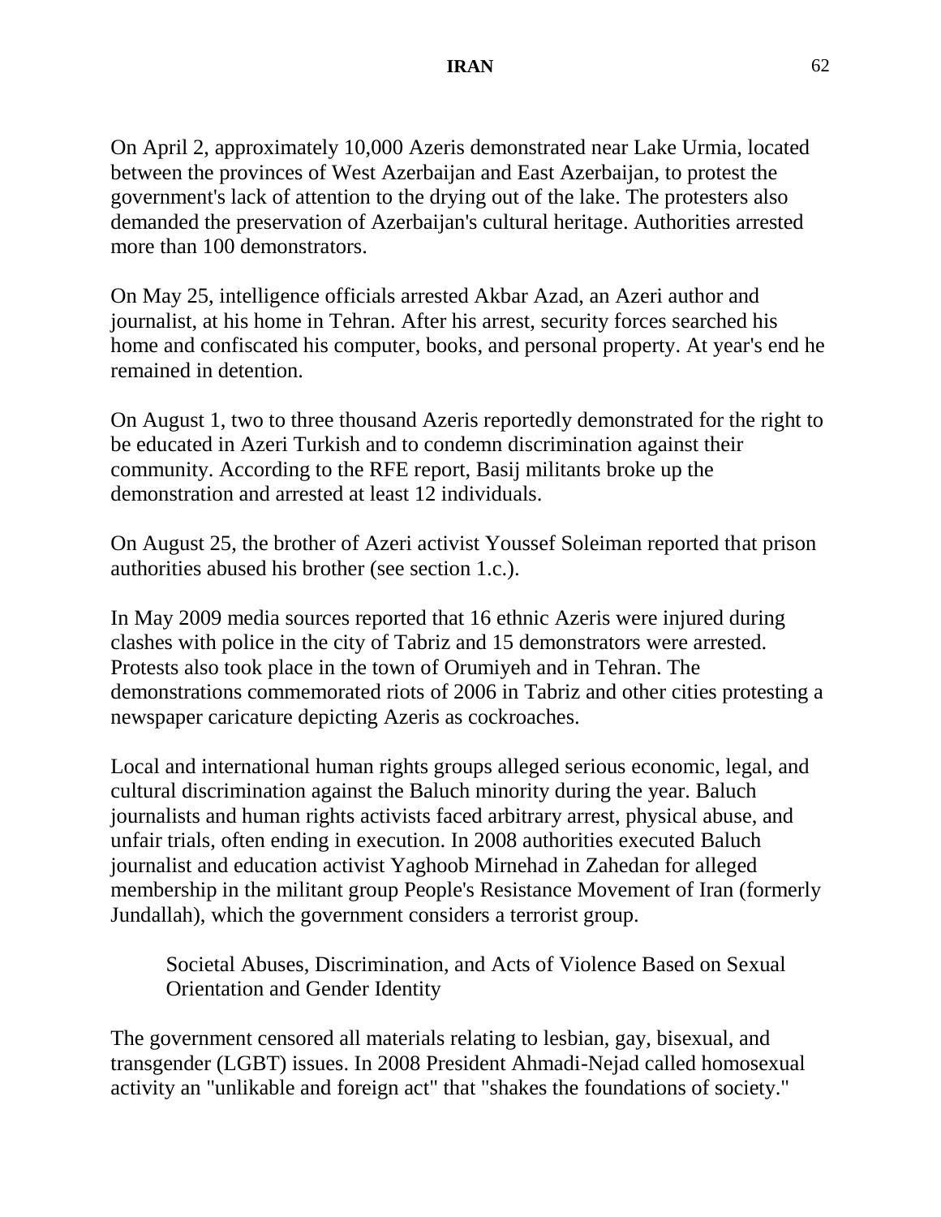On April 2, approximately 10,000 Azeris demonstrated near Lake Urmia, located between the provinces of West Azerbaijan and East Azerbaijan, to protest the government's lack of attention to the drying out of the lake. The protesters also demanded the preservation of Azerbaijan's cultural heritage. Authorities arrested more than 100 demonstrators.

On May 25, intelligence officials arrested Akbar Azad, an Azeri author and journalist, at his home in Tehran. After his arrest, security forces searched his home and confiscated his computer, books, and personal property. At year's end he remained in detention.

On August 1, two to three thousand Azeris reportedly demonstrated for the right to be educated in Azeri Turkish and to condemn discrimination against their community. According to the RFE report, Basij militants broke up the demonstration and arrested at least 12 individuals.

On August 25, the brother of Azeri activist Youssef Soleiman reported that prison authorities abused his brother (see section 1.c.).

In May 2009 media sources reported that 16 ethnic Azeris were injured during clashes with police in the city of Tabriz and 15 demonstrators were arrested. Protests also took place in the town of Orumiyeh and in Tehran. The demonstrations commemorated riots of 2006 in Tabriz and other cities protesting a newspaper caricature depicting Azeris as cockroaches.

Local and international human rights groups alleged serious economic, legal, and cultural discrimination against the Baluch minority during the year. Baluch journalists and human rights activists faced arbitrary arrest, physical abuse, and unfair trials, often ending in execution. In 2008 authorities executed Baluch journalist and education activist Yaghoob Mirnehad in Zahedan for alleged membership in the militant group People's Resistance Movement of Iran (formerly Jundallah), which the government considers a terrorist group.

### Societal Abuses, Discrimination, and Acts of Violence Based on Sexual Orientation and Gender Identity

The government censored all materials relating to lesbian, gay, bisexual, and transgender (LGBT) issues. In 2008 President Ahmadi-Nejad called homosexual activity an "unlikable and foreign act" that "shakes the foundations of society."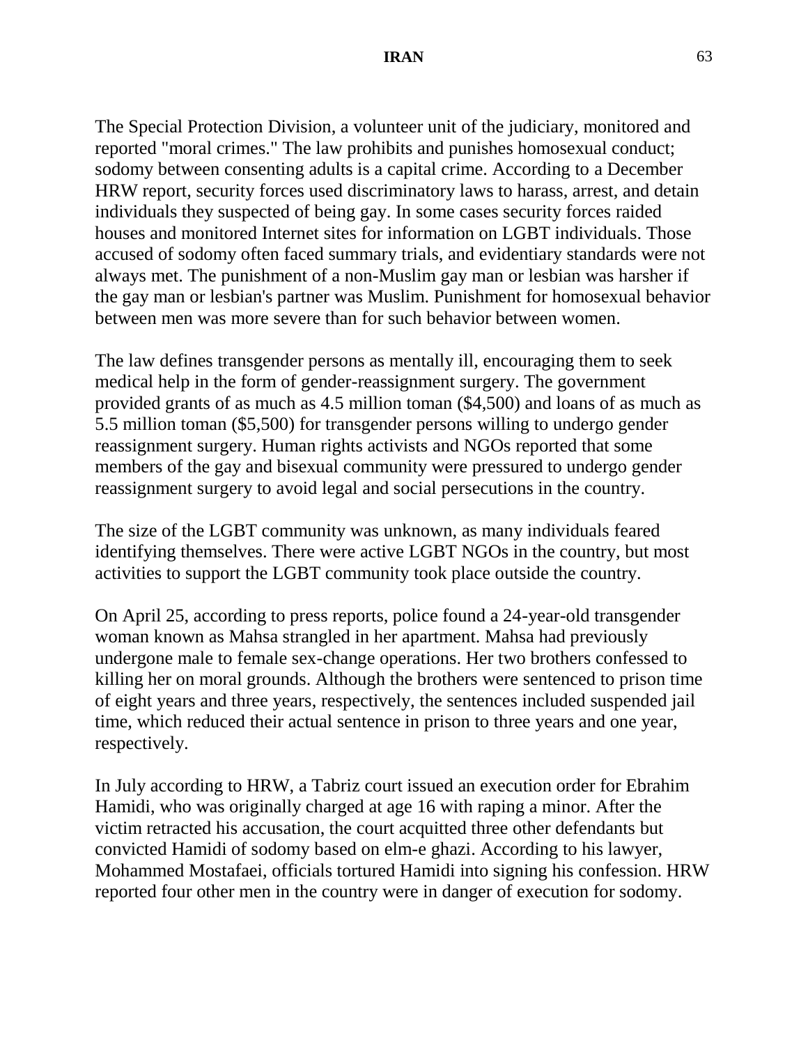The Special Protection Division, a volunteer unit of the judiciary, monitored and reported "moral crimes." The law prohibits and punishes homosexual conduct; sodomy between consenting adults is a capital crime. According to a December HRW report, security forces used discriminatory laws to harass, arrest, and detain individuals they suspected of being gay. In some cases security forces raided houses and monitored Internet sites for information on LGBT individuals. Those accused of sodomy often faced summary trials, and evidentiary standards were not always met. The punishment of a non-Muslim gay man or lesbian was harsher if the gay man or lesbian's partner was Muslim. Punishment for homosexual behavior between men was more severe than for such behavior between women.

The law defines transgender persons as mentally ill, encouraging them to seek medical help in the form of gender-reassignment surgery. The government provided grants of as much as 4.5 million toman ($4,500) and loans of as much as 5.5 million toman ($5,500) for transgender persons willing to undergo gender reassignment surgery. Human rights activists and NGOs reported that some members of the gay and bisexual community were pressured to undergo gender reassignment surgery to avoid legal and social persecutions in the country.

The size of the LGBT community was unknown, as many individuals feared identifying themselves. There were active LGBT NGOs in the country, but most activities to support the LGBT community took place outside the country.

On April 25, according to press reports, police found a 24-year-old transgender woman known as Mahsa strangled in her apartment. Mahsa had previously undergone male to female sex-change operations. Her two brothers confessed to killing her on moral grounds. Although the brothers were sentenced to prison time of eight years and three years, respectively, the sentences included suspended jail time, which reduced their actual sentence in prison to three years and one year, respectively.

In July according to HRW, a Tabriz court issued an execution order for Ebrahim Hamidi, who was originally charged at age 16 with raping a minor. After the victim retracted his accusation, the court acquitted three other defendants but convicted Hamidi of sodomy based on elm-e ghazi. According to his lawyer, Mohammed Mostafaei, officials tortured Hamidi into signing his confession. HRW reported four other men in the country were in danger of execution for sodomy.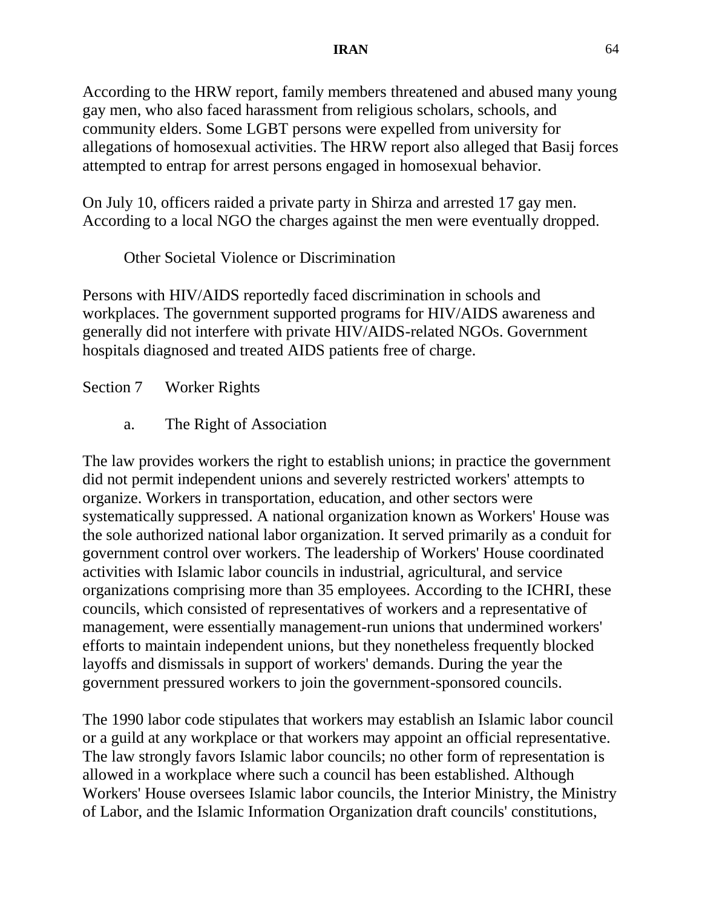According to the HRW report, family members threatened and abused many young gay men, who also faced harassment from religious scholars, schools, and community elders. Some LGBT persons were expelled from university for allegations of homosexual activities. The HRW report also alleged that Basij forces attempted to entrap for arrest persons engaged in homosexual behavior.

On July 10, officers raided a private party in Shirza and arrested 17 gay men. According to a local NGO the charges against the men were eventually dropped.

### Other Societal Violence or Discrimination

Persons with HIV/AIDS reportedly faced discrimination in schools and workplaces. The government supported programs for HIV/AIDS awareness and generally did not interfere with private HIV/AIDS-related NGOs. Government hospitals diagnosed and treated AIDS patients free of charge.

## Section 7 Worker Rights

### a. The Right of Association

The law provides workers the right to establish unions; in practice the government did not permit independent unions and severely restricted workers' attempts to organize. Workers in transportation, education, and other sectors were systematically suppressed. A national organization known as Workers' House was the sole authorized national labor organization. It served primarily as a conduit for government control over workers. The leadership of Workers' House coordinated activities with Islamic labor councils in industrial, agricultural, and service organizations comprising more than 35 employees. According to the ICHRI, these councils, which consisted of representatives of workers and a representative of management, were essentially management-run unions that undermined workers' efforts to maintain independent unions, but they nonetheless frequently blocked layoffs and dismissals in support of workers' demands. During the year the government pressured workers to join the government-sponsored councils.

The 1990 labor code stipulates that workers may establish an Islamic labor council or a guild at any workplace or that workers may appoint an official representative. The law strongly favors Islamic labor councils; no other form of representation is allowed in a workplace where such a council has been established. Although Workers' House oversees Islamic labor councils, the Interior Ministry, the Ministry of Labor, and the Islamic Information Organization draft councils' constitutions,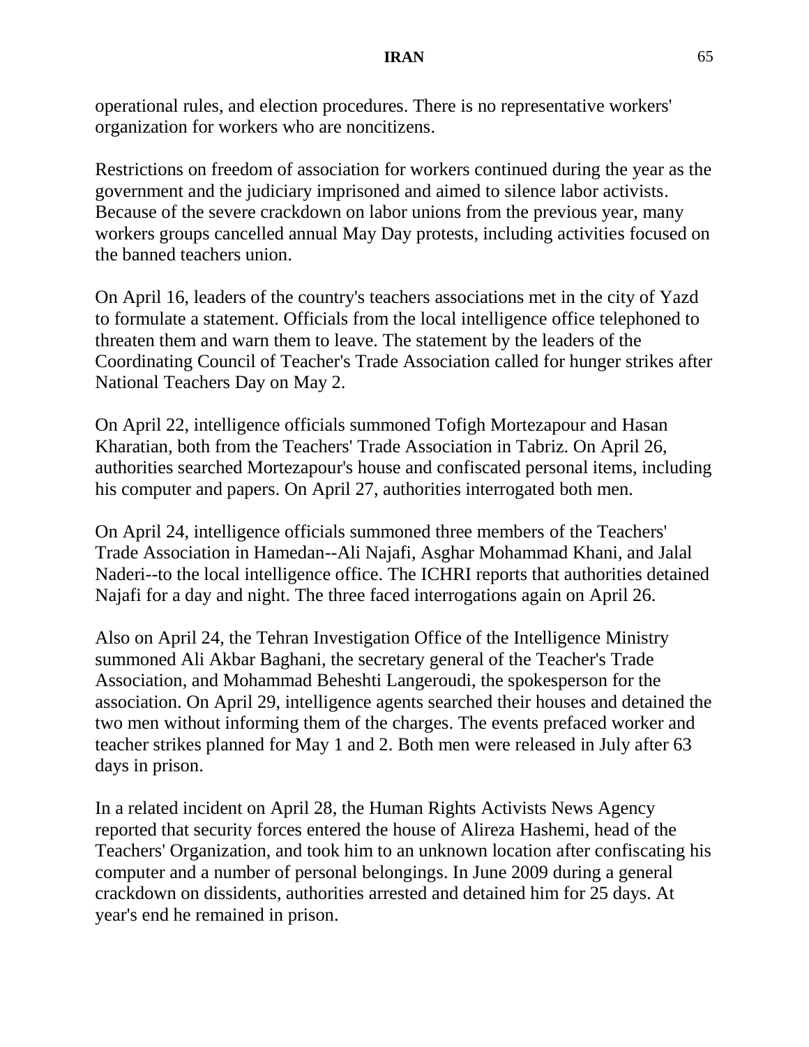operational rules, and election procedures. There is no representative workers' organization for workers who are noncitizens.

Restrictions on freedom of association for workers continued during the year as the government and the judiciary imprisoned and aimed to silence labor activists. Because of the severe crackdown on labor unions from the previous year, many workers groups cancelled annual May Day protests, including activities focused on the banned teachers union.

On April 16, leaders of the country's teachers associations met in the city of Yazd to formulate a statement. Officials from the local intelligence office telephoned to threaten them and warn them to leave. The statement by the leaders of the Coordinating Council of Teacher's Trade Association called for hunger strikes after National Teachers Day on May 2.

On April 22, intelligence officials summoned Tofigh Mortezapour and Hasan Kharatian, both from the Teachers' Trade Association in Tabriz. On April 26, authorities searched Mortezapour's house and confiscated personal items, including his computer and papers. On April 27, authorities interrogated both men.

On April 24, intelligence officials summoned three members of the Teachers' Trade Association in Hamedan--Ali Najafi, Asghar Mohammad Khani, and Jalal Naderi--to the local intelligence office. The ICHRI reports that authorities detained Najafi for a day and night. The three faced interrogations again on April 26.

Also on April 24, the Tehran Investigation Office of the Intelligence Ministry summoned Ali Akbar Baghani, the secretary general of the Teacher's Trade Association, and Mohammad Beheshti Langeroudi, the spokesperson for the association. On April 29, intelligence agents searched their houses and detained the two men without informing them of the charges. The events prefaced worker and teacher strikes planned for May 1 and 2. Both men were released in July after 63 days in prison.

In a related incident on April 28, the Human Rights Activists News Agency reported that security forces entered the house of Alireza Hashemi, head of the Teachers' Organization, and took him to an unknown location after confiscating his computer and a number of personal belongings. In June 2009 during a general crackdown on dissidents, authorities arrested and detained him for 25 days. At year's end he remained in prison.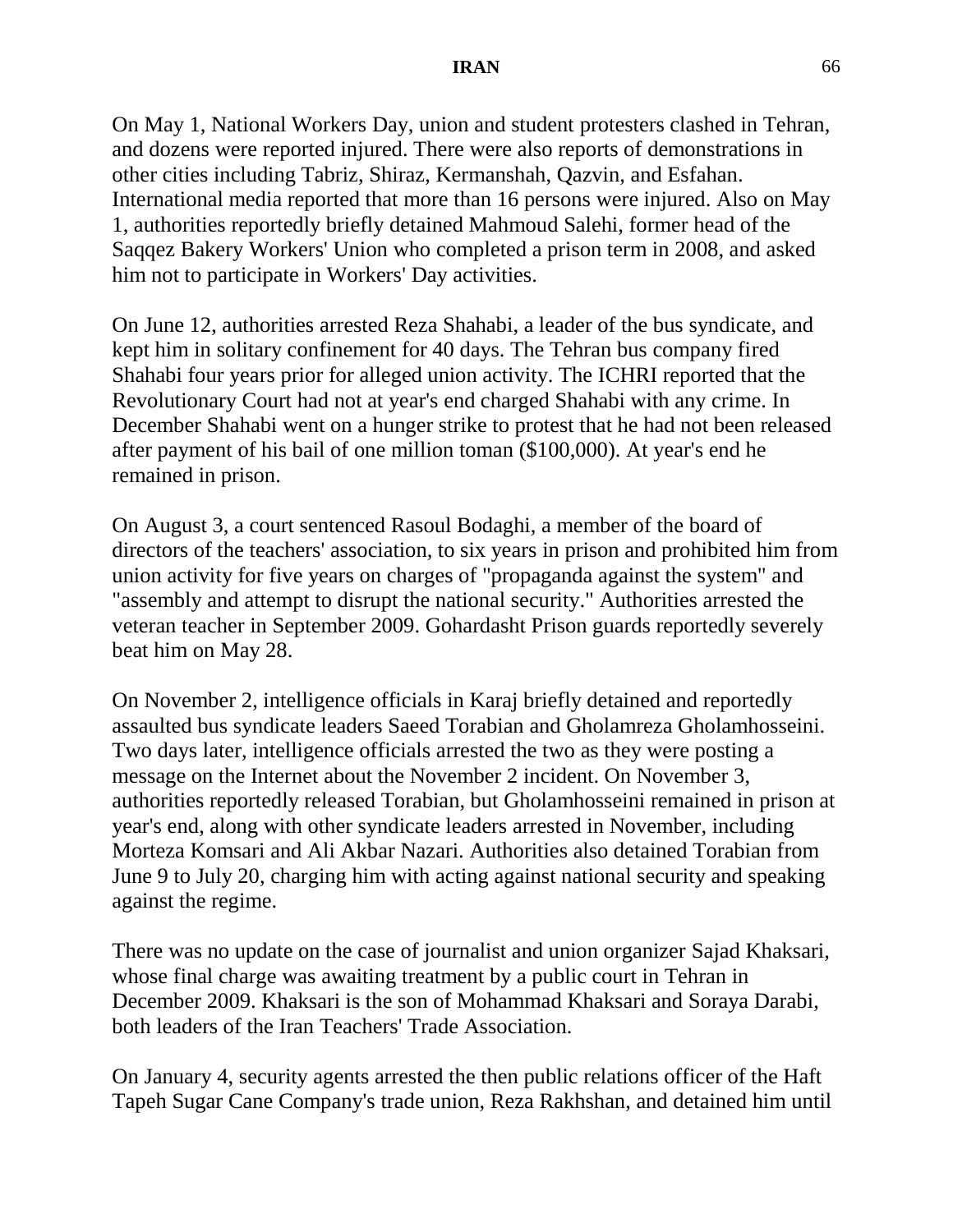On May 1, National Workers Day, union and student protesters clashed in Tehran, and dozens were reported injured. There were also reports of demonstrations in other cities including Tabriz, Shiraz, Kermanshah, Qazvin, and Esfahan. International media reported that more than 16 persons were injured. Also on May 1, authorities reportedly briefly detained Mahmoud Salehi, former head of the Saqqez Bakery Workers' Union who completed a prison term in 2008, and asked him not to participate in Workers' Day activities.

On June 12, authorities arrested Reza Shahabi, a leader of the bus syndicate, and kept him in solitary confinement for 40 days. The Tehran bus company fired Shahabi four years prior for alleged union activity. The ICHRI reported that the Revolutionary Court had not at year's end charged Shahabi with any crime. In December Shahabi went on a hunger strike to protest that he had not been released after payment of his bail of one million toman ($100,000). At year's end he remained in prison.

On August 3, a court sentenced Rasoul Bodaghi, a member of the board of directors of the teachers' association, to six years in prison and prohibited him from union activity for five years on charges of "propaganda against the system" and "assembly and attempt to disrupt the national security." Authorities arrested the veteran teacher in September 2009. Gohardasht Prison guards reportedly severely beat him on May 28.

On November 2, intelligence officials in Karaj briefly detained and reportedly assaulted bus syndicate leaders Saeed Torabian and Gholamreza Gholamhosseini. Two days later, intelligence officials arrested the two as they were posting a message on the Internet about the November 2 incident. On November 3, authorities reportedly released Torabian, but Gholamhosseini remained in prison at year's end, along with other syndicate leaders arrested in November, including Morteza Komsari and Ali Akbar Nazari. Authorities also detained Torabian from June 9 to July 20, charging him with acting against national security and speaking against the regime.

There was no update on the case of journalist and union organizer Sajad Khaksari, whose final charge was awaiting treatment by a public court in Tehran in December 2009. Khaksari is the son of Mohammad Khaksari and Soraya Darabi, both leaders of the Iran Teachers' Trade Association.

On January 4, security agents arrested the then public relations officer of the Haft Tapeh Sugar Cane Company's trade union, Reza Rakhshan, and detained him until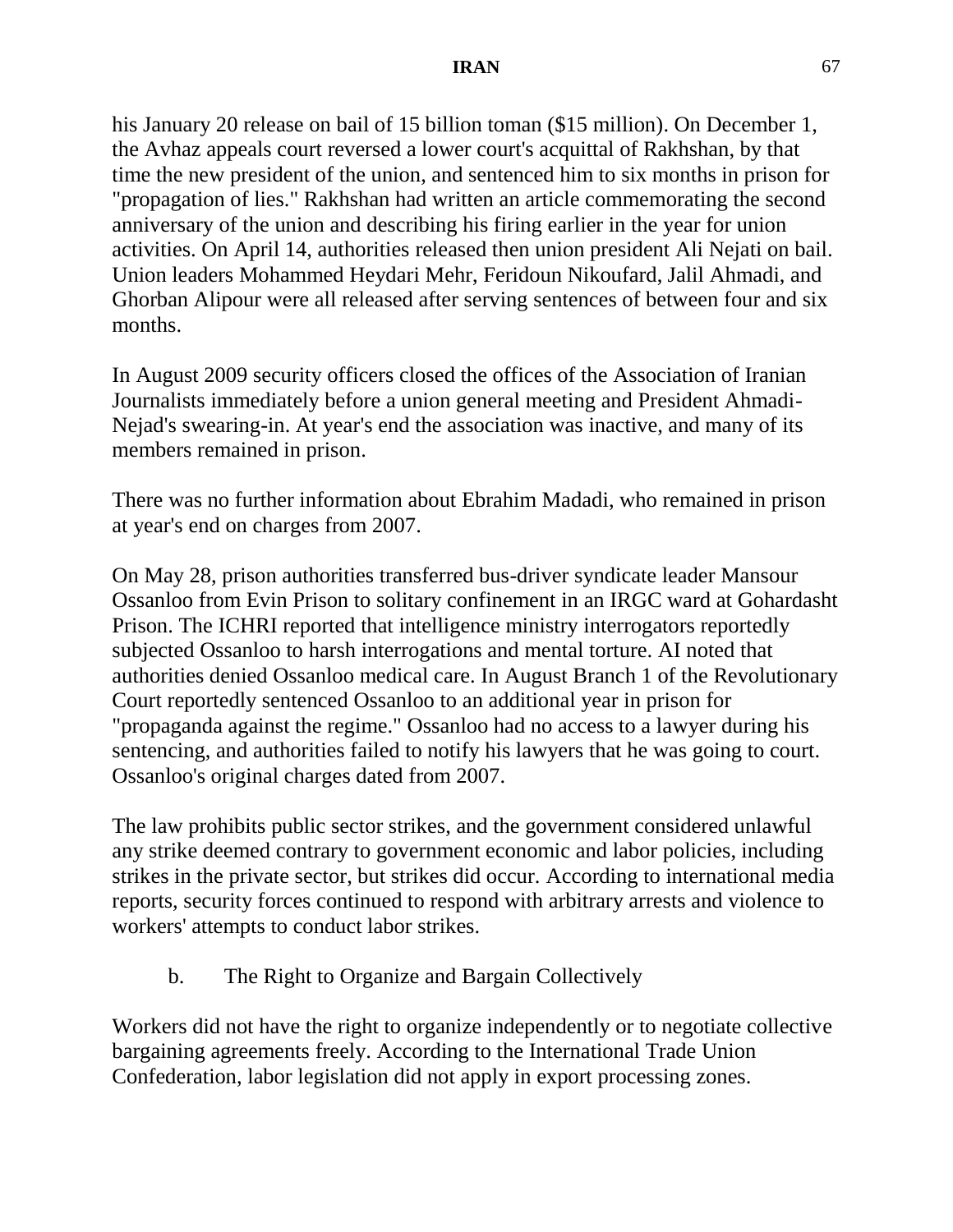his January 20 release on bail of 15 billion toman ($15 million). On December 1, the Avhaz appeals court reversed a lower court's acquittal of Rakhshan, by that time the new president of the union, and sentenced him to six months in prison for "propagation of lies." Rakhshan had written an article commemorating the second anniversary of the union and describing his firing earlier in the year for union activities. On April 14, authorities released then union president Ali Nejati on bail. Union leaders Mohammed Heydari Mehr, Feridoun Nikoufard, Jalil Ahmadi, and Ghorban Alipour were all released after serving sentences of between four and six months.

In August 2009 security officers closed the offices of the Association of Iranian Journalists immediately before a union general meeting and President Ahmadi-Nejad's swearing-in. At year's end the association was inactive, and many of its members remained in prison.

There was no further information about Ebrahim Madadi, who remained in prison at year's end on charges from 2007.

On May 28, prison authorities transferred bus-driver syndicate leader Mansour Ossanloo from Evin Prison to solitary confinement in an IRGC ward at Gohardasht Prison. The ICHRI reported that intelligence ministry interrogators reportedly subjected Ossanloo to harsh interrogations and mental torture. AI noted that authorities denied Ossanloo medical care. In August Branch 1 of the Revolutionary Court reportedly sentenced Ossanloo to an additional year in prison for "propaganda against the regime." Ossanloo had no access to a lawyer during his sentencing, and authorities failed to notify his lawyers that he was going to court. Ossanloo's original charges dated from 2007.

The law prohibits public sector strikes, and the government considered unlawful any strike deemed contrary to government economic and labor policies, including strikes in the private sector, but strikes did occur. According to international media reports, security forces continued to respond with arbitrary arrests and violence to workers' attempts to conduct labor strikes.

### b. The Right to Organize and Bargain Collectively

Workers did not have the right to organize independently or to negotiate collective bargaining agreements freely. According to the International Trade Union Confederation, labor legislation did not apply in export processing zones.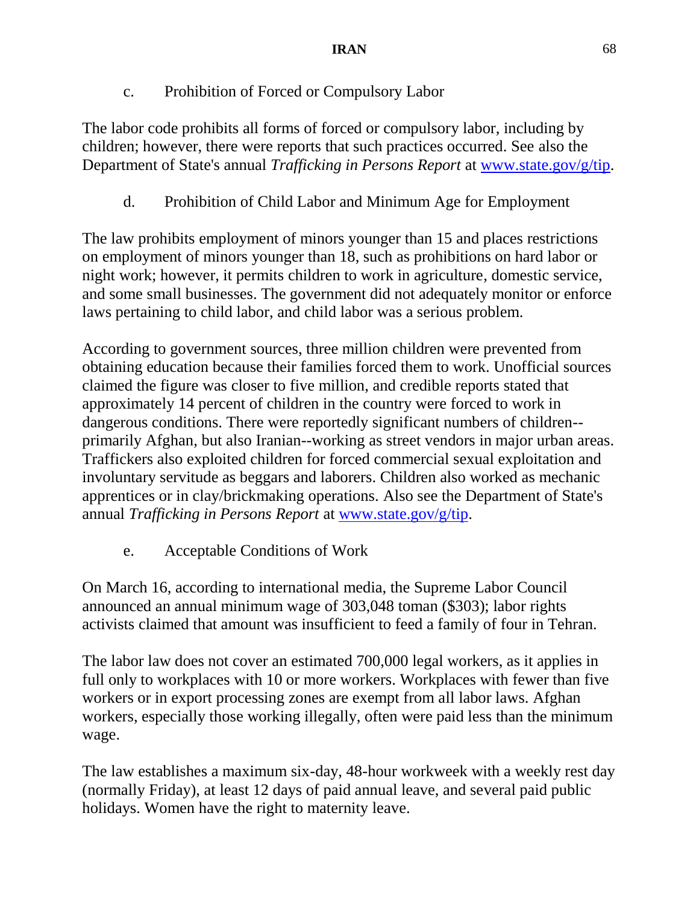## c. Prohibition of Forced or Compulsory Labor

The labor code prohibits all forms of forced or compulsory labor, including by children; however, there were reports that such practices occurred. See also the Department of State's annual *Trafficking in Persons Report* at [www.state.gov/g/tip](http://www.state.gov/g/tip).

## d. Prohibition of Child Labor and Minimum Age for Employment

The law prohibits employment of minors younger than 15 and places restrictions on employment of minors younger than 18, such as prohibitions on hard labor or night work; however, it permits children to work in agriculture, domestic service, and some small businesses. The government did not adequately monitor or enforce laws pertaining to child labor, and child labor was a serious problem.

According to government sources, three million children were prevented from obtaining education because their families forced them to work. Unofficial sources claimed the figure was closer to five million, and credible reports stated that approximately 14 percent of children in the country were forced to work in dangerous conditions. There were reportedly significant numbers of children--primarily Afghan, but also Iranian--working as street vendors in major urban areas. Traffickers also exploited children for forced commercial sexual exploitation and involuntary servitude as beggars and laborers. Children also worked as mechanic apprentices or in clay/brickmaking operations. Also see the Department of State's annual *Trafficking in Persons Report* at [www.state.gov/g/tip](http://www.state.gov/g/tip).

## e. Acceptable Conditions of Work

On March 16, according to international media, the Supreme Labor Council announced an annual minimum wage of 303,048 toman ($303); labor rights activists claimed that amount was insufficient to feed a family of four in Tehran.

The labor law does not cover an estimated 700,000 legal workers, as it applies in full only to workplaces with 10 or more workers. Workplaces with fewer than five workers or in export processing zones are exempt from all labor laws. Afghan workers, especially those working illegally, often were paid less than the minimum wage.

The law establishes a maximum six-day, 48-hour workweek with a weekly rest day (normally Friday), at least 12 days of paid annual leave, and several paid public holidays. Women have the right to maternity leave.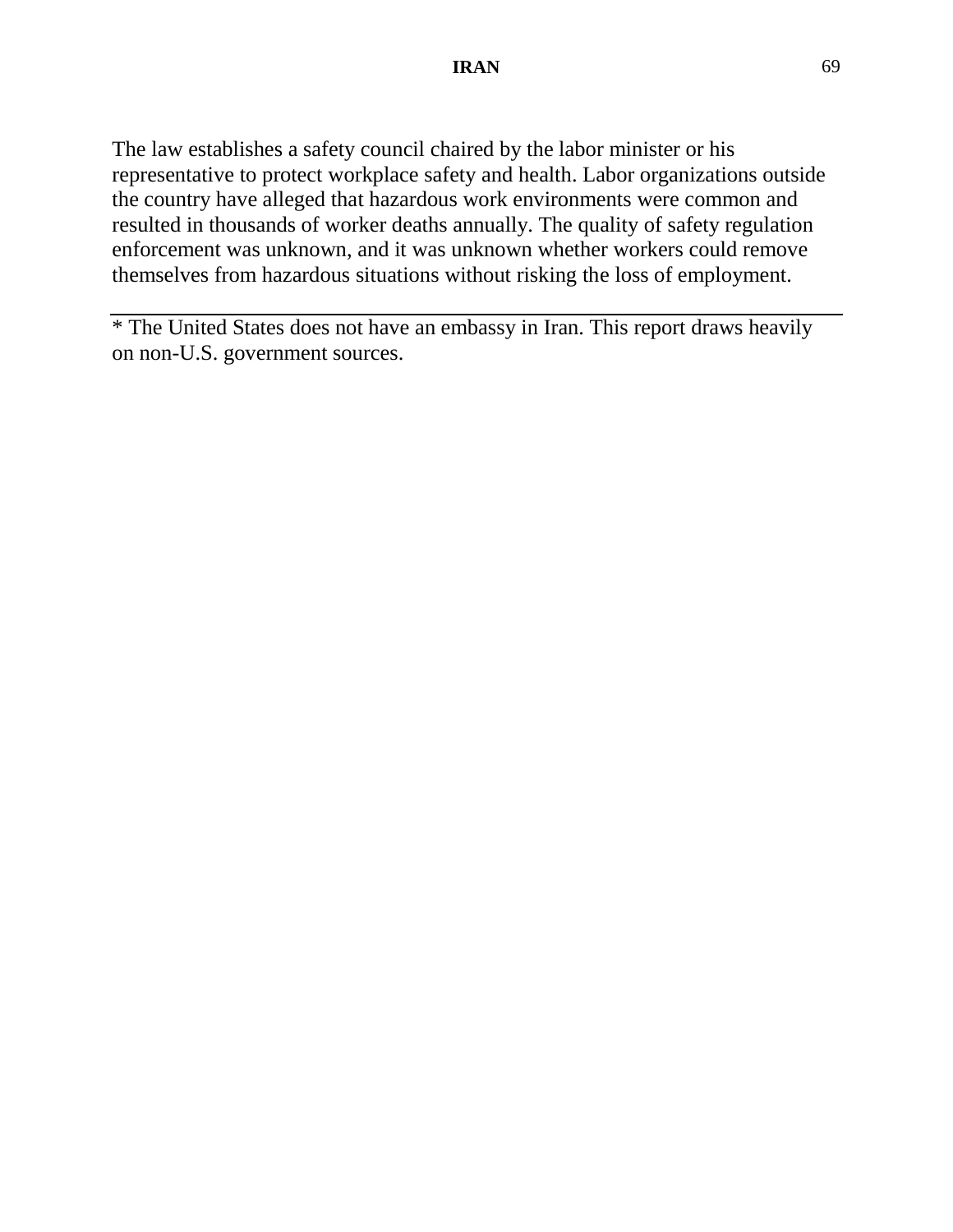The law establishes a safety council chaired by the labor minister or his representative to protect workplace safety and health. Labor organizations outside the country have alleged that hazardous work environments were common and resulted in thousands of worker deaths annually. The quality of safety regulation enforcement was unknown, and it was unknown whether workers could remove themselves from hazardous situations without risking the loss of employment.

---

* The United States does not have an embassy in Iran. This report draws heavily on non-U.S. government sources.